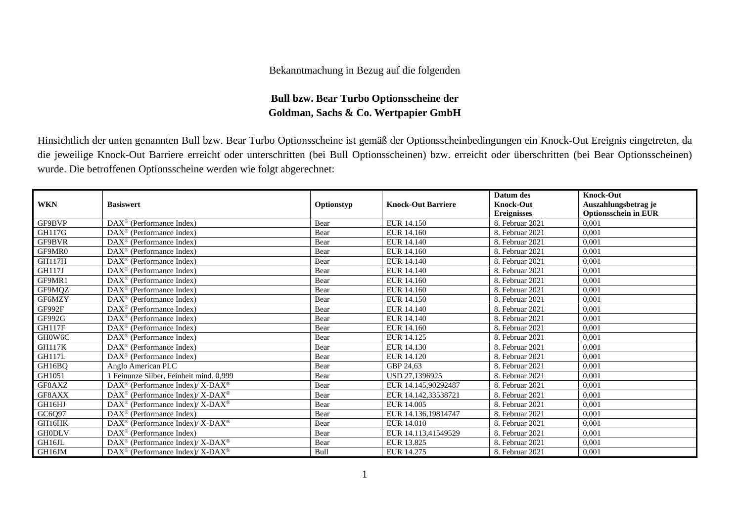Bekanntmachung in Bezug auf die folgenden

**Bull bzw. Bear Turbo Optionsscheine der**
**Goldman, Sachs & Co. Wertpapier GmbH**

Hinsichtlich der unten genannten Bull bzw. Bear Turbo Optionsscheine ist gemäß der Optionsscheinbedingungen ein Knock-Out Ereignis eingetreten, da die jeweilige Knock-Out Barriere erreicht oder unterschritten (bei Bull Optionsscheinen) bzw. erreicht oder überschritten (bei Bear Optionsscheinen) wurde. Die betroffenen Optionsscheine werden wie folgt abgerechnet:

| WKN | Basiswert | Optionstyp | Knock-Out Barriere | Datum des Knock-Out Ereignisses | Knock-Out Auszahlungsbetrag je Optionsschein in EUR |
|---|---|---|---|---|---|
| GF9BVP | DAX® (Performance Index) | Bear | EUR 14.150 | 8. Februar 2021 | 0,001 |
| GH117G | DAX® (Performance Index) | Bear | EUR 14.160 | 8. Februar 2021 | 0,001 |
| GF9BVR | DAX® (Performance Index) | Bear | EUR 14.140 | 8. Februar 2021 | 0,001 |
| GF9MR0 | DAX® (Performance Index) | Bear | EUR 14.160 | 8. Februar 2021 | 0,001 |
| GH117H | DAX® (Performance Index) | Bear | EUR 14.140 | 8. Februar 2021 | 0,001 |
| GH117J | DAX® (Performance Index) | Bear | EUR 14.140 | 8. Februar 2021 | 0,001 |
| GF9MR1 | DAX® (Performance Index) | Bear | EUR 14.160 | 8. Februar 2021 | 0,001 |
| GF9MQZ | DAX® (Performance Index) | Bear | EUR 14.160 | 8. Februar 2021 | 0,001 |
| GF6MZY | DAX® (Performance Index) | Bear | EUR 14.150 | 8. Februar 2021 | 0,001 |
| GF992F | DAX® (Performance Index) | Bear | EUR 14.140 | 8. Februar 2021 | 0,001 |
| GF992G | DAX® (Performance Index) | Bear | EUR 14.140 | 8. Februar 2021 | 0,001 |
| GH117F | DAX® (Performance Index) | Bear | EUR 14.160 | 8. Februar 2021 | 0,001 |
| GH0W6C | DAX® (Performance Index) | Bear | EUR 14.125 | 8. Februar 2021 | 0,001 |
| GH117K | DAX® (Performance Index) | Bear | EUR 14.130 | 8. Februar 2021 | 0,001 |
| GH117L | DAX® (Performance Index) | Bear | EUR 14.120 | 8. Februar 2021 | 0,001 |
| GH16BQ | Anglo American PLC | Bear | GBP 24,63 | 8. Februar 2021 | 0,001 |
| GH1051 | 1 Feinunze Silber, Feinheit mind. 0,999 | Bear | USD 27,1396925 | 8. Februar 2021 | 0,001 |
| GF8AXZ | DAX® (Performance Index)/ X-DAX® | Bear | EUR 14.145,90292487 | 8. Februar 2021 | 0,001 |
| GF8AXX | DAX® (Performance Index)/ X-DAX® | Bear | EUR 14.142,33538721 | 8. Februar 2021 | 0,001 |
| GH16HJ | DAX® (Performance Index)/ X-DAX® | Bear | EUR 14.005 | 8. Februar 2021 | 0,001 |
| GC6Q97 | DAX® (Performance Index) | Bear | EUR 14.136,19814747 | 8. Februar 2021 | 0,001 |
| GH16HK | DAX® (Performance Index)/ X-DAX® | Bear | EUR 14.010 | 8. Februar 2021 | 0,001 |
| GH0DLV | DAX® (Performance Index) | Bear | EUR 14.113,41549529 | 8. Februar 2021 | 0,001 |
| GH16JL | DAX® (Performance Index)/ X-DAX® | Bear | EUR 13.825 | 8. Februar 2021 | 0,001 |
| GH16JM | DAX® (Performance Index)/ X-DAX® | Bull | EUR 14.275 | 8. Februar 2021 | 0,001 |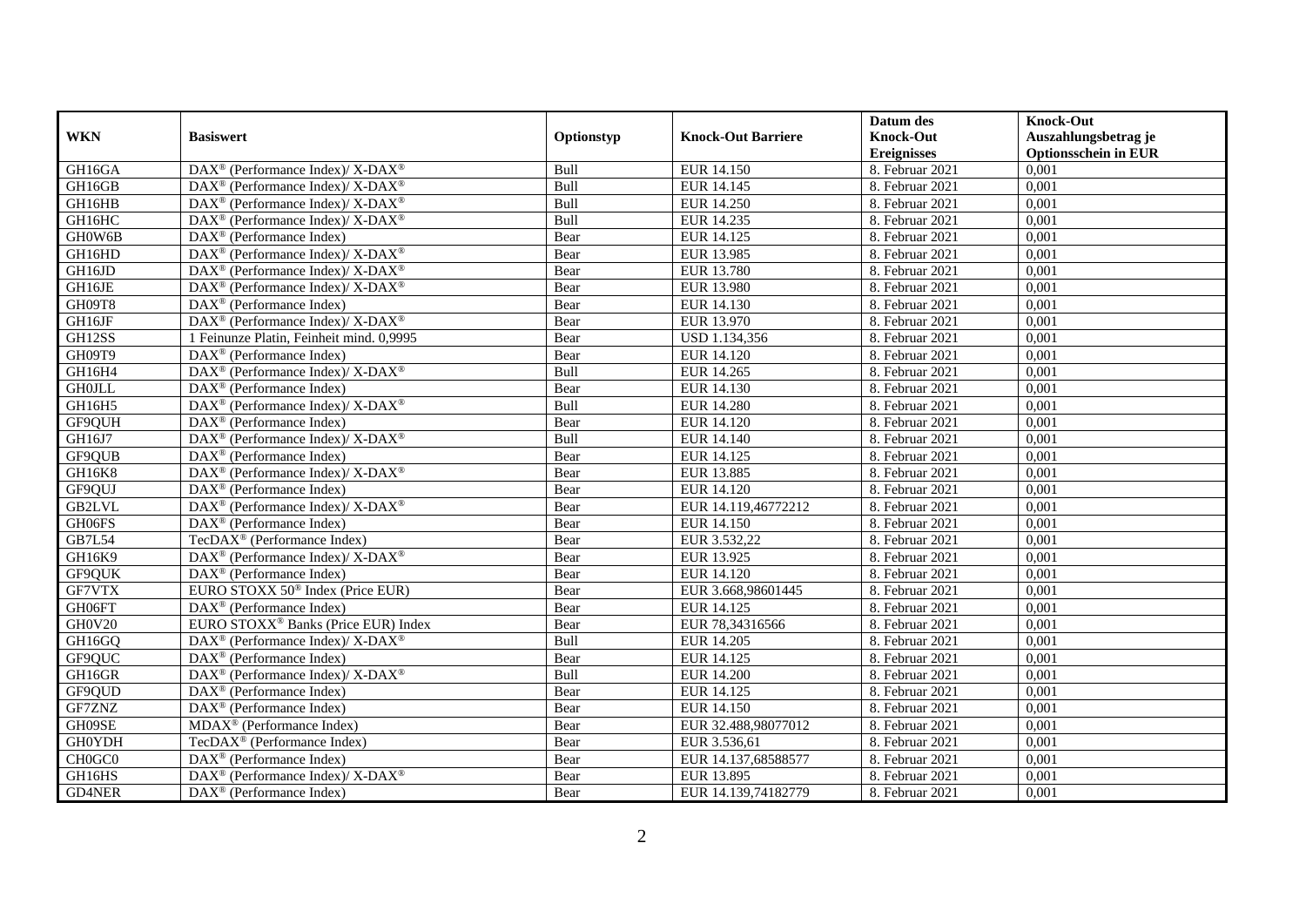| WKN | Basiswert | Optionstyp | Knock-Out Barriere | Datum des Knock-Out Ereignisses | Knock-Out Auszahlungsbetrag je Optionsschein in EUR |
|---|---|---|---|---|---|
| GH16GA | DAX® (Performance Index)/ X-DAX® | Bull | EUR 14.150 | 8. Februar 2021 | 0,001 |
| GH16GB | DAX® (Performance Index)/ X-DAX® | Bull | EUR 14.145 | 8. Februar 2021 | 0,001 |
| GH16HB | DAX® (Performance Index)/ X-DAX® | Bull | EUR 14.250 | 8. Februar 2021 | 0,001 |
| GH16HC | DAX® (Performance Index)/ X-DAX® | Bull | EUR 14.235 | 8. Februar 2021 | 0,001 |
| GH0W6B | DAX® (Performance Index) | Bear | EUR 14.125 | 8. Februar 2021 | 0,001 |
| GH16HD | DAX® (Performance Index)/ X-DAX® | Bear | EUR 13.985 | 8. Februar 2021 | 0,001 |
| GH16JD | DAX® (Performance Index)/ X-DAX® | Bear | EUR 13.780 | 8. Februar 2021 | 0,001 |
| GH16JE | DAX® (Performance Index)/ X-DAX® | Bear | EUR 13.980 | 8. Februar 2021 | 0,001 |
| GH09T8 | DAX® (Performance Index) | Bear | EUR 14.130 | 8. Februar 2021 | 0,001 |
| GH16JF | DAX® (Performance Index)/ X-DAX® | Bear | EUR 13.970 | 8. Februar 2021 | 0,001 |
| GH12SS | 1 Feinunze Platin, Feinheit mind. 0,9995 | Bear | USD 1.134,356 | 8. Februar 2021 | 0,001 |
| GH09T9 | DAX® (Performance Index) | Bear | EUR 14.120 | 8. Februar 2021 | 0,001 |
| GH16H4 | DAX® (Performance Index)/ X-DAX® | Bull | EUR 14.265 | 8. Februar 2021 | 0,001 |
| GH0JLL | DAX® (Performance Index) | Bear | EUR 14.130 | 8. Februar 2021 | 0,001 |
| GH16H5 | DAX® (Performance Index)/ X-DAX® | Bull | EUR 14.280 | 8. Februar 2021 | 0,001 |
| GF9QUH | DAX® (Performance Index) | Bear | EUR 14.120 | 8. Februar 2021 | 0,001 |
| GH16J7 | DAX® (Performance Index)/ X-DAX® | Bull | EUR 14.140 | 8. Februar 2021 | 0,001 |
| GF9QUB | DAX® (Performance Index) | Bear | EUR 14.125 | 8. Februar 2021 | 0,001 |
| GH16K8 | DAX® (Performance Index)/ X-DAX® | Bear | EUR 13.885 | 8. Februar 2021 | 0,001 |
| GF9QUJ | DAX® (Performance Index) | Bear | EUR 14.120 | 8. Februar 2021 | 0,001 |
| GB2LVL | DAX® (Performance Index)/ X-DAX® | Bear | EUR 14.119,46772212 | 8. Februar 2021 | 0,001 |
| GH06FS | DAX® (Performance Index) | Bear | EUR 14.150 | 8. Februar 2021 | 0,001 |
| GB7L54 | TecDAX® (Performance Index) | Bear | EUR 3.532,22 | 8. Februar 2021 | 0,001 |
| GH16K9 | DAX® (Performance Index)/ X-DAX® | Bear | EUR 13.925 | 8. Februar 2021 | 0,001 |
| GF9QUK | DAX® (Performance Index) | Bear | EUR 14.120 | 8. Februar 2021 | 0,001 |
| GF7VTX | EURO STOXX 50® Index (Price EUR) | Bear | EUR 3.668,98601445 | 8. Februar 2021 | 0,001 |
| GH06FT | DAX® (Performance Index) | Bear | EUR 14.125 | 8. Februar 2021 | 0,001 |
| GH0V20 | EURO STOXX® Banks (Price EUR) Index | Bear | EUR 78,34316566 | 8. Februar 2021 | 0,001 |
| GH16GQ | DAX® (Performance Index)/ X-DAX® | Bull | EUR 14.205 | 8. Februar 2021 | 0,001 |
| GF9QUC | DAX® (Performance Index) | Bear | EUR 14.125 | 8. Februar 2021 | 0,001 |
| GH16GR | DAX® (Performance Index)/ X-DAX® | Bull | EUR 14.200 | 8. Februar 2021 | 0,001 |
| GF9QUD | DAX® (Performance Index) | Bear | EUR 14.125 | 8. Februar 2021 | 0,001 |
| GF7ZNZ | DAX® (Performance Index) | Bear | EUR 14.150 | 8. Februar 2021 | 0,001 |
| GH09SE | MDAX® (Performance Index) | Bear | EUR 32.488,98077012 | 8. Februar 2021 | 0,001 |
| GH0YDH | TecDAX® (Performance Index) | Bear | EUR 3.536,61 | 8. Februar 2021 | 0,001 |
| CH0GC0 | DAX® (Performance Index) | Bear | EUR 14.137,68588577 | 8. Februar 2021 | 0,001 |
| GH16HS | DAX® (Performance Index)/ X-DAX® | Bear | EUR 13.895 | 8. Februar 2021 | 0,001 |
| GD4NER | DAX® (Performance Index) | Bear | EUR 14.139,74182779 | 8. Februar 2021 | 0,001 |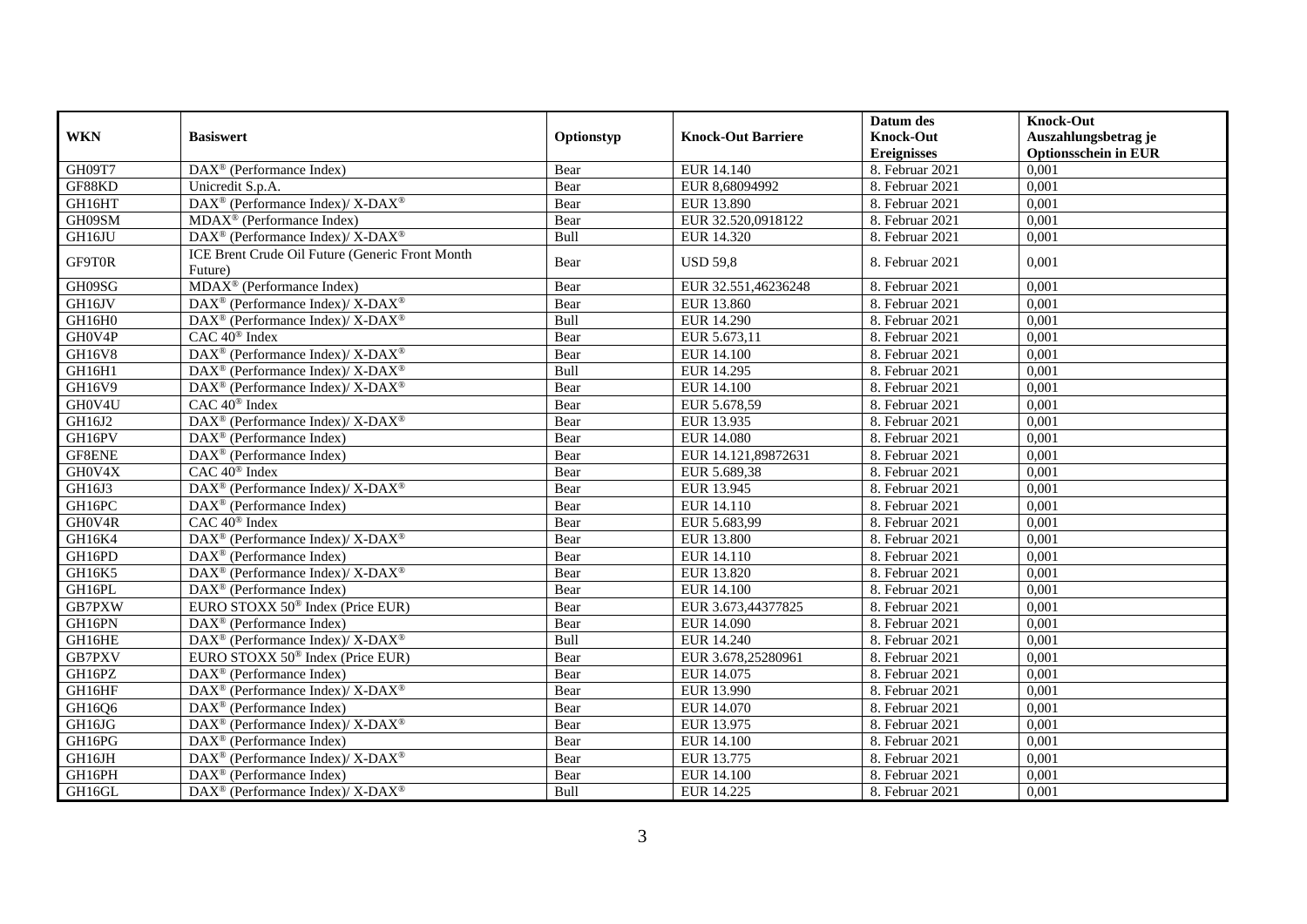| WKN | Basiswert | Optionstyp | Knock-Out Barriere | Datum des Knock-Out Ereignisses | Knock-Out Auszahlungsbetrag je Optionsschein in EUR |
|---|---|---|---|---|---|
| GH09T7 | DAX® (Performance Index) | Bear | EUR 14.140 | 8. Februar 2021 | 0,001 |
| GF88KD | Unicredit S.p.A. | Bear | EUR 8,68094992 | 8. Februar 2021 | 0,001 |
| GH16HT | DAX® (Performance Index)/ X-DAX® | Bear | EUR 13.890 | 8. Februar 2021 | 0,001 |
| GH09SM | MDAX® (Performance Index) | Bear | EUR 32.520,0918122 | 8. Februar 2021 | 0,001 |
| GH16JU | DAX® (Performance Index)/ X-DAX® | Bull | EUR 14.320 | 8. Februar 2021 | 0,001 |
| GF9T0R | ICE Brent Crude Oil Future (Generic Front Month Future) | Bear | USD 59,8 | 8. Februar 2021 | 0,001 |
| GH09SG | MDAX® (Performance Index) | Bear | EUR 32.551,46236248 | 8. Februar 2021 | 0,001 |
| GH16JV | DAX® (Performance Index)/ X-DAX® | Bear | EUR 13.860 | 8. Februar 2021 | 0,001 |
| GH16H0 | DAX® (Performance Index)/ X-DAX® | Bull | EUR 14.290 | 8. Februar 2021 | 0,001 |
| GH0V4P | CAC 40® Index | Bear | EUR 5.673,11 | 8. Februar 2021 | 0,001 |
| GH16V8 | DAX® (Performance Index)/ X-DAX® | Bear | EUR 14.100 | 8. Februar 2021 | 0,001 |
| GH16H1 | DAX® (Performance Index)/ X-DAX® | Bull | EUR 14.295 | 8. Februar 2021 | 0,001 |
| GH16V9 | DAX® (Performance Index)/ X-DAX® | Bear | EUR 14.100 | 8. Februar 2021 | 0,001 |
| GH0V4U | CAC 40® Index | Bear | EUR 5.678,59 | 8. Februar 2021 | 0,001 |
| GH16J2 | DAX® (Performance Index)/ X-DAX® | Bear | EUR 13.935 | 8. Februar 2021 | 0,001 |
| GH16PV | DAX® (Performance Index) | Bear | EUR 14.080 | 8. Februar 2021 | 0,001 |
| GF8ENE | DAX® (Performance Index) | Bear | EUR 14.121,89872631 | 8. Februar 2021 | 0,001 |
| GH0V4X | CAC 40® Index | Bear | EUR 5.689,38 | 8. Februar 2021 | 0,001 |
| GH16J3 | DAX® (Performance Index)/ X-DAX® | Bear | EUR 13.945 | 8. Februar 2021 | 0,001 |
| GH16PC | DAX® (Performance Index) | Bear | EUR 14.110 | 8. Februar 2021 | 0,001 |
| GH0V4R | CAC 40® Index | Bear | EUR 5.683,99 | 8. Februar 2021 | 0,001 |
| GH16K4 | DAX® (Performance Index)/ X-DAX® | Bear | EUR 13.800 | 8. Februar 2021 | 0,001 |
| GH16PD | DAX® (Performance Index) | Bear | EUR 14.110 | 8. Februar 2021 | 0,001 |
| GH16K5 | DAX® (Performance Index)/ X-DAX® | Bear | EUR 13.820 | 8. Februar 2021 | 0,001 |
| GH16PL | DAX® (Performance Index) | Bear | EUR 14.100 | 8. Februar 2021 | 0,001 |
| GB7PXW | EURO STOXX 50® Index (Price EUR) | Bear | EUR 3.673,44377825 | 8. Februar 2021 | 0,001 |
| GH16PN | DAX® (Performance Index) | Bear | EUR 14.090 | 8. Februar 2021 | 0,001 |
| GH16HE | DAX® (Performance Index)/ X-DAX® | Bull | EUR 14.240 | 8. Februar 2021 | 0,001 |
| GB7PXV | EURO STOXX 50® Index (Price EUR) | Bear | EUR 3.678,25280961 | 8. Februar 2021 | 0,001 |
| GH16PZ | DAX® (Performance Index) | Bear | EUR 14.075 | 8. Februar 2021 | 0,001 |
| GH16HF | DAX® (Performance Index)/ X-DAX® | Bear | EUR 13.990 | 8. Februar 2021 | 0,001 |
| GH16Q6 | DAX® (Performance Index) | Bear | EUR 14.070 | 8. Februar 2021 | 0,001 |
| GH16JG | DAX® (Performance Index)/ X-DAX® | Bear | EUR 13.975 | 8. Februar 2021 | 0,001 |
| GH16PG | DAX® (Performance Index) | Bear | EUR 14.100 | 8. Februar 2021 | 0,001 |
| GH16JH | DAX® (Performance Index)/ X-DAX® | Bear | EUR 13.775 | 8. Februar 2021 | 0,001 |
| GH16PH | DAX® (Performance Index) | Bear | EUR 14.100 | 8. Februar 2021 | 0,001 |
| GH16GL | DAX® (Performance Index)/ X-DAX® | Bull | EUR 14.225 | 8. Februar 2021 | 0,001 |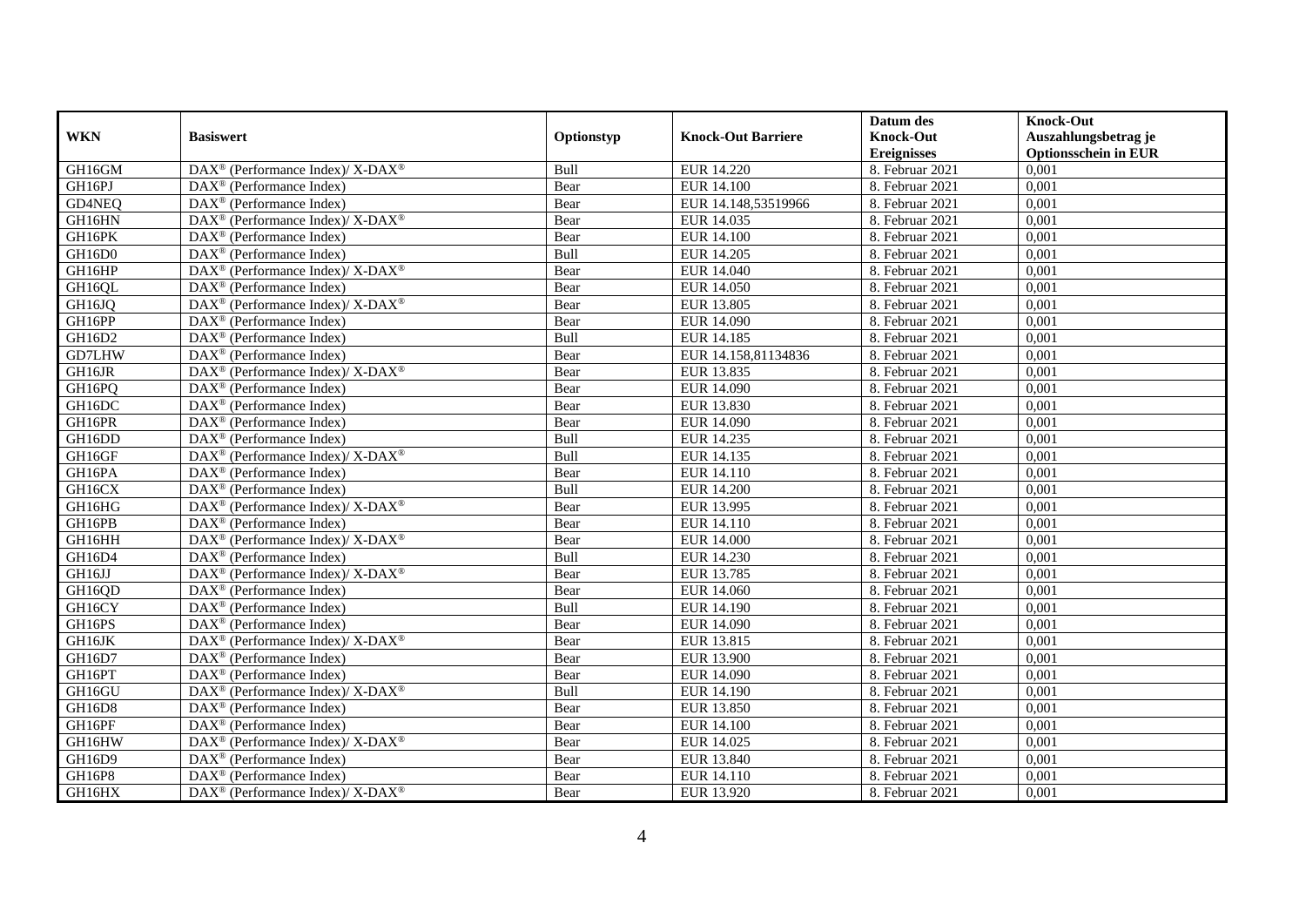| WKN | Basiswert | Optionstyp | Knock-Out Barriere | Datum des Knock-Out Ereignisses | Knock-Out Auszahlungsbetrag je Optionsschein in EUR |
|---|---|---|---|---|---|
| GH16GM | DAX® (Performance Index)/ X-DAX® | Bull | EUR 14.220 | 8. Februar 2021 | 0,001 |
| GH16PJ | DAX® (Performance Index) | Bear | EUR 14.100 | 8. Februar 2021 | 0,001 |
| GD4NEQ | DAX® (Performance Index) | Bear | EUR 14.148,53519966 | 8. Februar 2021 | 0,001 |
| GH16HN | DAX® (Performance Index)/ X-DAX® | Bear | EUR 14.035 | 8. Februar 2021 | 0,001 |
| GH16PK | DAX® (Performance Index) | Bear | EUR 14.100 | 8. Februar 2021 | 0,001 |
| GH16D0 | DAX® (Performance Index) | Bull | EUR 14.205 | 8. Februar 2021 | 0,001 |
| GH16HP | DAX® (Performance Index)/ X-DAX® | Bear | EUR 14.040 | 8. Februar 2021 | 0,001 |
| GH16QL | DAX® (Performance Index) | Bear | EUR 14.050 | 8. Februar 2021 | 0,001 |
| GH16JQ | DAX® (Performance Index)/ X-DAX® | Bear | EUR 13.805 | 8. Februar 2021 | 0,001 |
| GH16PP | DAX® (Performance Index) | Bear | EUR 14.090 | 8. Februar 2021 | 0,001 |
| GH16D2 | DAX® (Performance Index) | Bull | EUR 14.185 | 8. Februar 2021 | 0,001 |
| GD7LHW | DAX® (Performance Index) | Bear | EUR 14.158,81134836 | 8. Februar 2021 | 0,001 |
| GH16JR | DAX® (Performance Index)/ X-DAX® | Bear | EUR 13.835 | 8. Februar 2021 | 0,001 |
| GH16PQ | DAX® (Performance Index) | Bear | EUR 14.090 | 8. Februar 2021 | 0,001 |
| GH16DC | DAX® (Performance Index) | Bear | EUR 13.830 | 8. Februar 2021 | 0,001 |
| GH16PR | DAX® (Performance Index) | Bear | EUR 14.090 | 8. Februar 2021 | 0,001 |
| GH16DD | DAX® (Performance Index) | Bull | EUR 14.235 | 8. Februar 2021 | 0,001 |
| GH16GF | DAX® (Performance Index)/ X-DAX® | Bull | EUR 14.135 | 8. Februar 2021 | 0,001 |
| GH16PA | DAX® (Performance Index) | Bear | EUR 14.110 | 8. Februar 2021 | 0,001 |
| GH16CX | DAX® (Performance Index) | Bull | EUR 14.200 | 8. Februar 2021 | 0,001 |
| GH16HG | DAX® (Performance Index)/ X-DAX® | Bear | EUR 13.995 | 8. Februar 2021 | 0,001 |
| GH16PB | DAX® (Performance Index) | Bear | EUR 14.110 | 8. Februar 2021 | 0,001 |
| GH16HH | DAX® (Performance Index)/ X-DAX® | Bear | EUR 14.000 | 8. Februar 2021 | 0,001 |
| GH16D4 | DAX® (Performance Index) | Bull | EUR 14.230 | 8. Februar 2021 | 0,001 |
| GH16JJ | DAX® (Performance Index)/ X-DAX® | Bear | EUR 13.785 | 8. Februar 2021 | 0,001 |
| GH16QD | DAX® (Performance Index) | Bear | EUR 14.060 | 8. Februar 2021 | 0,001 |
| GH16CY | DAX® (Performance Index) | Bull | EUR 14.190 | 8. Februar 2021 | 0,001 |
| GH16PS | DAX® (Performance Index) | Bear | EUR 14.090 | 8. Februar 2021 | 0,001 |
| GH16JK | DAX® (Performance Index)/ X-DAX® | Bear | EUR 13.815 | 8. Februar 2021 | 0,001 |
| GH16D7 | DAX® (Performance Index) | Bear | EUR 13.900 | 8. Februar 2021 | 0,001 |
| GH16PT | DAX® (Performance Index) | Bear | EUR 14.090 | 8. Februar 2021 | 0,001 |
| GH16GU | DAX® (Performance Index)/ X-DAX® | Bull | EUR 14.190 | 8. Februar 2021 | 0,001 |
| GH16D8 | DAX® (Performance Index) | Bear | EUR 13.850 | 8. Februar 2021 | 0,001 |
| GH16PF | DAX® (Performance Index) | Bear | EUR 14.100 | 8. Februar 2021 | 0,001 |
| GH16HW | DAX® (Performance Index)/ X-DAX® | Bear | EUR 14.025 | 8. Februar 2021 | 0,001 |
| GH16D9 | DAX® (Performance Index) | Bear | EUR 13.840 | 8. Februar 2021 | 0,001 |
| GH16P8 | DAX® (Performance Index) | Bear | EUR 14.110 | 8. Februar 2021 | 0,001 |
| GH16HX | DAX® (Performance Index)/ X-DAX® | Bear | EUR 13.920 | 8. Februar 2021 | 0,001 |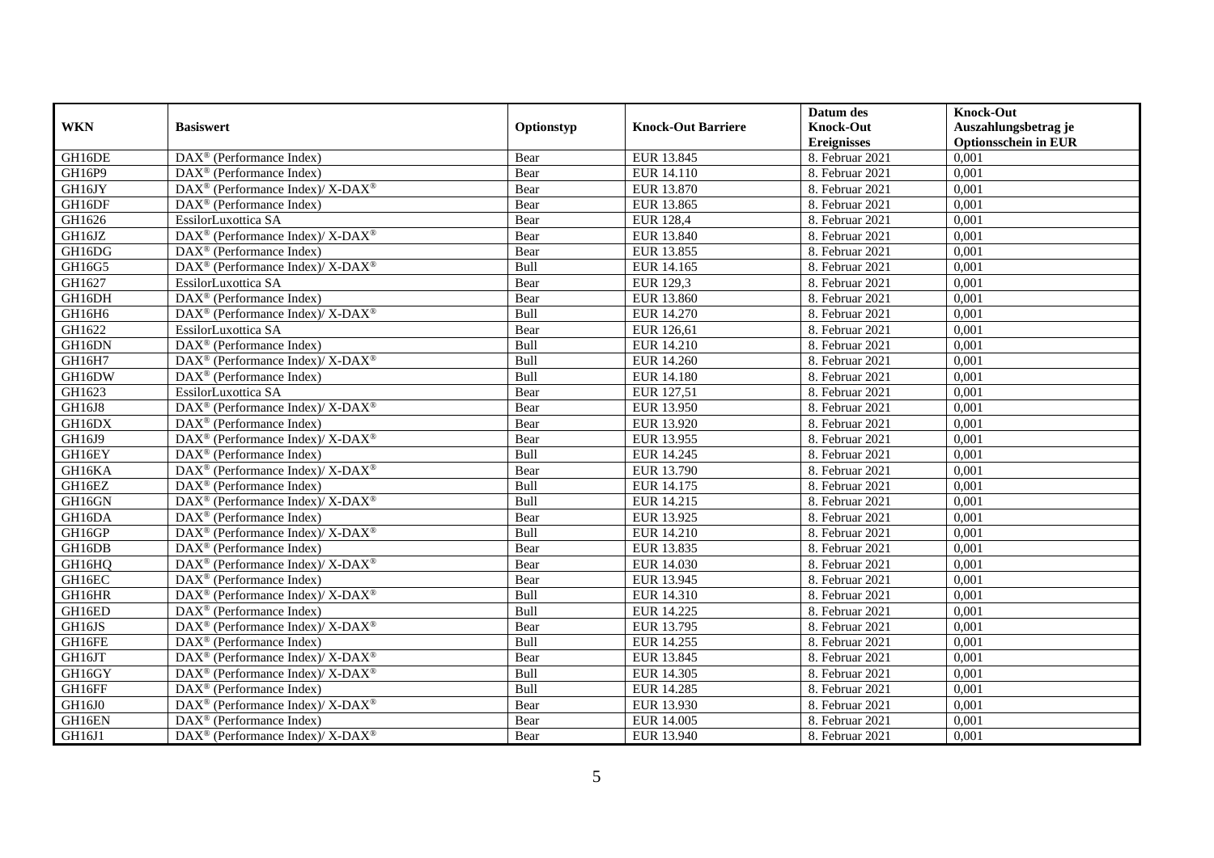| WKN | Basiswert | Optionstyp | Knock-Out Barriere | Datum des Knock-Out Ereignisses | Knock-Out Auszahlungsbetrag je Optionsschein in EUR |
|---|---|---|---|---|---|
| GH16DE | DAX® (Performance Index) | Bear | EUR 13.845 | 8. Februar 2021 | 0,001 |
| GH16P9 | DAX® (Performance Index) | Bear | EUR 14.110 | 8. Februar 2021 | 0,001 |
| GH16JY | DAX® (Performance Index)/ X-DAX® | Bear | EUR 13.870 | 8. Februar 2021 | 0,001 |
| GH16DF | DAX® (Performance Index) | Bear | EUR 13.865 | 8. Februar 2021 | 0,001 |
| GH1626 | EssilorLuxottica SA | Bear | EUR 128,4 | 8. Februar 2021 | 0,001 |
| GH16JZ | DAX® (Performance Index)/ X-DAX® | Bear | EUR 13.840 | 8. Februar 2021 | 0,001 |
| GH16DG | DAX® (Performance Index) | Bear | EUR 13.855 | 8. Februar 2021 | 0,001 |
| GH16G5 | DAX® (Performance Index)/ X-DAX® | Bull | EUR 14.165 | 8. Februar 2021 | 0,001 |
| GH1627 | EssilorLuxottica SA | Bear | EUR 129,3 | 8. Februar 2021 | 0,001 |
| GH16DH | DAX® (Performance Index) | Bear | EUR 13.860 | 8. Februar 2021 | 0,001 |
| GH16H6 | DAX® (Performance Index)/ X-DAX® | Bull | EUR 14.270 | 8. Februar 2021 | 0,001 |
| GH1622 | EssilorLuxottica SA | Bear | EUR 126,61 | 8. Februar 2021 | 0,001 |
| GH16DN | DAX® (Performance Index) | Bull | EUR 14.210 | 8. Februar 2021 | 0,001 |
| GH16H7 | DAX® (Performance Index)/ X-DAX® | Bull | EUR 14.260 | 8. Februar 2021 | 0,001 |
| GH16DW | DAX® (Performance Index) | Bull | EUR 14.180 | 8. Februar 2021 | 0,001 |
| GH1623 | EssilorLuxottica SA | Bear | EUR 127,51 | 8. Februar 2021 | 0,001 |
| GH16J8 | DAX® (Performance Index)/ X-DAX® | Bear | EUR 13.950 | 8. Februar 2021 | 0,001 |
| GH16DX | DAX® (Performance Index) | Bear | EUR 13.920 | 8. Februar 2021 | 0,001 |
| GH16J9 | DAX® (Performance Index)/ X-DAX® | Bear | EUR 13.955 | 8. Februar 2021 | 0,001 |
| GH16EY | DAX® (Performance Index) | Bull | EUR 14.245 | 8. Februar 2021 | 0,001 |
| GH16KA | DAX® (Performance Index)/ X-DAX® | Bear | EUR 13.790 | 8. Februar 2021 | 0,001 |
| GH16EZ | DAX® (Performance Index) | Bull | EUR 14.175 | 8. Februar 2021 | 0,001 |
| GH16GN | DAX® (Performance Index)/ X-DAX® | Bull | EUR 14.215 | 8. Februar 2021 | 0,001 |
| GH16DA | DAX® (Performance Index) | Bear | EUR 13.925 | 8. Februar 2021 | 0,001 |
| GH16GP | DAX® (Performance Index)/ X-DAX® | Bull | EUR 14.210 | 8. Februar 2021 | 0,001 |
| GH16DB | DAX® (Performance Index) | Bear | EUR 13.835 | 8. Februar 2021 | 0,001 |
| GH16HQ | DAX® (Performance Index)/ X-DAX® | Bear | EUR 14.030 | 8. Februar 2021 | 0,001 |
| GH16EC | DAX® (Performance Index) | Bear | EUR 13.945 | 8. Februar 2021 | 0,001 |
| GH16HR | DAX® (Performance Index)/ X-DAX® | Bull | EUR 14.310 | 8. Februar 2021 | 0,001 |
| GH16ED | DAX® (Performance Index) | Bull | EUR 14.225 | 8. Februar 2021 | 0,001 |
| GH16JS | DAX® (Performance Index)/ X-DAX® | Bear | EUR 13.795 | 8. Februar 2021 | 0,001 |
| GH16FE | DAX® (Performance Index) | Bull | EUR 14.255 | 8. Februar 2021 | 0,001 |
| GH16JT | DAX® (Performance Index)/ X-DAX® | Bear | EUR 13.845 | 8. Februar 2021 | 0,001 |
| GH16GY | DAX® (Performance Index)/ X-DAX® | Bull | EUR 14.305 | 8. Februar 2021 | 0,001 |
| GH16FF | DAX® (Performance Index) | Bull | EUR 14.285 | 8. Februar 2021 | 0,001 |
| GH16J0 | DAX® (Performance Index)/ X-DAX® | Bear | EUR 13.930 | 8. Februar 2021 | 0,001 |
| GH16EN | DAX® (Performance Index) | Bear | EUR 14.005 | 8. Februar 2021 | 0,001 |
| GH16J1 | DAX® (Performance Index)/ X-DAX® | Bear | EUR 13.940 | 8. Februar 2021 | 0,001 |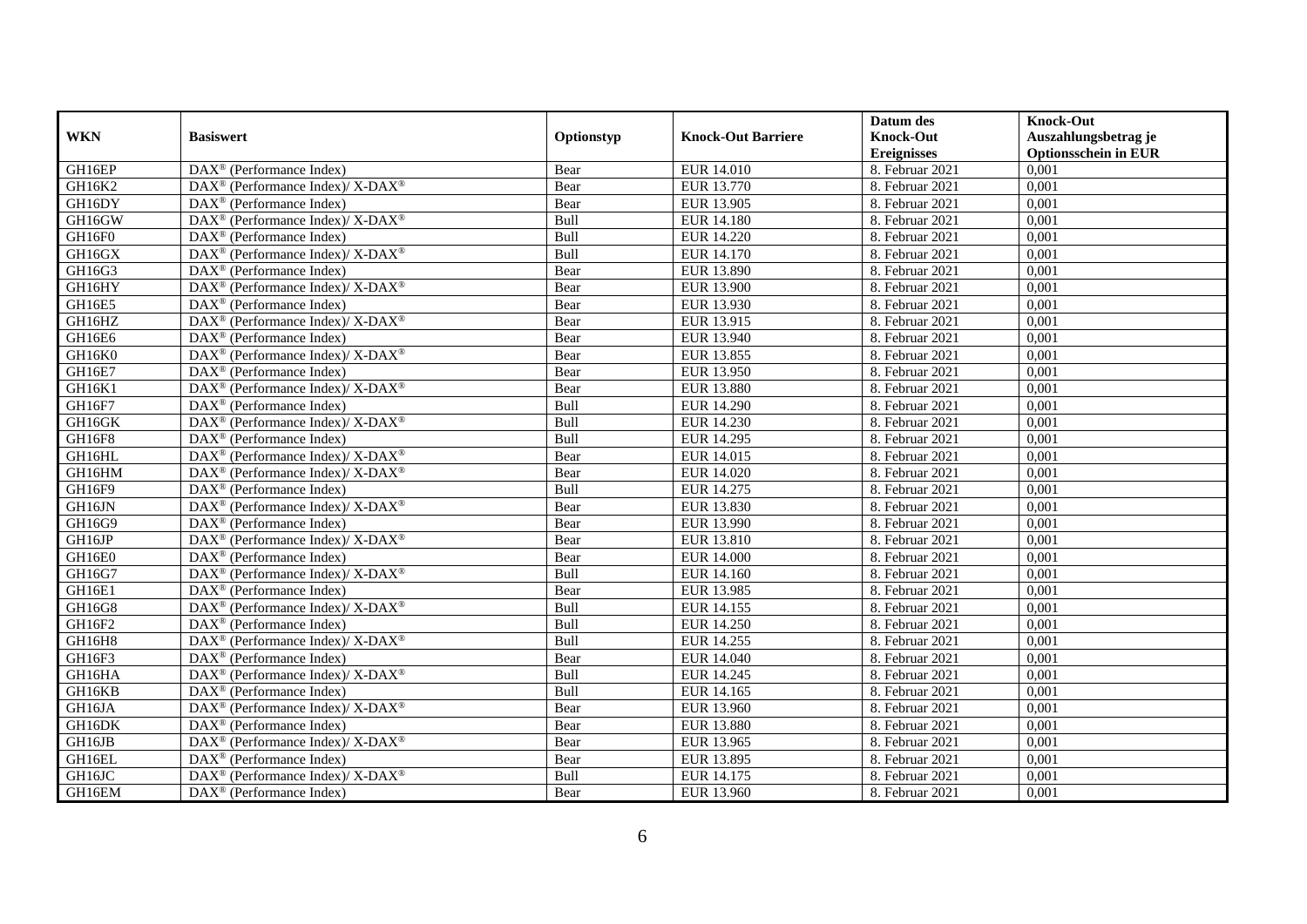| WKN | Basiswert | Optionstyp | Knock-Out Barriere | Datum des Knock-Out Ereignisses | Knock-Out Auszahlungsbetrag je Optionsschein in EUR |
|---|---|---|---|---|---|
| GH16EP | DAX® (Performance Index) | Bear | EUR 14.010 | 8. Februar 2021 | 0,001 |
| GH16K2 | DAX® (Performance Index)/ X-DAX® | Bear | EUR 13.770 | 8. Februar 2021 | 0,001 |
| GH16DY | DAX® (Performance Index) | Bear | EUR 13.905 | 8. Februar 2021 | 0,001 |
| GH16GW | DAX® (Performance Index)/ X-DAX® | Bull | EUR 14.180 | 8. Februar 2021 | 0,001 |
| GH16F0 | DAX® (Performance Index) | Bull | EUR 14.220 | 8. Februar 2021 | 0,001 |
| GH16GX | DAX® (Performance Index)/ X-DAX® | Bull | EUR 14.170 | 8. Februar 2021 | 0,001 |
| GH16G3 | DAX® (Performance Index) | Bear | EUR 13.890 | 8. Februar 2021 | 0,001 |
| GH16HY | DAX® (Performance Index)/ X-DAX® | Bear | EUR 13.900 | 8. Februar 2021 | 0,001 |
| GH16E5 | DAX® (Performance Index) | Bear | EUR 13.930 | 8. Februar 2021 | 0,001 |
| GH16HZ | DAX® (Performance Index)/ X-DAX® | Bear | EUR 13.915 | 8. Februar 2021 | 0,001 |
| GH16E6 | DAX® (Performance Index) | Bear | EUR 13.940 | 8. Februar 2021 | 0,001 |
| GH16K0 | DAX® (Performance Index)/ X-DAX® | Bear | EUR 13.855 | 8. Februar 2021 | 0,001 |
| GH16E7 | DAX® (Performance Index) | Bear | EUR 13.950 | 8. Februar 2021 | 0,001 |
| GH16K1 | DAX® (Performance Index)/ X-DAX® | Bear | EUR 13.880 | 8. Februar 2021 | 0,001 |
| GH16F7 | DAX® (Performance Index) | Bull | EUR 14.290 | 8. Februar 2021 | 0,001 |
| GH16GK | DAX® (Performance Index)/ X-DAX® | Bull | EUR 14.230 | 8. Februar 2021 | 0,001 |
| GH16F8 | DAX® (Performance Index) | Bull | EUR 14.295 | 8. Februar 2021 | 0,001 |
| GH16HL | DAX® (Performance Index)/ X-DAX® | Bear | EUR 14.015 | 8. Februar 2021 | 0,001 |
| GH16HM | DAX® (Performance Index)/ X-DAX® | Bear | EUR 14.020 | 8. Februar 2021 | 0,001 |
| GH16F9 | DAX® (Performance Index) | Bull | EUR 14.275 | 8. Februar 2021 | 0,001 |
| GH16JN | DAX® (Performance Index)/ X-DAX® | Bear | EUR 13.830 | 8. Februar 2021 | 0,001 |
| GH16G9 | DAX® (Performance Index) | Bear | EUR 13.990 | 8. Februar 2021 | 0,001 |
| GH16JP | DAX® (Performance Index)/ X-DAX® | Bear | EUR 13.810 | 8. Februar 2021 | 0,001 |
| GH16E0 | DAX® (Performance Index) | Bear | EUR 14.000 | 8. Februar 2021 | 0,001 |
| GH16G7 | DAX® (Performance Index)/ X-DAX® | Bull | EUR 14.160 | 8. Februar 2021 | 0,001 |
| GH16E1 | DAX® (Performance Index) | Bear | EUR 13.985 | 8. Februar 2021 | 0,001 |
| GH16G8 | DAX® (Performance Index)/ X-DAX® | Bull | EUR 14.155 | 8. Februar 2021 | 0,001 |
| GH16F2 | DAX® (Performance Index) | Bull | EUR 14.250 | 8. Februar 2021 | 0,001 |
| GH16H8 | DAX® (Performance Index)/ X-DAX® | Bull | EUR 14.255 | 8. Februar 2021 | 0,001 |
| GH16F3 | DAX® (Performance Index) | Bear | EUR 14.040 | 8. Februar 2021 | 0,001 |
| GH16HA | DAX® (Performance Index)/ X-DAX® | Bull | EUR 14.245 | 8. Februar 2021 | 0,001 |
| GH16KB | DAX® (Performance Index) | Bull | EUR 14.165 | 8. Februar 2021 | 0,001 |
| GH16JA | DAX® (Performance Index)/ X-DAX® | Bear | EUR 13.960 | 8. Februar 2021 | 0,001 |
| GH16DK | DAX® (Performance Index) | Bear | EUR 13.880 | 8. Februar 2021 | 0,001 |
| GH16JB | DAX® (Performance Index)/ X-DAX® | Bear | EUR 13.965 | 8. Februar 2021 | 0,001 |
| GH16EL | DAX® (Performance Index) | Bear | EUR 13.895 | 8. Februar 2021 | 0,001 |
| GH16JC | DAX® (Performance Index)/ X-DAX® | Bull | EUR 14.175 | 8. Februar 2021 | 0,001 |
| GH16EM | DAX® (Performance Index) | Bear | EUR 13.960 | 8. Februar 2021 | 0,001 |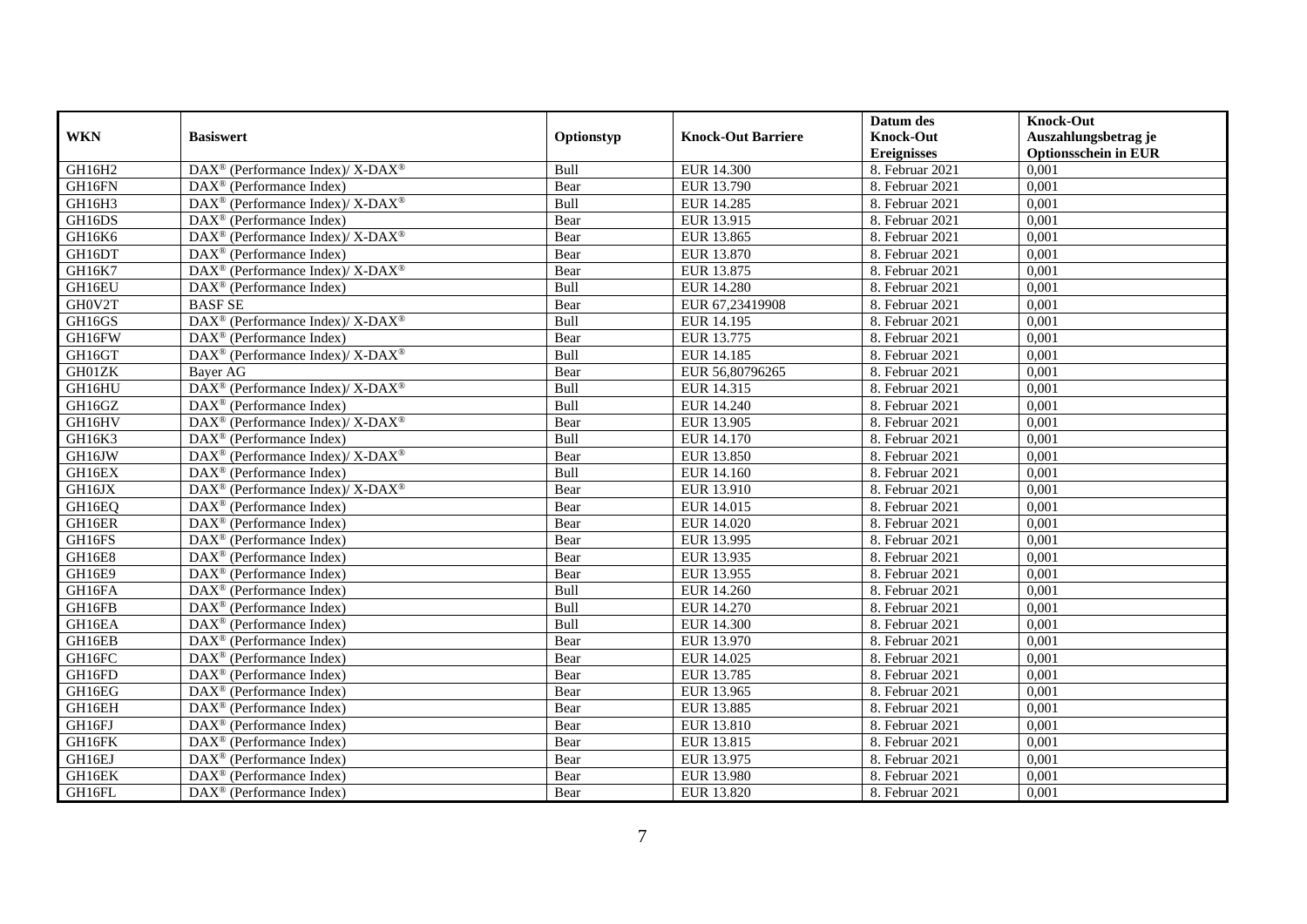| WKN | Basiswert | Optionstyp | Knock-Out Barriere | Datum des Knock-Out Ereignisses | Knock-Out Auszahlungsbetrag je Optionsschein in EUR |
|---|---|---|---|---|---|
| GH16H2 | DAX® (Performance Index)/ X-DAX® | Bull | EUR 14.300 | 8. Februar 2021 | 0,001 |
| GH16FN | DAX® (Performance Index) | Bear | EUR 13.790 | 8. Februar 2021 | 0,001 |
| GH16H3 | DAX® (Performance Index)/ X-DAX® | Bull | EUR 14.285 | 8. Februar 2021 | 0,001 |
| GH16DS | DAX® (Performance Index) | Bear | EUR 13.915 | 8. Februar 2021 | 0,001 |
| GH16K6 | DAX® (Performance Index)/ X-DAX® | Bear | EUR 13.865 | 8. Februar 2021 | 0,001 |
| GH16DT | DAX® (Performance Index) | Bear | EUR 13.870 | 8. Februar 2021 | 0,001 |
| GH16K7 | DAX® (Performance Index)/ X-DAX® | Bear | EUR 13.875 | 8. Februar 2021 | 0,001 |
| GH16EU | DAX® (Performance Index) | Bull | EUR 14.280 | 8. Februar 2021 | 0,001 |
| GH0V2T | BASF SE | Bear | EUR 67,23419908 | 8. Februar 2021 | 0,001 |
| GH16GS | DAX® (Performance Index)/ X-DAX® | Bull | EUR 14.195 | 8. Februar 2021 | 0,001 |
| GH16FW | DAX® (Performance Index) | Bear | EUR 13.775 | 8. Februar 2021 | 0,001 |
| GH16GT | DAX® (Performance Index)/ X-DAX® | Bull | EUR 14.185 | 8. Februar 2021 | 0,001 |
| GH01ZK | Bayer AG | Bear | EUR 56,80796265 | 8. Februar 2021 | 0,001 |
| GH16HU | DAX® (Performance Index)/ X-DAX® | Bull | EUR 14.315 | 8. Februar 2021 | 0,001 |
| GH16GZ | DAX® (Performance Index) | Bull | EUR 14.240 | 8. Februar 2021 | 0,001 |
| GH16HV | DAX® (Performance Index)/ X-DAX® | Bear | EUR 13.905 | 8. Februar 2021 | 0,001 |
| GH16K3 | DAX® (Performance Index) | Bull | EUR 14.170 | 8. Februar 2021 | 0,001 |
| GH16JW | DAX® (Performance Index)/ X-DAX® | Bear | EUR 13.850 | 8. Februar 2021 | 0,001 |
| GH16EX | DAX® (Performance Index) | Bull | EUR 14.160 | 8. Februar 2021 | 0,001 |
| GH16JX | DAX® (Performance Index)/ X-DAX® | Bear | EUR 13.910 | 8. Februar 2021 | 0,001 |
| GH16EQ | DAX® (Performance Index) | Bear | EUR 14.015 | 8. Februar 2021 | 0,001 |
| GH16ER | DAX® (Performance Index) | Bear | EUR 14.020 | 8. Februar 2021 | 0,001 |
| GH16FS | DAX® (Performance Index) | Bear | EUR 13.995 | 8. Februar 2021 | 0,001 |
| GH16E8 | DAX® (Performance Index) | Bear | EUR 13.935 | 8. Februar 2021 | 0,001 |
| GH16E9 | DAX® (Performance Index) | Bear | EUR 13.955 | 8. Februar 2021 | 0,001 |
| GH16FA | DAX® (Performance Index) | Bull | EUR 14.260 | 8. Februar 2021 | 0,001 |
| GH16FB | DAX® (Performance Index) | Bull | EUR 14.270 | 8. Februar 2021 | 0,001 |
| GH16EA | DAX® (Performance Index) | Bull | EUR 14.300 | 8. Februar 2021 | 0,001 |
| GH16EB | DAX® (Performance Index) | Bear | EUR 13.970 | 8. Februar 2021 | 0,001 |
| GH16FC | DAX® (Performance Index) | Bear | EUR 14.025 | 8. Februar 2021 | 0,001 |
| GH16FD | DAX® (Performance Index) | Bear | EUR 13.785 | 8. Februar 2021 | 0,001 |
| GH16EG | DAX® (Performance Index) | Bear | EUR 13.965 | 8. Februar 2021 | 0,001 |
| GH16EH | DAX® (Performance Index) | Bear | EUR 13.885 | 8. Februar 2021 | 0,001 |
| GH16FJ | DAX® (Performance Index) | Bear | EUR 13.810 | 8. Februar 2021 | 0,001 |
| GH16FK | DAX® (Performance Index) | Bear | EUR 13.815 | 8. Februar 2021 | 0,001 |
| GH16EJ | DAX® (Performance Index) | Bear | EUR 13.975 | 8. Februar 2021 | 0,001 |
| GH16EK | DAX® (Performance Index) | Bear | EUR 13.980 | 8. Februar 2021 | 0,001 |
| GH16FL | DAX® (Performance Index) | Bear | EUR 13.820 | 8. Februar 2021 | 0,001 |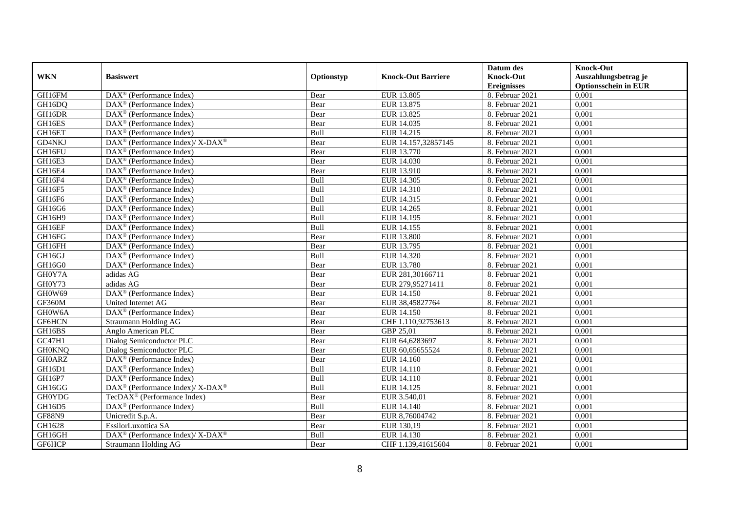| WKN | Basiswert | Optionstyp | Knock-Out Barriere | Datum des Knock-Out Ereignisses | Knock-Out Auszahlungsbetrag je Optionsschein in EUR |
|---|---|---|---|---|---|
| GH16FM | DAX® (Performance Index) | Bear | EUR 13.805 | 8. Februar 2021 | 0,001 |
| GH16DQ | DAX® (Performance Index) | Bear | EUR 13.875 | 8. Februar 2021 | 0,001 |
| GH16DR | DAX® (Performance Index) | Bear | EUR 13.825 | 8. Februar 2021 | 0,001 |
| GH16ES | DAX® (Performance Index) | Bear | EUR 14.035 | 8. Februar 2021 | 0,001 |
| GH16ET | DAX® (Performance Index) | Bull | EUR 14.215 | 8. Februar 2021 | 0,001 |
| GD4NKJ | DAX® (Performance Index)/ X-DAX® | Bear | EUR 14.157,32857145 | 8. Februar 2021 | 0,001 |
| GH16FU | DAX® (Performance Index) | Bear | EUR 13.770 | 8. Februar 2021 | 0,001 |
| GH16E3 | DAX® (Performance Index) | Bear | EUR 14.030 | 8. Februar 2021 | 0,001 |
| GH16E4 | DAX® (Performance Index) | Bear | EUR 13.910 | 8. Februar 2021 | 0,001 |
| GH16F4 | DAX® (Performance Index) | Bull | EUR 14.305 | 8. Februar 2021 | 0,001 |
| GH16F5 | DAX® (Performance Index) | Bull | EUR 14.310 | 8. Februar 2021 | 0,001 |
| GH16F6 | DAX® (Performance Index) | Bull | EUR 14.315 | 8. Februar 2021 | 0,001 |
| GH16G6 | DAX® (Performance Index) | Bull | EUR 14.265 | 8. Februar 2021 | 0,001 |
| GH16H9 | DAX® (Performance Index) | Bull | EUR 14.195 | 8. Februar 2021 | 0,001 |
| GH16EF | DAX® (Performance Index) | Bull | EUR 14.155 | 8. Februar 2021 | 0,001 |
| GH16FG | DAX® (Performance Index) | Bear | EUR 13.800 | 8. Februar 2021 | 0,001 |
| GH16FH | DAX® (Performance Index) | Bear | EUR 13.795 | 8. Februar 2021 | 0,001 |
| GH16GJ | DAX® (Performance Index) | Bull | EUR 14.320 | 8. Februar 2021 | 0,001 |
| GH16G0 | DAX® (Performance Index) | Bear | EUR 13.780 | 8. Februar 2021 | 0,001 |
| GH0Y7A | adidas AG | Bear | EUR 281,30166711 | 8. Februar 2021 | 0,001 |
| GH0Y73 | adidas AG | Bear | EUR 279,95271411 | 8. Februar 2021 | 0,001 |
| GH0W69 | DAX® (Performance Index) | Bear | EUR 14.150 | 8. Februar 2021 | 0,001 |
| GF360M | United Internet AG | Bear | EUR 38,45827764 | 8. Februar 2021 | 0,001 |
| GH0W6A | DAX® (Performance Index) | Bear | EUR 14.150 | 8. Februar 2021 | 0,001 |
| GF6HCN | Straumann Holding AG | Bear | CHF 1.110,92753613 | 8. Februar 2021 | 0,001 |
| GH16BS | Anglo American PLC | Bear | GBP 25,01 | 8. Februar 2021 | 0,001 |
| GC47H1 | Dialog Semiconductor PLC | Bear | EUR 64,6283697 | 8. Februar 2021 | 0,001 |
| GH0KNQ | Dialog Semiconductor PLC | Bear | EUR 60,65655524 | 8. Februar 2021 | 0,001 |
| GH0ARZ | DAX® (Performance Index) | Bear | EUR 14.160 | 8. Februar 2021 | 0,001 |
| GH16D1 | DAX® (Performance Index) | Bull | EUR 14.110 | 8. Februar 2021 | 0,001 |
| GH16P7 | DAX® (Performance Index) | Bull | EUR 14.110 | 8. Februar 2021 | 0,001 |
| GH16GG | DAX® (Performance Index)/ X-DAX® | Bull | EUR 14.125 | 8. Februar 2021 | 0,001 |
| GH0YDG | TecDAX® (Performance Index) | Bear | EUR 3.540,01 | 8. Februar 2021 | 0,001 |
| GH16D5 | DAX® (Performance Index) | Bull | EUR 14.140 | 8. Februar 2021 | 0,001 |
| GF88N9 | Unicredit S.p.A. | Bear | EUR 8,76004742 | 8. Februar 2021 | 0,001 |
| GH1628 | EssilorLuxottica SA | Bear | EUR 130,19 | 8. Februar 2021 | 0,001 |
| GH16GH | DAX® (Performance Index)/ X-DAX® | Bull | EUR 14.130 | 8. Februar 2021 | 0,001 |
| GF6HCP | Straumann Holding AG | Bear | CHF 1.139,41615604 | 8. Februar 2021 | 0,001 |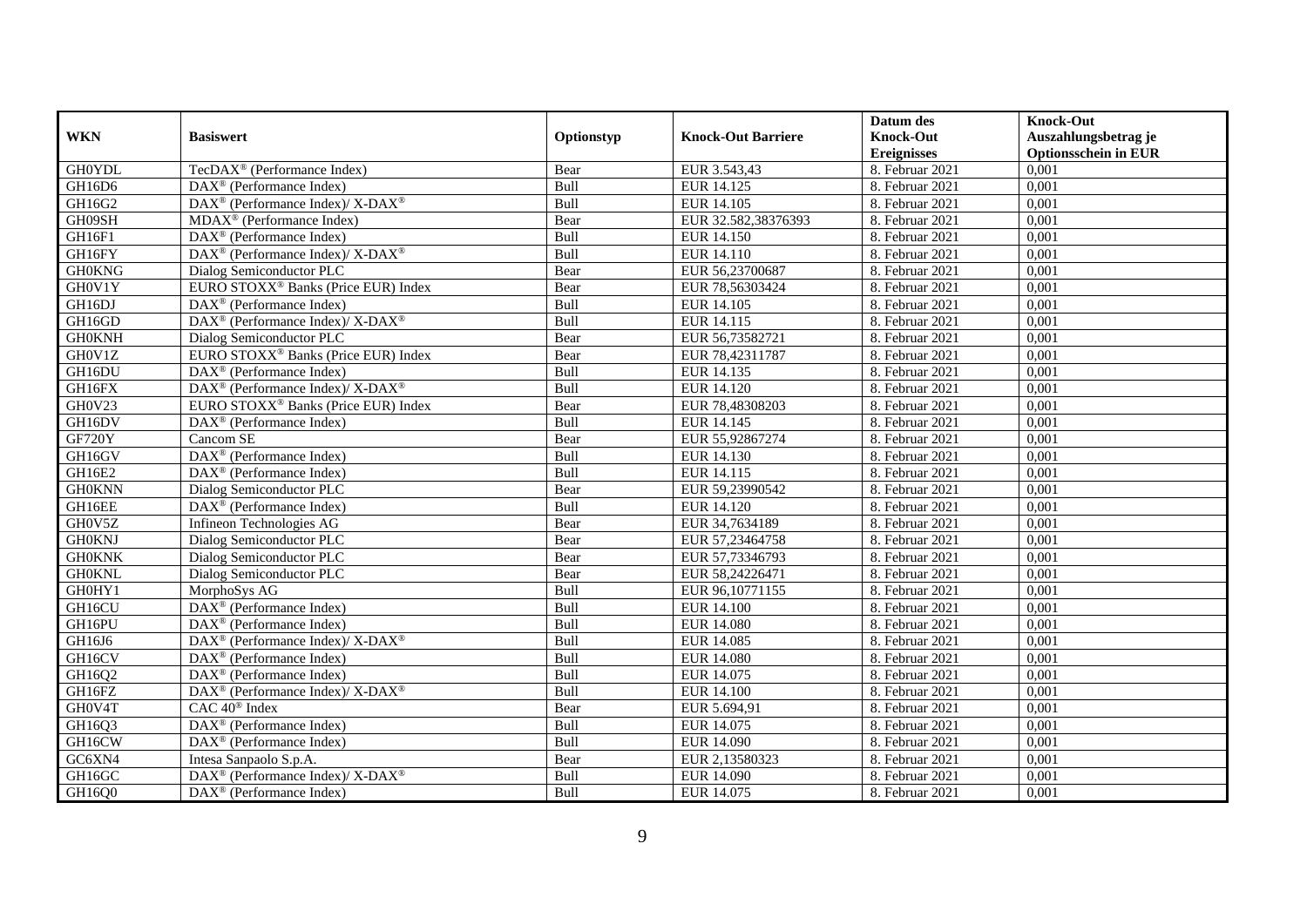| WKN | Basiswert | Optionstyp | Knock-Out Barriere | Datum des Knock-Out Ereignisses | Knock-Out Auszahlungsbetrag je Optionsschein in EUR |
|---|---|---|---|---|---|
| GH0YDL | TecDAX® (Performance Index) | Bear | EUR 3.543,43 | 8. Februar 2021 | 0,001 |
| GH16D6 | DAX® (Performance Index) | Bull | EUR 14.125 | 8. Februar 2021 | 0,001 |
| GH16G2 | DAX® (Performance Index)/ X-DAX® | Bull | EUR 14.105 | 8. Februar 2021 | 0,001 |
| GH09SH | MDAX® (Performance Index) | Bear | EUR 32.582,38376393 | 8. Februar 2021 | 0,001 |
| GH16F1 | DAX® (Performance Index) | Bull | EUR 14.150 | 8. Februar 2021 | 0,001 |
| GH16FY | DAX® (Performance Index)/ X-DAX® | Bull | EUR 14.110 | 8. Februar 2021 | 0,001 |
| GH0KNG | Dialog Semiconductor PLC | Bear | EUR 56,23700687 | 8. Februar 2021 | 0,001 |
| GH0V1Y | EURO STOXX® Banks (Price EUR) Index | Bear | EUR 78,56303424 | 8. Februar 2021 | 0,001 |
| GH16DJ | DAX® (Performance Index) | Bull | EUR 14.105 | 8. Februar 2021 | 0,001 |
| GH16GD | DAX® (Performance Index)/ X-DAX® | Bull | EUR 14.115 | 8. Februar 2021 | 0,001 |
| GH0KNH | Dialog Semiconductor PLC | Bear | EUR 56,73582721 | 8. Februar 2021 | 0,001 |
| GH0V1Z | EURO STOXX® Banks (Price EUR) Index | Bear | EUR 78,42311787 | 8. Februar 2021 | 0,001 |
| GH16DU | DAX® (Performance Index) | Bull | EUR 14.135 | 8. Februar 2021 | 0,001 |
| GH16FX | DAX® (Performance Index)/ X-DAX® | Bull | EUR 14.120 | 8. Februar 2021 | 0,001 |
| GH0V23 | EURO STOXX® Banks (Price EUR) Index | Bear | EUR 78,48308203 | 8. Februar 2021 | 0,001 |
| GH16DV | DAX® (Performance Index) | Bull | EUR 14.145 | 8. Februar 2021 | 0,001 |
| GF720Y | Cancom SE | Bear | EUR 55,92867274 | 8. Februar 2021 | 0,001 |
| GH16GV | DAX® (Performance Index) | Bull | EUR 14.130 | 8. Februar 2021 | 0,001 |
| GH16E2 | DAX® (Performance Index) | Bull | EUR 14.115 | 8. Februar 2021 | 0,001 |
| GH0KNN | Dialog Semiconductor PLC | Bear | EUR 59,23990542 | 8. Februar 2021 | 0,001 |
| GH16EE | DAX® (Performance Index) | Bull | EUR 14.120 | 8. Februar 2021 | 0,001 |
| GH0V5Z | Infineon Technologies AG | Bear | EUR 34,7634189 | 8. Februar 2021 | 0,001 |
| GH0KNJ | Dialog Semiconductor PLC | Bear | EUR 57,23464758 | 8. Februar 2021 | 0,001 |
| GH0KNK | Dialog Semiconductor PLC | Bear | EUR 57,73346793 | 8. Februar 2021 | 0,001 |
| GH0KNL | Dialog Semiconductor PLC | Bear | EUR 58,24226471 | 8. Februar 2021 | 0,001 |
| GH0HY1 | MorphoSys AG | Bull | EUR 96,10771155 | 8. Februar 2021 | 0,001 |
| GH16CU | DAX® (Performance Index) | Bull | EUR 14.100 | 8. Februar 2021 | 0,001 |
| GH16PU | DAX® (Performance Index) | Bull | EUR 14.080 | 8. Februar 2021 | 0,001 |
| GH16J6 | DAX® (Performance Index)/ X-DAX® | Bull | EUR 14.085 | 8. Februar 2021 | 0,001 |
| GH16CV | DAX® (Performance Index) | Bull | EUR 14.080 | 8. Februar 2021 | 0,001 |
| GH16Q2 | DAX® (Performance Index) | Bull | EUR 14.075 | 8. Februar 2021 | 0,001 |
| GH16FZ | DAX® (Performance Index)/ X-DAX® | Bull | EUR 14.100 | 8. Februar 2021 | 0,001 |
| GH0V4T | CAC 40® Index | Bear | EUR 5.694,91 | 8. Februar 2021 | 0,001 |
| GH16Q3 | DAX® (Performance Index) | Bull | EUR 14.075 | 8. Februar 2021 | 0,001 |
| GH16CW | DAX® (Performance Index) | Bull | EUR 14.090 | 8. Februar 2021 | 0,001 |
| GC6XN4 | Intesa Sanpaolo S.p.A. | Bear | EUR 2,13580323 | 8. Februar 2021 | 0,001 |
| GH16GC | DAX® (Performance Index)/ X-DAX® | Bull | EUR 14.090 | 8. Februar 2021 | 0,001 |
| GH16Q0 | DAX® (Performance Index) | Bull | EUR 14.075 | 8. Februar 2021 | 0,001 |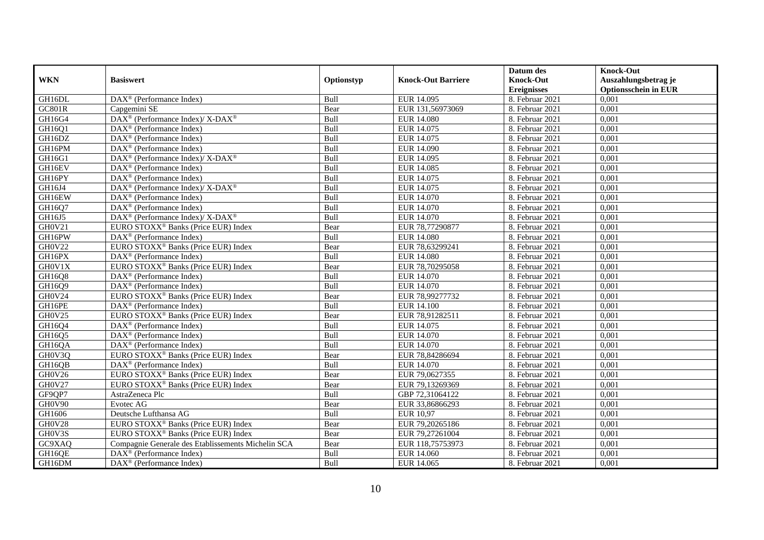| WKN | Basiswert | Optionstyp | Knock-Out Barriere | Datum des Knock-Out Ereignisses | Knock-Out Auszahlungsbetrag je Optionsschein in EUR |
|---|---|---|---|---|---|
| GH16DL | DAX® (Performance Index) | Bull | EUR 14.095 | 8. Februar 2021 | 0,001 |
| GC801R | Capgemini SE | Bear | EUR 131,56973069 | 8. Februar 2021 | 0,001 |
| GH16G4 | DAX® (Performance Index)/ X-DAX® | Bull | EUR 14.080 | 8. Februar 2021 | 0,001 |
| GH16Q1 | DAX® (Performance Index) | Bull | EUR 14.075 | 8. Februar 2021 | 0,001 |
| GH16DZ | DAX® (Performance Index) | Bull | EUR 14.075 | 8. Februar 2021 | 0,001 |
| GH16PM | DAX® (Performance Index) | Bull | EUR 14.090 | 8. Februar 2021 | 0,001 |
| GH16G1 | DAX® (Performance Index)/ X-DAX® | Bull | EUR 14.095 | 8. Februar 2021 | 0,001 |
| GH16EV | DAX® (Performance Index) | Bull | EUR 14.085 | 8. Februar 2021 | 0,001 |
| GH16PY | DAX® (Performance Index) | Bull | EUR 14.075 | 8. Februar 2021 | 0,001 |
| GH16J4 | DAX® (Performance Index)/ X-DAX® | Bull | EUR 14.075 | 8. Februar 2021 | 0,001 |
| GH16EW | DAX® (Performance Index) | Bull | EUR 14.070 | 8. Februar 2021 | 0,001 |
| GH16Q7 | DAX® (Performance Index) | Bull | EUR 14.070 | 8. Februar 2021 | 0,001 |
| GH16J5 | DAX® (Performance Index)/ X-DAX® | Bull | EUR 14.070 | 8. Februar 2021 | 0,001 |
| GH0V21 | EURO STOXX® Banks (Price EUR) Index | Bear | EUR 78,77290877 | 8. Februar 2021 | 0,001 |
| GH16PW | DAX® (Performance Index) | Bull | EUR 14.080 | 8. Februar 2021 | 0,001 |
| GH0V22 | EURO STOXX® Banks (Price EUR) Index | Bear | EUR 78,63299241 | 8. Februar 2021 | 0,001 |
| GH16PX | DAX® (Performance Index) | Bull | EUR 14.080 | 8. Februar 2021 | 0,001 |
| GH0V1X | EURO STOXX® Banks (Price EUR) Index | Bear | EUR 78,70295058 | 8. Februar 2021 | 0,001 |
| GH16Q8 | DAX® (Performance Index) | Bull | EUR 14.070 | 8. Februar 2021 | 0,001 |
| GH16Q9 | DAX® (Performance Index) | Bull | EUR 14.070 | 8. Februar 2021 | 0,001 |
| GH0V24 | EURO STOXX® Banks (Price EUR) Index | Bear | EUR 78,99277732 | 8. Februar 2021 | 0,001 |
| GH16PE | DAX® (Performance Index) | Bull | EUR 14.100 | 8. Februar 2021 | 0,001 |
| GH0V25 | EURO STOXX® Banks (Price EUR) Index | Bear | EUR 78,91282511 | 8. Februar 2021 | 0,001 |
| GH16Q4 | DAX® (Performance Index) | Bull | EUR 14.075 | 8. Februar 2021 | 0,001 |
| GH16Q5 | DAX® (Performance Index) | Bull | EUR 14.070 | 8. Februar 2021 | 0,001 |
| GH16QA | DAX® (Performance Index) | Bull | EUR 14.070 | 8. Februar 2021 | 0,001 |
| GH0V3Q | EURO STOXX® Banks (Price EUR) Index | Bear | EUR 78,84286694 | 8. Februar 2021 | 0,001 |
| GH16QB | DAX® (Performance Index) | Bull | EUR 14.070 | 8. Februar 2021 | 0,001 |
| GH0V26 | EURO STOXX® Banks (Price EUR) Index | Bear | EUR 79,0627355 | 8. Februar 2021 | 0,001 |
| GH0V27 | EURO STOXX® Banks (Price EUR) Index | Bear | EUR 79,13269369 | 8. Februar 2021 | 0,001 |
| GF9QP7 | AstraZeneca Plc | Bull | GBP 72,31064122 | 8. Februar 2021 | 0,001 |
| GH0V90 | Evotec AG | Bear | EUR 33,86866293 | 8. Februar 2021 | 0,001 |
| GH1606 | Deutsche Lufthansa AG | Bull | EUR 10,97 | 8. Februar 2021 | 0,001 |
| GH0V28 | EURO STOXX® Banks (Price EUR) Index | Bear | EUR 79,20265186 | 8. Februar 2021 | 0,001 |
| GH0V3S | EURO STOXX® Banks (Price EUR) Index | Bear | EUR 79,27261004 | 8. Februar 2021 | 0,001 |
| GC9XAQ | Compagnie Generale des Etablissements Michelin SCA | Bear | EUR 118,75753973 | 8. Februar 2021 | 0,001 |
| GH16QE | DAX® (Performance Index) | Bull | EUR 14.060 | 8. Februar 2021 | 0,001 |
| GH16DM | DAX® (Performance Index) | Bull | EUR 14.065 | 8. Februar 2021 | 0,001 |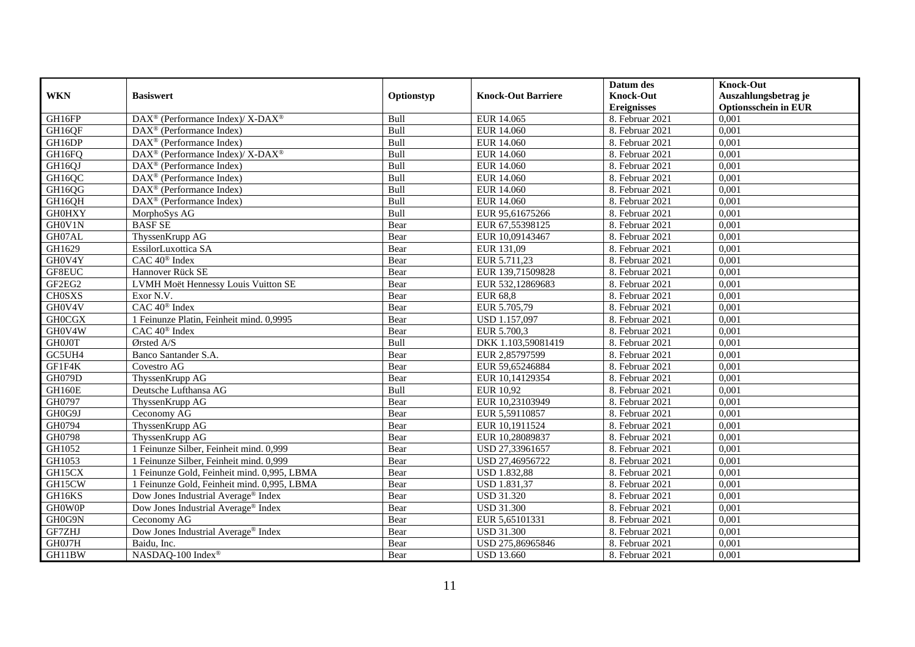| WKN | Basiswert | Optionstyp | Knock-Out Barriere | Datum des Knock-Out Ereignisses | Knock-Out Auszahlungsbetrag je Optionsschein in EUR |
|---|---|---|---|---|---|
| GH16FP | DAX® (Performance Index)/ X-DAX® | Bull | EUR 14.065 | 8. Februar 2021 | 0,001 |
| GH16QF | DAX® (Performance Index) | Bull | EUR 14.060 | 8. Februar 2021 | 0,001 |
| GH16DP | DAX® (Performance Index) | Bull | EUR 14.060 | 8. Februar 2021 | 0,001 |
| GH16FQ | DAX® (Performance Index)/ X-DAX® | Bull | EUR 14.060 | 8. Februar 2021 | 0,001 |
| GH16QJ | DAX® (Performance Index) | Bull | EUR 14.060 | 8. Februar 2021 | 0,001 |
| GH16QC | DAX® (Performance Index) | Bull | EUR 14.060 | 8. Februar 2021 | 0,001 |
| GH16QG | DAX® (Performance Index) | Bull | EUR 14.060 | 8. Februar 2021 | 0,001 |
| GH16QH | DAX® (Performance Index) | Bull | EUR 14.060 | 8. Februar 2021 | 0,001 |
| GH0HXY | MorphoSys AG | Bull | EUR 95,61675266 | 8. Februar 2021 | 0,001 |
| GH0V1N | BASF SE | Bear | EUR 67,55398125 | 8. Februar 2021 | 0,001 |
| GH07AL | ThyssenKrupp AG | Bear | EUR 10,09143467 | 8. Februar 2021 | 0,001 |
| GH1629 | EssilorLuxottica SA | Bear | EUR 131,09 | 8. Februar 2021 | 0,001 |
| GH0V4Y | CAC 40® Index | Bear | EUR 5.711,23 | 8. Februar 2021 | 0,001 |
| GF8EUC | Hannover Rück SE | Bear | EUR 139,71509828 | 8. Februar 2021 | 0,001 |
| GF2EG2 | LVMH Moët Hennessy Louis Vuitton SE | Bear | EUR 532,12869683 | 8. Februar 2021 | 0,001 |
| CH0SXS | Exor N.V. | Bear | EUR 68,8 | 8. Februar 2021 | 0,001 |
| GH0V4V | CAC 40® Index | Bear | EUR 5.705,79 | 8. Februar 2021 | 0,001 |
| GH0CGX | 1 Feinunze Platin, Feinheit mind. 0,9995 | Bear | USD 1.157,097 | 8. Februar 2021 | 0,001 |
| GH0V4W | CAC 40® Index | Bear | EUR 5.700,3 | 8. Februar 2021 | 0,001 |
| GH0J0T | Ørsted A/S | Bull | DKK 1.103,59081419 | 8. Februar 2021 | 0,001 |
| GC5UH4 | Banco Santander S.A. | Bear | EUR 2,85797599 | 8. Februar 2021 | 0,001 |
| GF1F4K | Covestro AG | Bear | EUR 59,65246884 | 8. Februar 2021 | 0,001 |
| GH079D | ThyssenKrupp AG | Bear | EUR 10,14129354 | 8. Februar 2021 | 0,001 |
| GH160E | Deutsche Lufthansa AG | Bull | EUR 10,92 | 8. Februar 2021 | 0,001 |
| GH0797 | ThyssenKrupp AG | Bear | EUR 10,23103949 | 8. Februar 2021 | 0,001 |
| GH0G9J | Ceconomy AG | Bear | EUR 5,59110857 | 8. Februar 2021 | 0,001 |
| GH0794 | ThyssenKrupp AG | Bear | EUR 10,1911524 | 8. Februar 2021 | 0,001 |
| GH0798 | ThyssenKrupp AG | Bear | EUR 10,28089837 | 8. Februar 2021 | 0,001 |
| GH1052 | 1 Feinunze Silber, Feinheit mind. 0,999 | Bear | USD 27,33961657 | 8. Februar 2021 | 0,001 |
| GH1053 | 1 Feinunze Silber, Feinheit mind. 0,999 | Bear | USD 27,46956722 | 8. Februar 2021 | 0,001 |
| GH15CX | 1 Feinunze Gold, Feinheit mind. 0,995, LBMA | Bear | USD 1.832,88 | 8. Februar 2021 | 0,001 |
| GH15CW | 1 Feinunze Gold, Feinheit mind. 0,995, LBMA | Bear | USD 1.831,37 | 8. Februar 2021 | 0,001 |
| GH16KS | Dow Jones Industrial Average® Index | Bear | USD 31.320 | 8. Februar 2021 | 0,001 |
| GH0W0P | Dow Jones Industrial Average® Index | Bear | USD 31.300 | 8. Februar 2021 | 0,001 |
| GH0G9N | Ceconomy AG | Bear | EUR 5,65101331 | 8. Februar 2021 | 0,001 |
| GF7ZHJ | Dow Jones Industrial Average® Index | Bear | USD 31.300 | 8. Februar 2021 | 0,001 |
| GH0J7H | Baidu, Inc. | Bear | USD 275,86965846 | 8. Februar 2021 | 0,001 |
| GH11BW | NASDAQ-100 Index® | Bear | USD 13.660 | 8. Februar 2021 | 0,001 |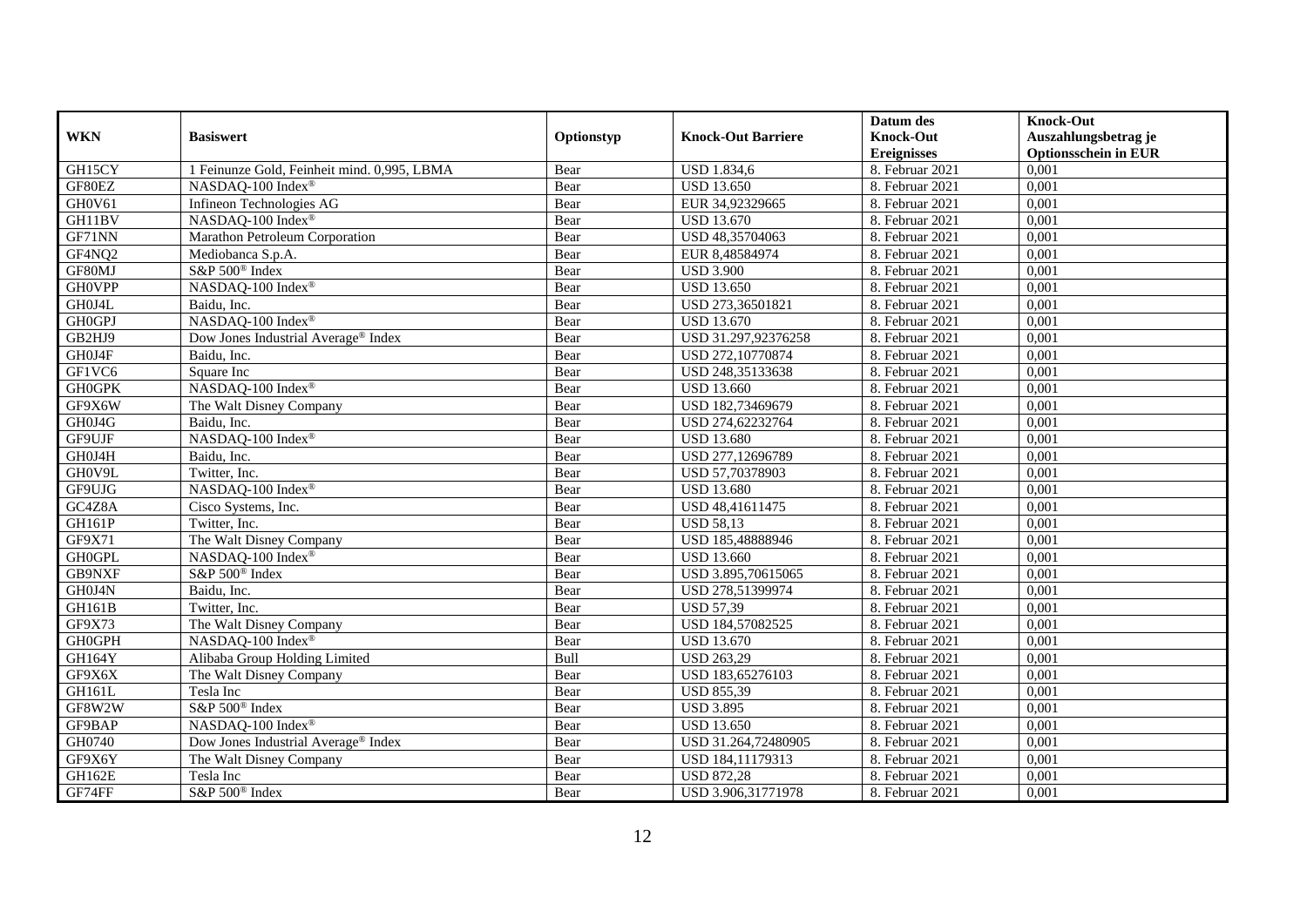| WKN | Basiswert | Optionstyp | Knock-Out Barriere | Datum des Knock-Out Ereignisses | Knock-Out Auszahlungsbetrag je Optionsschein in EUR |
|---|---|---|---|---|---|
| GH15CY | 1 Feinunze Gold, Feinheit mind. 0,995, LBMA | Bear | USD 1.834,6 | 8. Februar 2021 | 0,001 |
| GF80EZ | NASDAQ-100 Index® | Bear | USD 13.650 | 8. Februar 2021 | 0,001 |
| GH0V61 | Infineon Technologies AG | Bear | EUR 34,92329665 | 8. Februar 2021 | 0,001 |
| GH11BV | NASDAQ-100 Index® | Bear | USD 13.670 | 8. Februar 2021 | 0,001 |
| GF71NN | Marathon Petroleum Corporation | Bear | USD 48,35704063 | 8. Februar 2021 | 0,001 |
| GF4NQ2 | Mediobanca S.p.A. | Bear | EUR 8,48584974 | 8. Februar 2021 | 0,001 |
| GF80MJ | S&P 500® Index | Bear | USD 3.900 | 8. Februar 2021 | 0,001 |
| GH0VPP | NASDAQ-100 Index® | Bear | USD 13.650 | 8. Februar 2021 | 0,001 |
| GH0J4L | Baidu, Inc. | Bear | USD 273,36501821 | 8. Februar 2021 | 0,001 |
| GH0GPJ | NASDAQ-100 Index® | Bear | USD 13.670 | 8. Februar 2021 | 0,001 |
| GB2HJ9 | Dow Jones Industrial Average® Index | Bear | USD 31.297,92376258 | 8. Februar 2021 | 0,001 |
| GH0J4F | Baidu, Inc. | Bear | USD 272,10770874 | 8. Februar 2021 | 0,001 |
| GF1VC6 | Square Inc | Bear | USD 248,35133638 | 8. Februar 2021 | 0,001 |
| GH0GPK | NASDAQ-100 Index® | Bear | USD 13.660 | 8. Februar 2021 | 0,001 |
| GF9X6W | The Walt Disney Company | Bear | USD 182,73469679 | 8. Februar 2021 | 0,001 |
| GH0J4G | Baidu, Inc. | Bear | USD 274,62232764 | 8. Februar 2021 | 0,001 |
| GF9UJF | NASDAQ-100 Index® | Bear | USD 13.680 | 8. Februar 2021 | 0,001 |
| GH0J4H | Baidu, Inc. | Bear | USD 277,12696789 | 8. Februar 2021 | 0,001 |
| GH0V9L | Twitter, Inc. | Bear | USD 57,70378903 | 8. Februar 2021 | 0,001 |
| GF9UJG | NASDAQ-100 Index® | Bear | USD 13.680 | 8. Februar 2021 | 0,001 |
| GC4Z8A | Cisco Systems, Inc. | Bear | USD 48,41611475 | 8. Februar 2021 | 0,001 |
| GH161P | Twitter, Inc. | Bear | USD 58,13 | 8. Februar 2021 | 0,001 |
| GF9X71 | The Walt Disney Company | Bear | USD 185,48888946 | 8. Februar 2021 | 0,001 |
| GH0GPL | NASDAQ-100 Index® | Bear | USD 13.660 | 8. Februar 2021 | 0,001 |
| GB9NXF | S&P 500® Index | Bear | USD 3.895,70615065 | 8. Februar 2021 | 0,001 |
| GH0J4N | Baidu, Inc. | Bear | USD 278,51399974 | 8. Februar 2021 | 0,001 |
| GH161B | Twitter, Inc. | Bear | USD 57,39 | 8. Februar 2021 | 0,001 |
| GF9X73 | The Walt Disney Company | Bear | USD 184,57082525 | 8. Februar 2021 | 0,001 |
| GH0GPH | NASDAQ-100 Index® | Bear | USD 13.670 | 8. Februar 2021 | 0,001 |
| GH164Y | Alibaba Group Holding Limited | Bull | USD 263,29 | 8. Februar 2021 | 0,001 |
| GF9X6X | The Walt Disney Company | Bear | USD 183,65276103 | 8. Februar 2021 | 0,001 |
| GH161L | Tesla Inc | Bear | USD 855,39 | 8. Februar 2021 | 0,001 |
| GF8W2W | S&P 500® Index | Bear | USD 3.895 | 8. Februar 2021 | 0,001 |
| GF9BAP | NASDAQ-100 Index® | Bear | USD 13.650 | 8. Februar 2021 | 0,001 |
| GH0740 | Dow Jones Industrial Average® Index | Bear | USD 31.264,72480905 | 8. Februar 2021 | 0,001 |
| GF9X6Y | The Walt Disney Company | Bear | USD 184,11179313 | 8. Februar 2021 | 0,001 |
| GH162E | Tesla Inc | Bear | USD 872,28 | 8. Februar 2021 | 0,001 |
| GF74FF | S&P 500® Index | Bear | USD 3.906,31771978 | 8. Februar 2021 | 0,001 |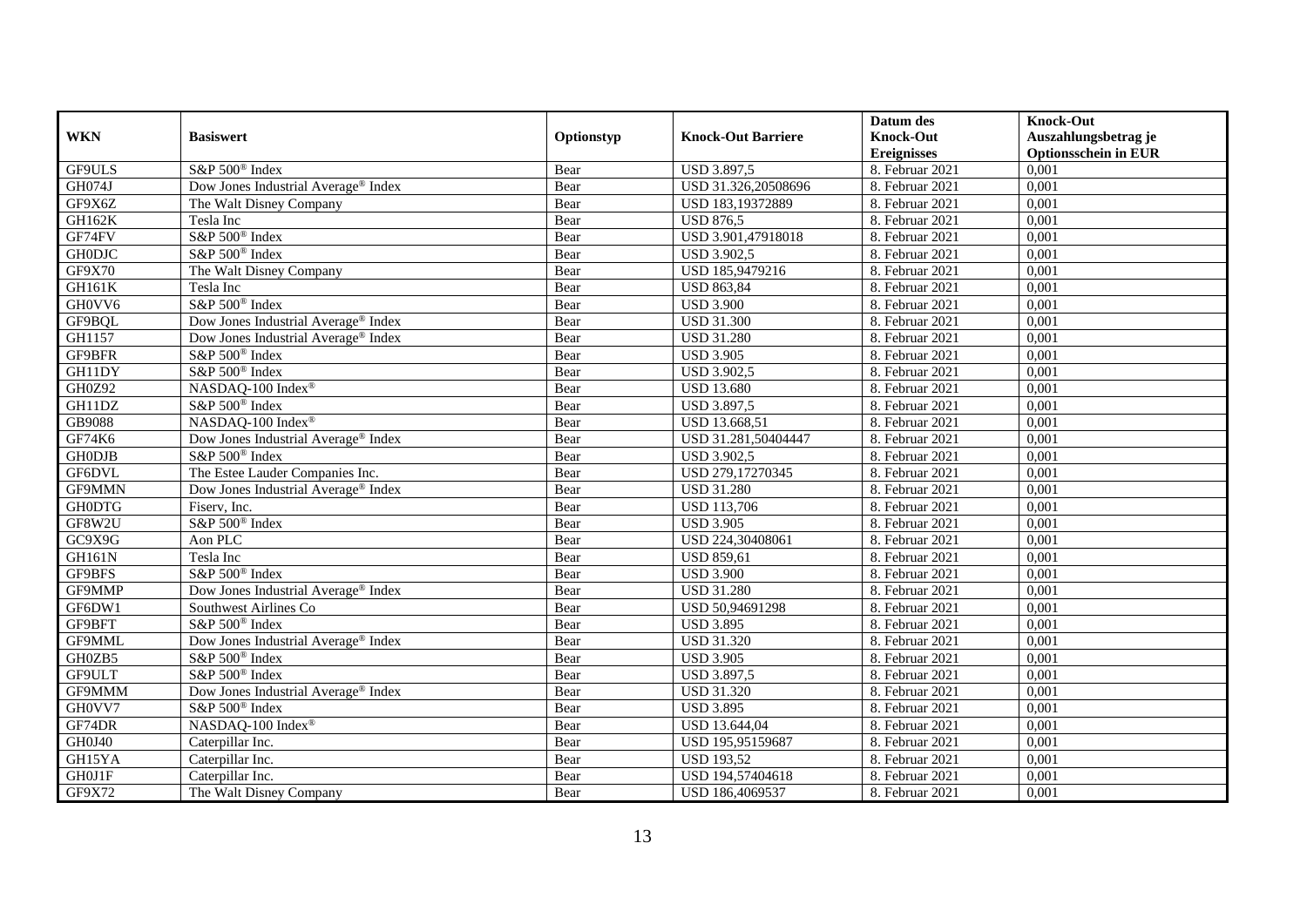| WKN | Basiswert | Optionstyp | Knock-Out Barriere | Datum des Knock-Out Ereignisses | Knock-Out Auszahlungsbetrag je Optionsschein in EUR |
|---|---|---|---|---|---|
| GF9ULS | S&P 500® Index | Bear | USD 3.897,5 | 8. Februar 2021 | 0,001 |
| GH074J | Dow Jones Industrial Average® Index | Bear | USD 31.326,20508696 | 8. Februar 2021 | 0,001 |
| GF9X6Z | The Walt Disney Company | Bear | USD 183,19372889 | 8. Februar 2021 | 0,001 |
| GH162K | Tesla Inc | Bear | USD 876,5 | 8. Februar 2021 | 0,001 |
| GF74FV | S&P 500® Index | Bear | USD 3.901,47918018 | 8. Februar 2021 | 0,001 |
| GH0DJC | S&P 500® Index | Bear | USD 3.902,5 | 8. Februar 2021 | 0,001 |
| GF9X70 | The Walt Disney Company | Bear | USD 185,9479216 | 8. Februar 2021 | 0,001 |
| GH161K | Tesla Inc | Bear | USD 863,84 | 8. Februar 2021 | 0,001 |
| GH0VV6 | S&P 500® Index | Bear | USD 3.900 | 8. Februar 2021 | 0,001 |
| GF9BQL | Dow Jones Industrial Average® Index | Bear | USD 31.300 | 8. Februar 2021 | 0,001 |
| GH1157 | Dow Jones Industrial Average® Index | Bear | USD 31.280 | 8. Februar 2021 | 0,001 |
| GF9BFR | S&P 500® Index | Bear | USD 3.905 | 8. Februar 2021 | 0,001 |
| GH11DY | S&P 500® Index | Bear | USD 3.902,5 | 8. Februar 2021 | 0,001 |
| GH0Z92 | NASDAQ-100 Index® | Bear | USD 13.680 | 8. Februar 2021 | 0,001 |
| GH11DZ | S&P 500® Index | Bear | USD 3.897,5 | 8. Februar 2021 | 0,001 |
| GB9088 | NASDAQ-100 Index® | Bear | USD 13.668,51 | 8. Februar 2021 | 0,001 |
| GF74K6 | Dow Jones Industrial Average® Index | Bear | USD 31.281,50404447 | 8. Februar 2021 | 0,001 |
| GH0DJB | S&P 500® Index | Bear | USD 3.902,5 | 8. Februar 2021 | 0,001 |
| GF6DVL | The Estee Lauder Companies Inc. | Bear | USD 279,17270345 | 8. Februar 2021 | 0,001 |
| GF9MMN | Dow Jones Industrial Average® Index | Bear | USD 31.280 | 8. Februar 2021 | 0,001 |
| GH0DTG | Fiserv, Inc. | Bear | USD 113,706 | 8. Februar 2021 | 0,001 |
| GF8W2U | S&P 500® Index | Bear | USD 3.905 | 8. Februar 2021 | 0,001 |
| GC9X9G | Aon PLC | Bear | USD 224,30408061 | 8. Februar 2021 | 0,001 |
| GH161N | Tesla Inc | Bear | USD 859,61 | 8. Februar 2021 | 0,001 |
| GF9BFS | S&P 500® Index | Bear | USD 3.900 | 8. Februar 2021 | 0,001 |
| GF9MMP | Dow Jones Industrial Average® Index | Bear | USD 31.280 | 8. Februar 2021 | 0,001 |
| GF6DW1 | Southwest Airlines Co | Bear | USD 50,94691298 | 8. Februar 2021 | 0,001 |
| GF9BFT | S&P 500® Index | Bear | USD 3.895 | 8. Februar 2021 | 0,001 |
| GF9MML | Dow Jones Industrial Average® Index | Bear | USD 31.320 | 8. Februar 2021 | 0,001 |
| GH0ZB5 | S&P 500® Index | Bear | USD 3.905 | 8. Februar 2021 | 0,001 |
| GF9ULT | S&P 500® Index | Bear | USD 3.897,5 | 8. Februar 2021 | 0,001 |
| GF9MMM | Dow Jones Industrial Average® Index | Bear | USD 31.320 | 8. Februar 2021 | 0,001 |
| GH0VV7 | S&P 500® Index | Bear | USD 3.895 | 8. Februar 2021 | 0,001 |
| GF74DR | NASDAQ-100 Index® | Bear | USD 13.644,04 | 8. Februar 2021 | 0,001 |
| GH0J40 | Caterpillar Inc. | Bear | USD 195,95159687 | 8. Februar 2021 | 0,001 |
| GH15YA | Caterpillar Inc. | Bear | USD 193,52 | 8. Februar 2021 | 0,001 |
| GH0J1F | Caterpillar Inc. | Bear | USD 194,57404618 | 8. Februar 2021 | 0,001 |
| GF9X72 | The Walt Disney Company | Bear | USD 186,4069537 | 8. Februar 2021 | 0,001 |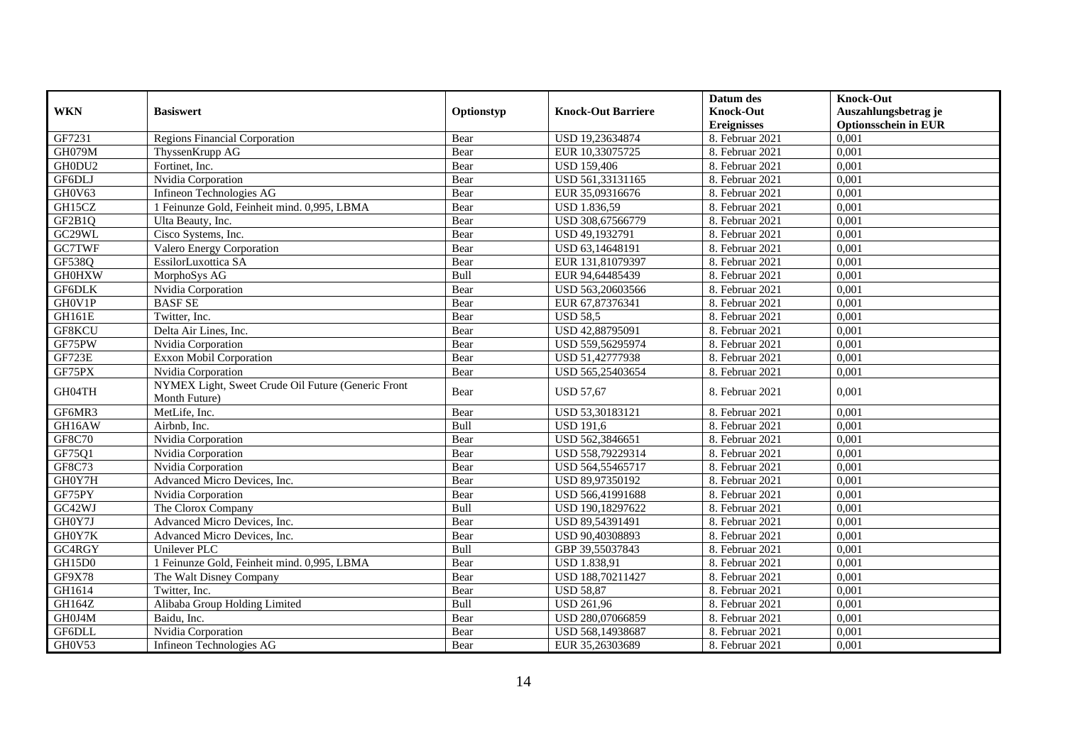| WKN | Basiswert | Optionstyp | Knock-Out Barriere | Datum des Knock-Out Ereignisses | Knock-Out Auszahlungsbetrag je Optionsschein in EUR |
|---|---|---|---|---|---|
| GF7231 | Regions Financial Corporation | Bear | USD 19,23634874 | 8. Februar 2021 | 0,001 |
| GH079M | ThyssenKrupp AG | Bear | EUR 10,33075725 | 8. Februar 2021 | 0,001 |
| GH0DU2 | Fortinet, Inc. | Bear | USD 159,406 | 8. Februar 2021 | 0,001 |
| GF6DLJ | Nvidia Corporation | Bear | USD 561,33131165 | 8. Februar 2021 | 0,001 |
| GH0V63 | Infineon Technologies AG | Bear | EUR 35,09316676 | 8. Februar 2021 | 0,001 |
| GH15CZ | 1 Feinunze Gold, Feinheit mind. 0,995, LBMA | Bear | USD 1.836,59 | 8. Februar 2021 | 0,001 |
| GF2B1Q | Ulta Beauty, Inc. | Bear | USD 308,67566779 | 8. Februar 2021 | 0,001 |
| GC29WL | Cisco Systems, Inc. | Bear | USD 49,1932791 | 8. Februar 2021 | 0,001 |
| GC7TWF | Valero Energy Corporation | Bear | USD 63,14648191 | 8. Februar 2021 | 0,001 |
| GF538Q | EssilorLuxottica SA | Bear | EUR 131,81079397 | 8. Februar 2021 | 0,001 |
| GH0HXW | MorphoSys AG | Bull | EUR 94,64485439 | 8. Februar 2021 | 0,001 |
| GF6DLK | Nvidia Corporation | Bear | USD 563,20603566 | 8. Februar 2021 | 0,001 |
| GH0V1P | BASF SE | Bear | EUR 67,87376341 | 8. Februar 2021 | 0,001 |
| GH161E | Twitter, Inc. | Bear | USD 58,5 | 8. Februar 2021 | 0,001 |
| GF8KCU | Delta Air Lines, Inc. | Bear | USD 42,88795091 | 8. Februar 2021 | 0,001 |
| GF75PW | Nvidia Corporation | Bear | USD 559,56295974 | 8. Februar 2021 | 0,001 |
| GF723E | Exxon Mobil Corporation | Bear | USD 51,42777938 | 8. Februar 2021 | 0,001 |
| GF75PX | Nvidia Corporation | Bear | USD 565,25403654 | 8. Februar 2021 | 0,001 |
| GH04TH | NYMEX Light, Sweet Crude Oil Future (Generic Front Month Future) | Bear | USD 57,67 | 8. Februar 2021 | 0,001 |
| GF6MR3 | MetLife, Inc. | Bear | USD 53,30183121 | 8. Februar 2021 | 0,001 |
| GH16AW | Airbnb, Inc. | Bull | USD 191,6 | 8. Februar 2021 | 0,001 |
| GF8C70 | Nvidia Corporation | Bear | USD 562,3846651 | 8. Februar 2021 | 0,001 |
| GF75Q1 | Nvidia Corporation | Bear | USD 558,79229314 | 8. Februar 2021 | 0,001 |
| GF8C73 | Nvidia Corporation | Bear | USD 564,55465717 | 8. Februar 2021 | 0,001 |
| GH0Y7H | Advanced Micro Devices, Inc. | Bear | USD 89,97350192 | 8. Februar 2021 | 0,001 |
| GF75PY | Nvidia Corporation | Bear | USD 566,41991688 | 8. Februar 2021 | 0,001 |
| GC42WJ | The Clorox Company | Bull | USD 190,18297622 | 8. Februar 2021 | 0,001 |
| GH0Y7J | Advanced Micro Devices, Inc. | Bear | USD 89,54391491 | 8. Februar 2021 | 0,001 |
| GH0Y7K | Advanced Micro Devices, Inc. | Bear | USD 90,40308893 | 8. Februar 2021 | 0,001 |
| GC4RGY | Unilever PLC | Bull | GBP 39,55037843 | 8. Februar 2021 | 0,001 |
| GH15D0 | 1 Feinunze Gold, Feinheit mind. 0,995, LBMA | Bear | USD 1.838,91 | 8. Februar 2021 | 0,001 |
| GF9X78 | The Walt Disney Company | Bear | USD 188,70211427 | 8. Februar 2021 | 0,001 |
| GH1614 | Twitter, Inc. | Bear | USD 58,87 | 8. Februar 2021 | 0,001 |
| GH164Z | Alibaba Group Holding Limited | Bull | USD 261,96 | 8. Februar 2021 | 0,001 |
| GH0J4M | Baidu, Inc. | Bear | USD 280,07066859 | 8. Februar 2021 | 0,001 |
| GF6DLL | Nvidia Corporation | Bear | USD 568,14938687 | 8. Februar 2021 | 0,001 |
| GH0V53 | Infineon Technologies AG | Bear | EUR 35,26303689 | 8. Februar 2021 | 0,001 |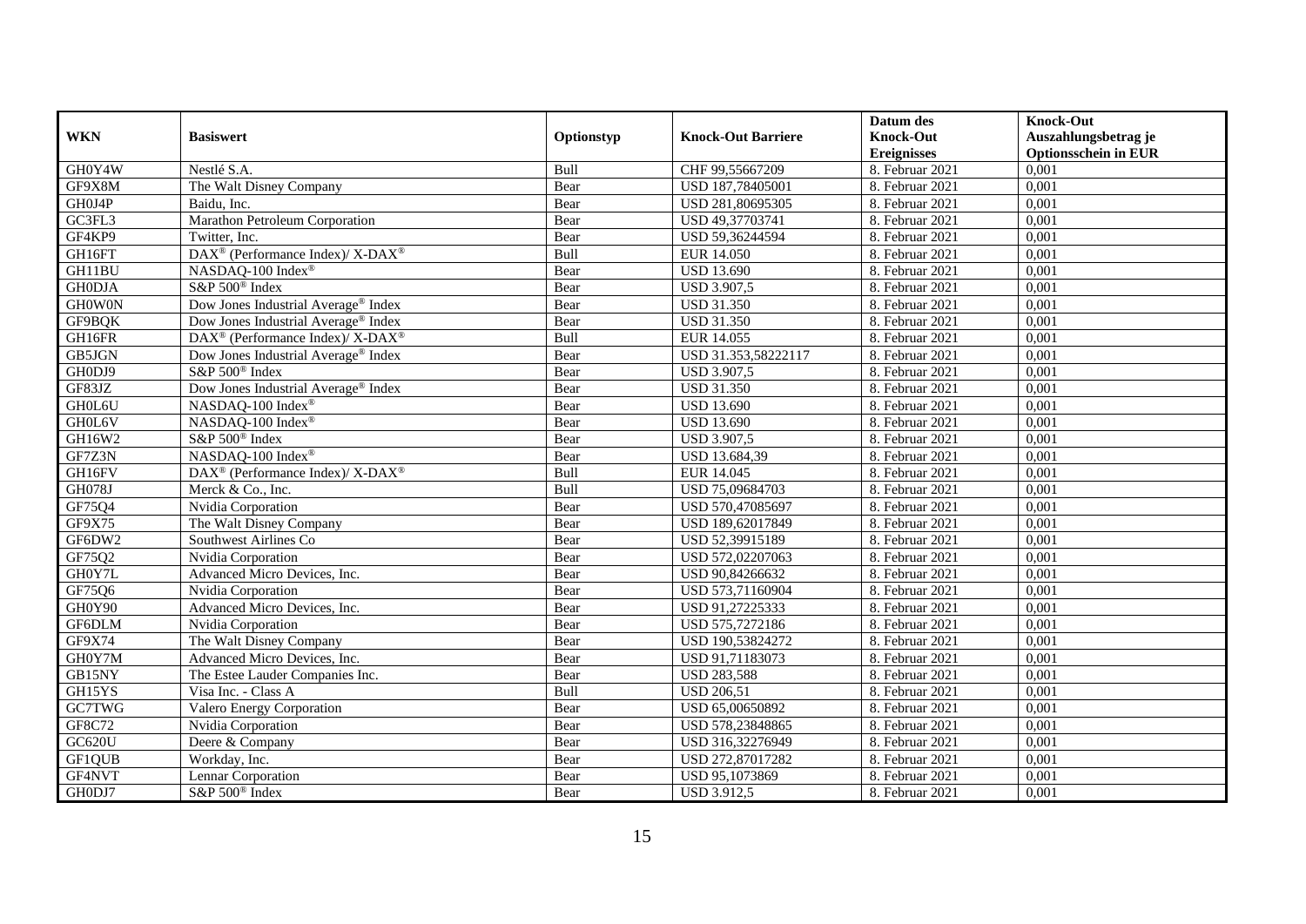| WKN | Basiswert | Optionstyp | Knock-Out Barriere | Datum des Knock-Out Ereignisses | Knock-Out Auszahlungsbetrag je Optionsschein in EUR |
|---|---|---|---|---|---|
| GH0Y4W | Nestlé S.A. | Bull | CHF 99,55667209 | 8. Februar 2021 | 0,001 |
| GF9X8M | The Walt Disney Company | Bear | USD 187,78405001 | 8. Februar 2021 | 0,001 |
| GH0J4P | Baidu, Inc. | Bear | USD 281,80695305 | 8. Februar 2021 | 0,001 |
| GC3FL3 | Marathon Petroleum Corporation | Bear | USD 49,37703741 | 8. Februar 2021 | 0,001 |
| GF4KP9 | Twitter, Inc. | Bear | USD 59,36244594 | 8. Februar 2021 | 0,001 |
| GH16FT | DAX® (Performance Index)/ X-DAX® | Bull | EUR 14.050 | 8. Februar 2021 | 0,001 |
| GH11BU | NASDAQ-100 Index® | Bear | USD 13.690 | 8. Februar 2021 | 0,001 |
| GH0DJA | S&P 500® Index | Bear | USD 3.907,5 | 8. Februar 2021 | 0,001 |
| GH0W0N | Dow Jones Industrial Average® Index | Bear | USD 31.350 | 8. Februar 2021 | 0,001 |
| GF9BQK | Dow Jones Industrial Average® Index | Bear | USD 31.350 | 8. Februar 2021 | 0,001 |
| GH16FR | DAX® (Performance Index)/ X-DAX® | Bull | EUR 14.055 | 8. Februar 2021 | 0,001 |
| GB5JGN | Dow Jones Industrial Average® Index | Bear | USD 31.353,58222117 | 8. Februar 2021 | 0,001 |
| GH0DJ9 | S&P 500® Index | Bear | USD 3.907,5 | 8. Februar 2021 | 0,001 |
| GF83JZ | Dow Jones Industrial Average® Index | Bear | USD 31.350 | 8. Februar 2021 | 0,001 |
| GH0L6U | NASDAQ-100 Index® | Bear | USD 13.690 | 8. Februar 2021 | 0,001 |
| GH0L6V | NASDAQ-100 Index® | Bear | USD 13.690 | 8. Februar 2021 | 0,001 |
| GH16W2 | S&P 500® Index | Bear | USD 3.907,5 | 8. Februar 2021 | 0,001 |
| GF7Z3N | NASDAQ-100 Index® | Bear | USD 13.684,39 | 8. Februar 2021 | 0,001 |
| GH16FV | DAX® (Performance Index)/ X-DAX® | Bull | EUR 14.045 | 8. Februar 2021 | 0,001 |
| GH078J | Merck & Co., Inc. | Bull | USD 75,09684703 | 8. Februar 2021 | 0,001 |
| GF75Q4 | Nvidia Corporation | Bear | USD 570,47085697 | 8. Februar 2021 | 0,001 |
| GF9X75 | The Walt Disney Company | Bear | USD 189,62017849 | 8. Februar 2021 | 0,001 |
| GF6DW2 | Southwest Airlines Co | Bear | USD 52,39915189 | 8. Februar 2021 | 0,001 |
| GF75Q2 | Nvidia Corporation | Bear | USD 572,02207063 | 8. Februar 2021 | 0,001 |
| GH0Y7L | Advanced Micro Devices, Inc. | Bear | USD 90,84266632 | 8. Februar 2021 | 0,001 |
| GF75Q6 | Nvidia Corporation | Bear | USD 573,71160904 | 8. Februar 2021 | 0,001 |
| GH0Y90 | Advanced Micro Devices, Inc. | Bear | USD 91,27225333 | 8. Februar 2021 | 0,001 |
| GF6DLM | Nvidia Corporation | Bear | USD 575,7272186 | 8. Februar 2021 | 0,001 |
| GF9X74 | The Walt Disney Company | Bear | USD 190,53824272 | 8. Februar 2021 | 0,001 |
| GH0Y7M | Advanced Micro Devices, Inc. | Bear | USD 91,71183073 | 8. Februar 2021 | 0,001 |
| GB15NY | The Estee Lauder Companies Inc. | Bear | USD 283,588 | 8. Februar 2021 | 0,001 |
| GH15YS | Visa Inc. - Class A | Bull | USD 206,51 | 8. Februar 2021 | 0,001 |
| GC7TWG | Valero Energy Corporation | Bear | USD 65,00650892 | 8. Februar 2021 | 0,001 |
| GF8C72 | Nvidia Corporation | Bear | USD 578,23848865 | 8. Februar 2021 | 0,001 |
| GC620U | Deere & Company | Bear | USD 316,32276949 | 8. Februar 2021 | 0,001 |
| GF1QUB | Workday, Inc. | Bear | USD 272,87017282 | 8. Februar 2021 | 0,001 |
| GF4NVT | Lennar Corporation | Bear | USD 95,1073869 | 8. Februar 2021 | 0,001 |
| GH0DJ7 | S&P 500® Index | Bear | USD 3.912,5 | 8. Februar 2021 | 0,001 |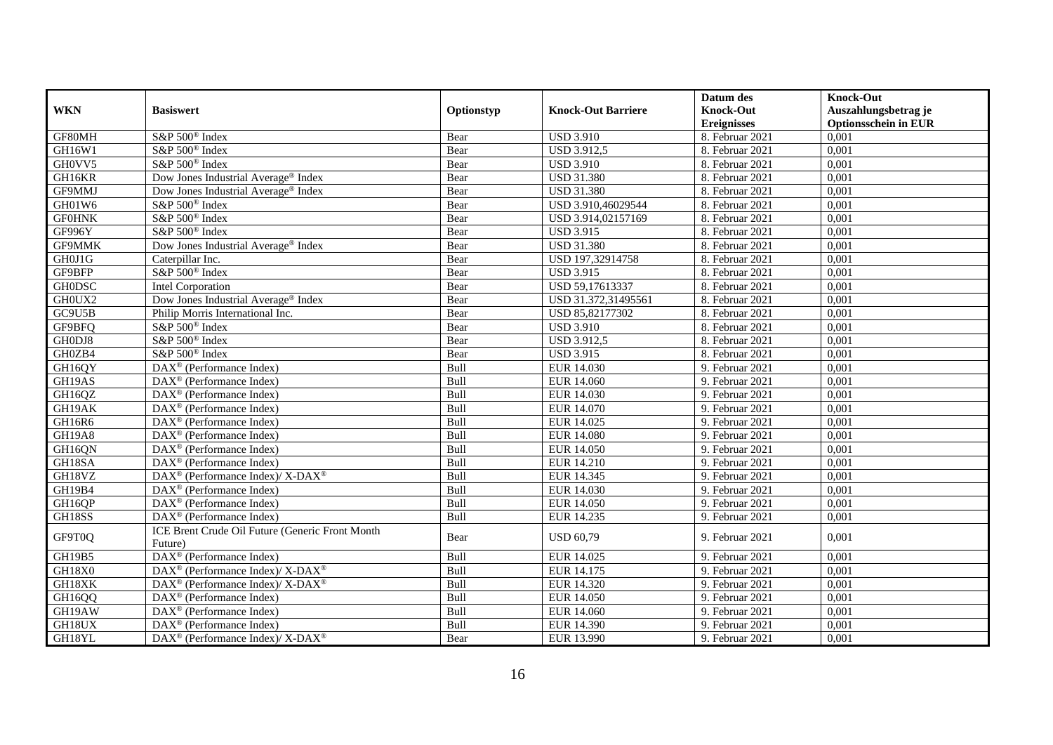| WKN | Basiswert | Optionstyp | Knock-Out Barriere | Datum des Knock-Out Ereignisses | Knock-Out Auszahlungsbetrag je Optionsschein in EUR |
|---|---|---|---|---|---|
| GF80MH | S&P 500® Index | Bear | USD 3.910 | 8. Februar 2021 | 0,001 |
| GH16W1 | S&P 500® Index | Bear | USD 3.912,5 | 8. Februar 2021 | 0,001 |
| GH0VV5 | S&P 500® Index | Bear | USD 3.910 | 8. Februar 2021 | 0,001 |
| GH16KR | Dow Jones Industrial Average® Index | Bear | USD 31.380 | 8. Februar 2021 | 0,001 |
| GF9MMJ | Dow Jones Industrial Average® Index | Bear | USD 31.380 | 8. Februar 2021 | 0,001 |
| GH01W6 | S&P 500® Index | Bear | USD 3.910,46029544 | 8. Februar 2021 | 0,001 |
| GF0HNK | S&P 500® Index | Bear | USD 3.914,02157169 | 8. Februar 2021 | 0,001 |
| GF996Y | S&P 500® Index | Bear | USD 3.915 | 8. Februar 2021 | 0,001 |
| GF9MMK | Dow Jones Industrial Average® Index | Bear | USD 31.380 | 8. Februar 2021 | 0,001 |
| GH0J1G | Caterpillar Inc. | Bear | USD 197,32914758 | 8. Februar 2021 | 0,001 |
| GF9BFP | S&P 500® Index | Bear | USD 3.915 | 8. Februar 2021 | 0,001 |
| GH0DSC | Intel Corporation | Bear | USD 59,17613337 | 8. Februar 2021 | 0,001 |
| GH0UX2 | Dow Jones Industrial Average® Index | Bear | USD 31.372,31495561 | 8. Februar 2021 | 0,001 |
| GC9U5B | Philip Morris International Inc. | Bear | USD 85,82177302 | 8. Februar 2021 | 0,001 |
| GF9BFQ | S&P 500® Index | Bear | USD 3.910 | 8. Februar 2021 | 0,001 |
| GH0DJ8 | S&P 500® Index | Bear | USD 3.912,5 | 8. Februar 2021 | 0,001 |
| GH0ZB4 | S&P 500® Index | Bear | USD 3.915 | 8. Februar 2021 | 0,001 |
| GH16QY | DAX® (Performance Index) | Bull | EUR 14.030 | 9. Februar 2021 | 0,001 |
| GH19AS | DAX® (Performance Index) | Bull | EUR 14.060 | 9. Februar 2021 | 0,001 |
| GH16QZ | DAX® (Performance Index) | Bull | EUR 14.030 | 9. Februar 2021 | 0,001 |
| GH19AK | DAX® (Performance Index) | Bull | EUR 14.070 | 9. Februar 2021 | 0,001 |
| GH16R6 | DAX® (Performance Index) | Bull | EUR 14.025 | 9. Februar 2021 | 0,001 |
| GH19A8 | DAX® (Performance Index) | Bull | EUR 14.080 | 9. Februar 2021 | 0,001 |
| GH16QN | DAX® (Performance Index) | Bull | EUR 14.050 | 9. Februar 2021 | 0,001 |
| GH18SA | DAX® (Performance Index) | Bull | EUR 14.210 | 9. Februar 2021 | 0,001 |
| GH18VZ | DAX® (Performance Index)/ X-DAX® | Bull | EUR 14.345 | 9. Februar 2021 | 0,001 |
| GH19B4 | DAX® (Performance Index) | Bull | EUR 14.030 | 9. Februar 2021 | 0,001 |
| GH16QP | DAX® (Performance Index) | Bull | EUR 14.050 | 9. Februar 2021 | 0,001 |
| GH18SS | DAX® (Performance Index) | Bull | EUR 14.235 | 9. Februar 2021 | 0,001 |
| GF9T0Q | ICE Brent Crude Oil Future (Generic Front Month Future) | Bear | USD 60,79 | 9. Februar 2021 | 0,001 |
| GH19B5 | DAX® (Performance Index) | Bull | EUR 14.025 | 9. Februar 2021 | 0,001 |
| GH18X0 | DAX® (Performance Index)/ X-DAX® | Bull | EUR 14.175 | 9. Februar 2021 | 0,001 |
| GH18XK | DAX® (Performance Index)/ X-DAX® | Bull | EUR 14.320 | 9. Februar 2021 | 0,001 |
| GH16QQ | DAX® (Performance Index) | Bull | EUR 14.050 | 9. Februar 2021 | 0,001 |
| GH19AW | DAX® (Performance Index) | Bull | EUR 14.060 | 9. Februar 2021 | 0,001 |
| GH18UX | DAX® (Performance Index) | Bull | EUR 14.390 | 9. Februar 2021 | 0,001 |
| GH18YL | DAX® (Performance Index)/ X-DAX® | Bear | EUR 13.990 | 9. Februar 2021 | 0,001 |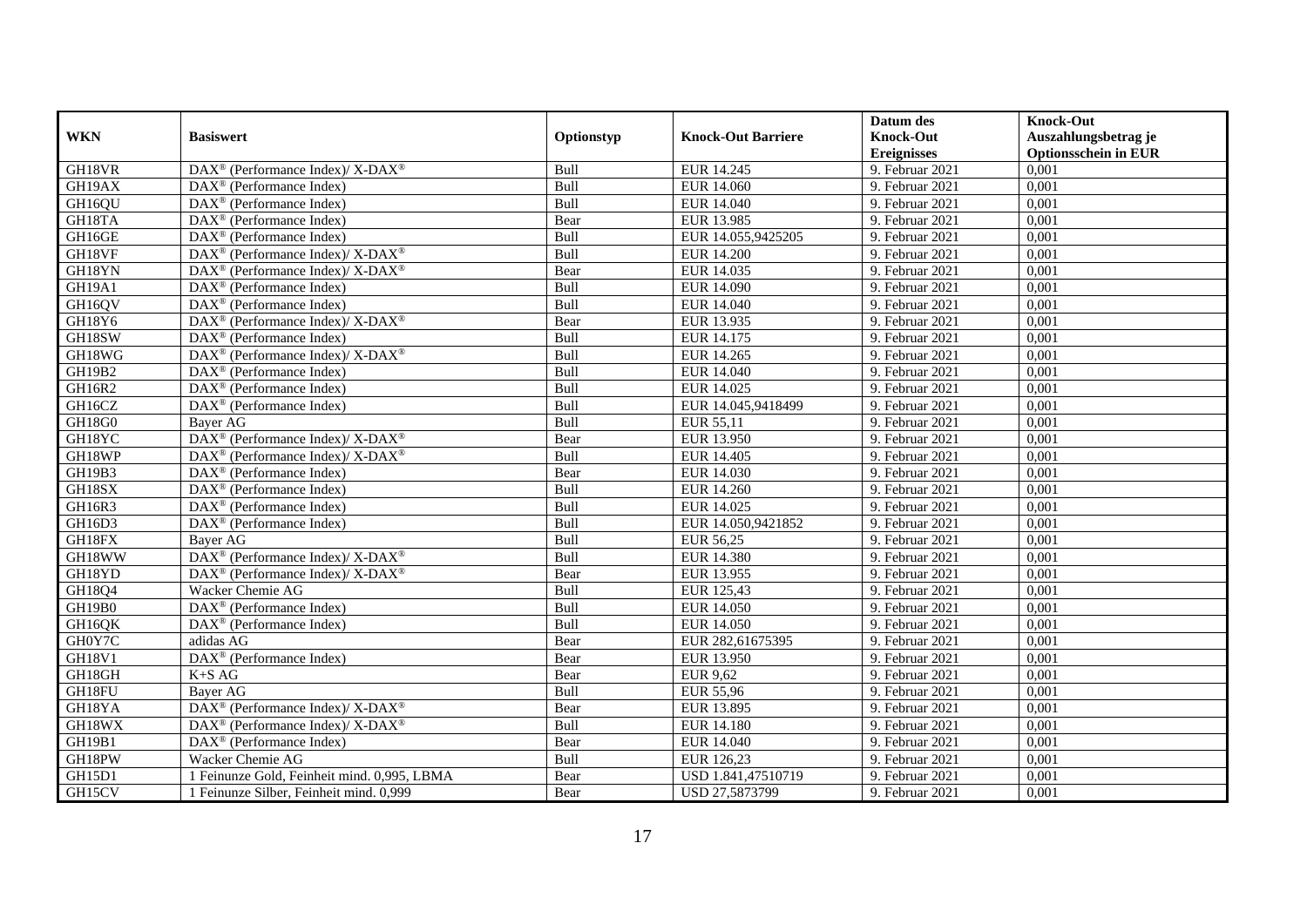| WKN | Basiswert | Optionstyp | Knock-Out Barriere | Datum des Knock-Out Ereignisses | Knock-Out Auszahlungsbetrag je Optionsschein in EUR |
|---|---|---|---|---|---|
| GH18VR | DAX® (Performance Index)/ X-DAX® | Bull | EUR 14.245 | 9. Februar 2021 | 0,001 |
| GH19AX | DAX® (Performance Index) | Bull | EUR 14.060 | 9. Februar 2021 | 0,001 |
| GH16QU | DAX® (Performance Index) | Bull | EUR 14.040 | 9. Februar 2021 | 0,001 |
| GH18TA | DAX® (Performance Index) | Bear | EUR 13.985 | 9. Februar 2021 | 0,001 |
| GH16GE | DAX® (Performance Index) | Bull | EUR 14.055,9425205 | 9. Februar 2021 | 0,001 |
| GH18VF | DAX® (Performance Index)/ X-DAX® | Bull | EUR 14.200 | 9. Februar 2021 | 0,001 |
| GH18YN | DAX® (Performance Index)/ X-DAX® | Bear | EUR 14.035 | 9. Februar 2021 | 0,001 |
| GH19A1 | DAX® (Performance Index) | Bull | EUR 14.090 | 9. Februar 2021 | 0,001 |
| GH16QV | DAX® (Performance Index) | Bull | EUR 14.040 | 9. Februar 2021 | 0,001 |
| GH18Y6 | DAX® (Performance Index)/ X-DAX® | Bear | EUR 13.935 | 9. Februar 2021 | 0,001 |
| GH18SW | DAX® (Performance Index) | Bull | EUR 14.175 | 9. Februar 2021 | 0,001 |
| GH18WG | DAX® (Performance Index)/ X-DAX® | Bull | EUR 14.265 | 9. Februar 2021 | 0,001 |
| GH19B2 | DAX® (Performance Index) | Bull | EUR 14.040 | 9. Februar 2021 | 0,001 |
| GH16R2 | DAX® (Performance Index) | Bull | EUR 14.025 | 9. Februar 2021 | 0,001 |
| GH16CZ | DAX® (Performance Index) | Bull | EUR 14.045,9418499 | 9. Februar 2021 | 0,001 |
| GH18G0 | Bayer AG | Bull | EUR 55,11 | 9. Februar 2021 | 0,001 |
| GH18YC | DAX® (Performance Index)/ X-DAX® | Bear | EUR 13.950 | 9. Februar 2021 | 0,001 |
| GH18WP | DAX® (Performance Index)/ X-DAX® | Bull | EUR 14.405 | 9. Februar 2021 | 0,001 |
| GH19B3 | DAX® (Performance Index) | Bear | EUR 14.030 | 9. Februar 2021 | 0,001 |
| GH18SX | DAX® (Performance Index) | Bull | EUR 14.260 | 9. Februar 2021 | 0,001 |
| GH16R3 | DAX® (Performance Index) | Bull | EUR 14.025 | 9. Februar 2021 | 0,001 |
| GH16D3 | DAX® (Performance Index) | Bull | EUR 14.050,9421852 | 9. Februar 2021 | 0,001 |
| GH18FX | Bayer AG | Bull | EUR 56,25 | 9. Februar 2021 | 0,001 |
| GH18WW | DAX® (Performance Index)/ X-DAX® | Bull | EUR 14.380 | 9. Februar 2021 | 0,001 |
| GH18YD | DAX® (Performance Index)/ X-DAX® | Bear | EUR 13.955 | 9. Februar 2021 | 0,001 |
| GH18Q4 | Wacker Chemie AG | Bull | EUR 125,43 | 9. Februar 2021 | 0,001 |
| GH19B0 | DAX® (Performance Index) | Bull | EUR 14.050 | 9. Februar 2021 | 0,001 |
| GH16QK | DAX® (Performance Index) | Bull | EUR 14.050 | 9. Februar 2021 | 0,001 |
| GH0Y7C | adidas AG | Bear | EUR 282,61675395 | 9. Februar 2021 | 0,001 |
| GH18V1 | DAX® (Performance Index) | Bear | EUR 13.950 | 9. Februar 2021 | 0,001 |
| GH18GH | K+S AG | Bear | EUR 9,62 | 9. Februar 2021 | 0,001 |
| GH18FU | Bayer AG | Bull | EUR 55,96 | 9. Februar 2021 | 0,001 |
| GH18YA | DAX® (Performance Index)/ X-DAX® | Bear | EUR 13.895 | 9. Februar 2021 | 0,001 |
| GH18WX | DAX® (Performance Index)/ X-DAX® | Bull | EUR 14.180 | 9. Februar 2021 | 0,001 |
| GH19B1 | DAX® (Performance Index) | Bear | EUR 14.040 | 9. Februar 2021 | 0,001 |
| GH18PW | Wacker Chemie AG | Bull | EUR 126,23 | 9. Februar 2021 | 0,001 |
| GH15D1 | 1 Feinunze Gold, Feinheit mind. 0,995, LBMA | Bear | USD 1.841,47510719 | 9. Februar 2021 | 0,001 |
| GH15CV | 1 Feinunze Silber, Feinheit mind. 0,999 | Bear | USD 27,5873799 | 9. Februar 2021 | 0,001 |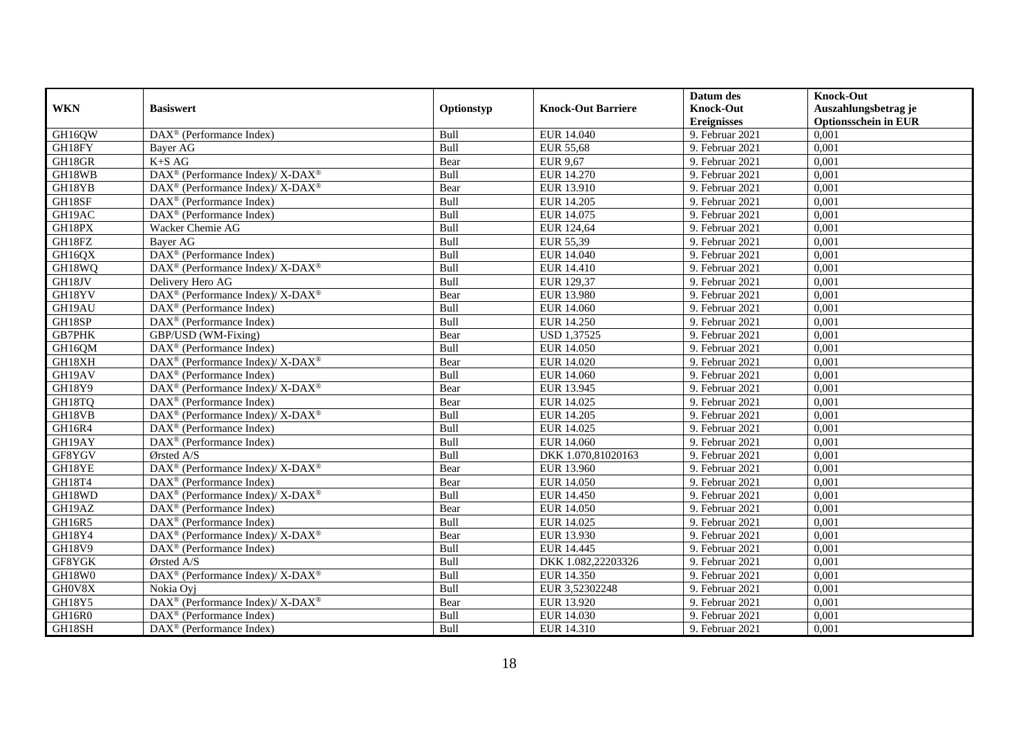| WKN | Basiswert | Optionstyp | Knock-Out Barriere | Datum des Knock-Out Ereignisses | Knock-Out Auszahlungsbetrag je Optionsschein in EUR |
|---|---|---|---|---|---|
| GH16QW | DAX® (Performance Index) | Bull | EUR 14.040 | 9. Februar 2021 | 0,001 |
| GH18FY | Bayer AG | Bull | EUR 55,68 | 9. Februar 2021 | 0,001 |
| GH18GR | K+S AG | Bear | EUR 9,67 | 9. Februar 2021 | 0,001 |
| GH18WB | DAX® (Performance Index)/ X-DAX® | Bull | EUR 14.270 | 9. Februar 2021 | 0,001 |
| GH18YB | DAX® (Performance Index)/ X-DAX® | Bear | EUR 13.910 | 9. Februar 2021 | 0,001 |
| GH18SF | DAX® (Performance Index) | Bull | EUR 14.205 | 9. Februar 2021 | 0,001 |
| GH19AC | DAX® (Performance Index) | Bull | EUR 14.075 | 9. Februar 2021 | 0,001 |
| GH18PX | Wacker Chemie AG | Bull | EUR 124,64 | 9. Februar 2021 | 0,001 |
| GH18FZ | Bayer AG | Bull | EUR 55,39 | 9. Februar 2021 | 0,001 |
| GH16QX | DAX® (Performance Index) | Bull | EUR 14.040 | 9. Februar 2021 | 0,001 |
| GH18WQ | DAX® (Performance Index)/ X-DAX® | Bull | EUR 14.410 | 9. Februar 2021 | 0,001 |
| GH18JV | Delivery Hero AG | Bull | EUR 129,37 | 9. Februar 2021 | 0,001 |
| GH18YV | DAX® (Performance Index)/ X-DAX® | Bear | EUR 13.980 | 9. Februar 2021 | 0,001 |
| GH19AU | DAX® (Performance Index) | Bull | EUR 14.060 | 9. Februar 2021 | 0,001 |
| GH18SP | DAX® (Performance Index) | Bull | EUR 14.250 | 9. Februar 2021 | 0,001 |
| GB7PHK | GBP/USD (WM-Fixing) | Bear | USD 1,37525 | 9. Februar 2021 | 0,001 |
| GH16QM | DAX® (Performance Index) | Bull | EUR 14.050 | 9. Februar 2021 | 0,001 |
| GH18XH | DAX® (Performance Index)/ X-DAX® | Bear | EUR 14.020 | 9. Februar 2021 | 0,001 |
| GH19AV | DAX® (Performance Index) | Bull | EUR 14.060 | 9. Februar 2021 | 0,001 |
| GH18Y9 | DAX® (Performance Index)/ X-DAX® | Bear | EUR 13.945 | 9. Februar 2021 | 0,001 |
| GH18TQ | DAX® (Performance Index) | Bear | EUR 14.025 | 9. Februar 2021 | 0,001 |
| GH18VB | DAX® (Performance Index)/ X-DAX® | Bull | EUR 14.205 | 9. Februar 2021 | 0,001 |
| GH16R4 | DAX® (Performance Index) | Bull | EUR 14.025 | 9. Februar 2021 | 0,001 |
| GH19AY | DAX® (Performance Index) | Bull | EUR 14.060 | 9. Februar 2021 | 0,001 |
| GF8YGV | Ørsted A/S | Bull | DKK 1.070,81020163 | 9. Februar 2021 | 0,001 |
| GH18YE | DAX® (Performance Index)/ X-DAX® | Bear | EUR 13.960 | 9. Februar 2021 | 0,001 |
| GH18T4 | DAX® (Performance Index) | Bear | EUR 14.050 | 9. Februar 2021 | 0,001 |
| GH18WD | DAX® (Performance Index)/ X-DAX® | Bull | EUR 14.450 | 9. Februar 2021 | 0,001 |
| GH19AZ | DAX® (Performance Index) | Bear | EUR 14.050 | 9. Februar 2021 | 0,001 |
| GH16R5 | DAX® (Performance Index) | Bull | EUR 14.025 | 9. Februar 2021 | 0,001 |
| GH18Y4 | DAX® (Performance Index)/ X-DAX® | Bear | EUR 13.930 | 9. Februar 2021 | 0,001 |
| GH18V9 | DAX® (Performance Index) | Bull | EUR 14.445 | 9. Februar 2021 | 0,001 |
| GF8YGK | Ørsted A/S | Bull | DKK 1.082,22203326 | 9. Februar 2021 | 0,001 |
| GH18W0 | DAX® (Performance Index)/ X-DAX® | Bull | EUR 14.350 | 9. Februar 2021 | 0,001 |
| GH0V8X | Nokia Oyj | Bull | EUR 3,52302248 | 9. Februar 2021 | 0,001 |
| GH18Y5 | DAX® (Performance Index)/ X-DAX® | Bear | EUR 13.920 | 9. Februar 2021 | 0,001 |
| GH16R0 | DAX® (Performance Index) | Bull | EUR 14.030 | 9. Februar 2021 | 0,001 |
| GH18SH | DAX® (Performance Index) | Bull | EUR 14.310 | 9. Februar 2021 | 0,001 |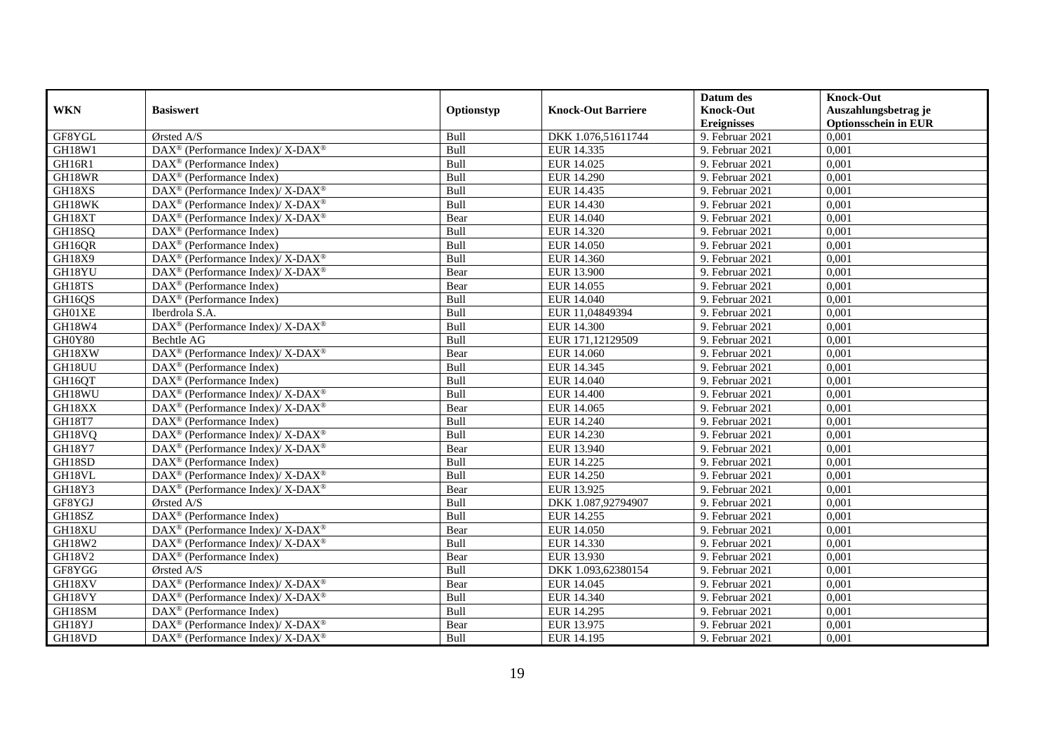| WKN | Basiswert | Optionstyp | Knock-Out Barriere | Datum des Knock-Out Ereignisses | Knock-Out Auszahlungsbetrag je Optionsschein in EUR |
|---|---|---|---|---|---|
| GF8YGL | Ørsted A/S | Bull | DKK 1.076,51611744 | 9. Februar 2021 | 0,001 |
| GH18W1 | DAX® (Performance Index)/ X-DAX® | Bull | EUR 14.335 | 9. Februar 2021 | 0,001 |
| GH16R1 | DAX® (Performance Index) | Bull | EUR 14.025 | 9. Februar 2021 | 0,001 |
| GH18WR | DAX® (Performance Index) | Bull | EUR 14.290 | 9. Februar 2021 | 0,001 |
| GH18XS | DAX® (Performance Index)/ X-DAX® | Bull | EUR 14.435 | 9. Februar 2021 | 0,001 |
| GH18WK | DAX® (Performance Index)/ X-DAX® | Bull | EUR 14.430 | 9. Februar 2021 | 0,001 |
| GH18XT | DAX® (Performance Index)/ X-DAX® | Bear | EUR 14.040 | 9. Februar 2021 | 0,001 |
| GH18SQ | DAX® (Performance Index) | Bull | EUR 14.320 | 9. Februar 2021 | 0,001 |
| GH16QR | DAX® (Performance Index) | Bull | EUR 14.050 | 9. Februar 2021 | 0,001 |
| GH18X9 | DAX® (Performance Index)/ X-DAX® | Bull | EUR 14.360 | 9. Februar 2021 | 0,001 |
| GH18YU | DAX® (Performance Index)/ X-DAX® | Bear | EUR 13.900 | 9. Februar 2021 | 0,001 |
| GH18TS | DAX® (Performance Index) | Bear | EUR 14.055 | 9. Februar 2021 | 0,001 |
| GH16QS | DAX® (Performance Index) | Bull | EUR 14.040 | 9. Februar 2021 | 0,001 |
| GH01XE | Iberdrola S.A. | Bull | EUR 11,04849394 | 9. Februar 2021 | 0,001 |
| GH18W4 | DAX® (Performance Index)/ X-DAX® | Bull | EUR 14.300 | 9. Februar 2021 | 0,001 |
| GH0Y80 | Bechtle AG | Bull | EUR 171,12129509 | 9. Februar 2021 | 0,001 |
| GH18XW | DAX® (Performance Index)/ X-DAX® | Bear | EUR 14.060 | 9. Februar 2021 | 0,001 |
| GH18UU | DAX® (Performance Index) | Bull | EUR 14.345 | 9. Februar 2021 | 0,001 |
| GH16QT | DAX® (Performance Index) | Bull | EUR 14.040 | 9. Februar 2021 | 0,001 |
| GH18WU | DAX® (Performance Index)/ X-DAX® | Bull | EUR 14.400 | 9. Februar 2021 | 0,001 |
| GH18XX | DAX® (Performance Index)/ X-DAX® | Bear | EUR 14.065 | 9. Februar 2021 | 0,001 |
| GH18T7 | DAX® (Performance Index) | Bull | EUR 14.240 | 9. Februar 2021 | 0,001 |
| GH18VQ | DAX® (Performance Index)/ X-DAX® | Bull | EUR 14.230 | 9. Februar 2021 | 0,001 |
| GH18Y7 | DAX® (Performance Index)/ X-DAX® | Bear | EUR 13.940 | 9. Februar 2021 | 0,001 |
| GH18SD | DAX® (Performance Index) | Bull | EUR 14.225 | 9. Februar 2021 | 0,001 |
| GH18VL | DAX® (Performance Index)/ X-DAX® | Bull | EUR 14.250 | 9. Februar 2021 | 0,001 |
| GH18Y3 | DAX® (Performance Index)/ X-DAX® | Bear | EUR 13.925 | 9. Februar 2021 | 0,001 |
| GF8YGJ | Ørsted A/S | Bull | DKK 1.087,92794907 | 9. Februar 2021 | 0,001 |
| GH18SZ | DAX® (Performance Index) | Bull | EUR 14.255 | 9. Februar 2021 | 0,001 |
| GH18XU | DAX® (Performance Index)/ X-DAX® | Bear | EUR 14.050 | 9. Februar 2021 | 0,001 |
| GH18W2 | DAX® (Performance Index)/ X-DAX® | Bull | EUR 14.330 | 9. Februar 2021 | 0,001 |
| GH18V2 | DAX® (Performance Index) | Bear | EUR 13.930 | 9. Februar 2021 | 0,001 |
| GF8YGG | Ørsted A/S | Bull | DKK 1.093,62380154 | 9. Februar 2021 | 0,001 |
| GH18XV | DAX® (Performance Index)/ X-DAX® | Bear | EUR 14.045 | 9. Februar 2021 | 0,001 |
| GH18VY | DAX® (Performance Index)/ X-DAX® | Bull | EUR 14.340 | 9. Februar 2021 | 0,001 |
| GH18SM | DAX® (Performance Index) | Bull | EUR 14.295 | 9. Februar 2021 | 0,001 |
| GH18YJ | DAX® (Performance Index)/ X-DAX® | Bear | EUR 13.975 | 9. Februar 2021 | 0,001 |
| GH18VD | DAX® (Performance Index)/ X-DAX® | Bull | EUR 14.195 | 9. Februar 2021 | 0,001 |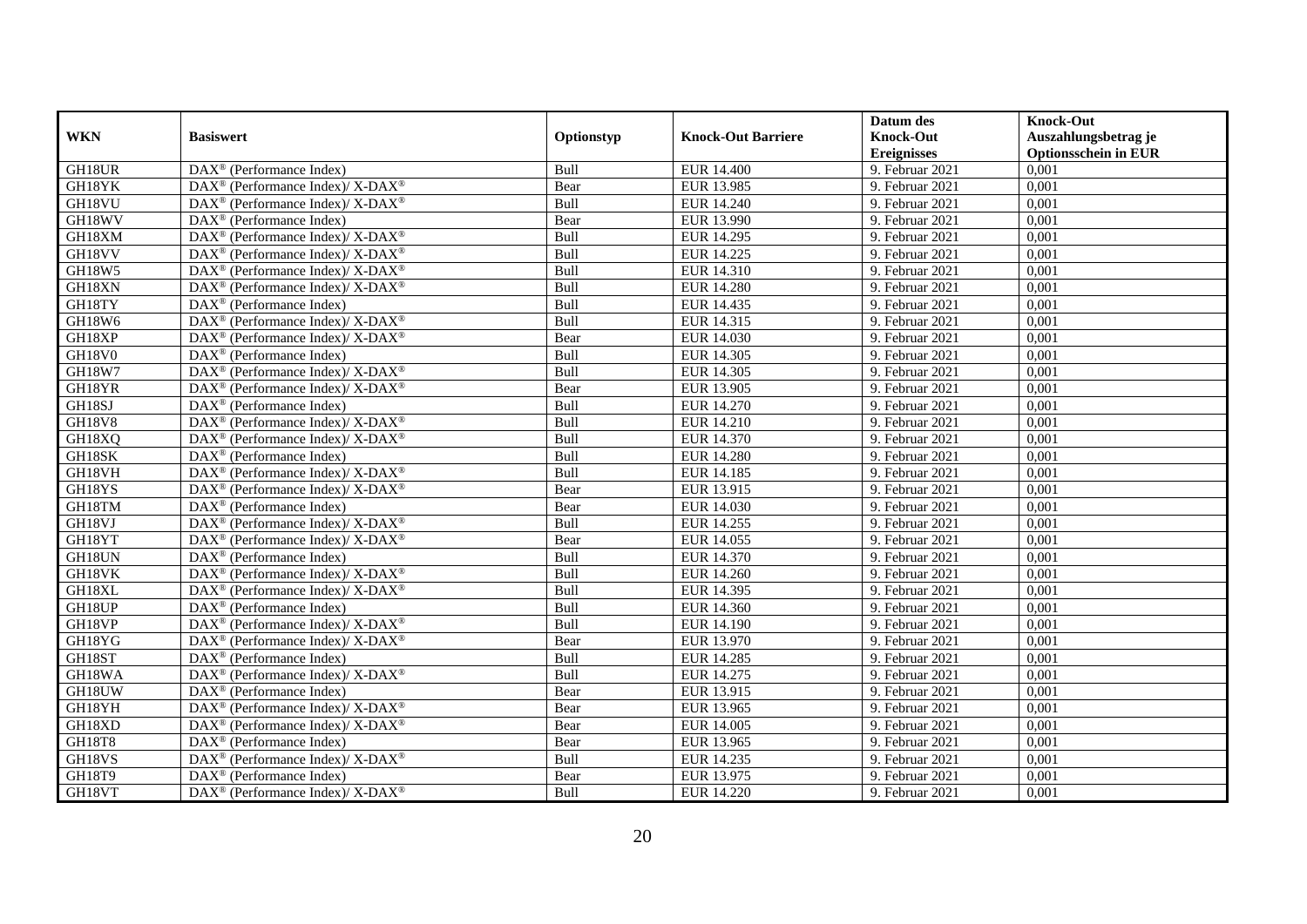| WKN | Basiswert | Optionstyp | Knock-Out Barriere | Datum des Knock-Out Ereignisses | Knock-Out Auszahlungsbetrag je Optionsschein in EUR |
|---|---|---|---|---|---|
| GH18UR | DAX® (Performance Index) | Bull | EUR 14.400 | 9. Februar 2021 | 0,001 |
| GH18YK | DAX® (Performance Index)/ X-DAX® | Bear | EUR 13.985 | 9. Februar 2021 | 0,001 |
| GH18VU | DAX® (Performance Index)/ X-DAX® | Bull | EUR 14.240 | 9. Februar 2021 | 0,001 |
| GH18WV | DAX® (Performance Index) | Bear | EUR 13.990 | 9. Februar 2021 | 0,001 |
| GH18XM | DAX® (Performance Index)/ X-DAX® | Bull | EUR 14.295 | 9. Februar 2021 | 0,001 |
| GH18VV | DAX® (Performance Index)/ X-DAX® | Bull | EUR 14.225 | 9. Februar 2021 | 0,001 |
| GH18W5 | DAX® (Performance Index)/ X-DAX® | Bull | EUR 14.310 | 9. Februar 2021 | 0,001 |
| GH18XN | DAX® (Performance Index)/ X-DAX® | Bull | EUR 14.280 | 9. Februar 2021 | 0,001 |
| GH18TY | DAX® (Performance Index) | Bull | EUR 14.435 | 9. Februar 2021 | 0,001 |
| GH18W6 | DAX® (Performance Index)/ X-DAX® | Bull | EUR 14.315 | 9. Februar 2021 | 0,001 |
| GH18XP | DAX® (Performance Index)/ X-DAX® | Bear | EUR 14.030 | 9. Februar 2021 | 0,001 |
| GH18V0 | DAX® (Performance Index) | Bull | EUR 14.305 | 9. Februar 2021 | 0,001 |
| GH18W7 | DAX® (Performance Index)/ X-DAX® | Bull | EUR 14.305 | 9. Februar 2021 | 0,001 |
| GH18YR | DAX® (Performance Index)/ X-DAX® | Bear | EUR 13.905 | 9. Februar 2021 | 0,001 |
| GH18SJ | DAX® (Performance Index) | Bull | EUR 14.270 | 9. Februar 2021 | 0,001 |
| GH18V8 | DAX® (Performance Index)/ X-DAX® | Bull | EUR 14.210 | 9. Februar 2021 | 0,001 |
| GH18XQ | DAX® (Performance Index)/ X-DAX® | Bull | EUR 14.370 | 9. Februar 2021 | 0,001 |
| GH18SK | DAX® (Performance Index) | Bull | EUR 14.280 | 9. Februar 2021 | 0,001 |
| GH18VH | DAX® (Performance Index)/ X-DAX® | Bull | EUR 14.185 | 9. Februar 2021 | 0,001 |
| GH18YS | DAX® (Performance Index)/ X-DAX® | Bear | EUR 13.915 | 9. Februar 2021 | 0,001 |
| GH18TM | DAX® (Performance Index) | Bear | EUR 14.030 | 9. Februar 2021 | 0,001 |
| GH18VJ | DAX® (Performance Index)/ X-DAX® | Bull | EUR 14.255 | 9. Februar 2021 | 0,001 |
| GH18YT | DAX® (Performance Index)/ X-DAX® | Bear | EUR 14.055 | 9. Februar 2021 | 0,001 |
| GH18UN | DAX® (Performance Index) | Bull | EUR 14.370 | 9. Februar 2021 | 0,001 |
| GH18VK | DAX® (Performance Index)/ X-DAX® | Bull | EUR 14.260 | 9. Februar 2021 | 0,001 |
| GH18XL | DAX® (Performance Index)/ X-DAX® | Bull | EUR 14.395 | 9. Februar 2021 | 0,001 |
| GH18UP | DAX® (Performance Index) | Bull | EUR 14.360 | 9. Februar 2021 | 0,001 |
| GH18VP | DAX® (Performance Index)/ X-DAX® | Bull | EUR 14.190 | 9. Februar 2021 | 0,001 |
| GH18YG | DAX® (Performance Index)/ X-DAX® | Bear | EUR 13.970 | 9. Februar 2021 | 0,001 |
| GH18ST | DAX® (Performance Index) | Bull | EUR 14.285 | 9. Februar 2021 | 0,001 |
| GH18WA | DAX® (Performance Index)/ X-DAX® | Bull | EUR 14.275 | 9. Februar 2021 | 0,001 |
| GH18UW | DAX® (Performance Index) | Bear | EUR 13.915 | 9. Februar 2021 | 0,001 |
| GH18YH | DAX® (Performance Index)/ X-DAX® | Bear | EUR 13.965 | 9. Februar 2021 | 0,001 |
| GH18XD | DAX® (Performance Index)/ X-DAX® | Bear | EUR 14.005 | 9. Februar 2021 | 0,001 |
| GH18T8 | DAX® (Performance Index) | Bear | EUR 13.965 | 9. Februar 2021 | 0,001 |
| GH18VS | DAX® (Performance Index)/ X-DAX® | Bull | EUR 14.235 | 9. Februar 2021 | 0,001 |
| GH18T9 | DAX® (Performance Index) | Bear | EUR 13.975 | 9. Februar 2021 | 0,001 |
| GH18VT | DAX® (Performance Index)/ X-DAX® | Bull | EUR 14.220 | 9. Februar 2021 | 0,001 |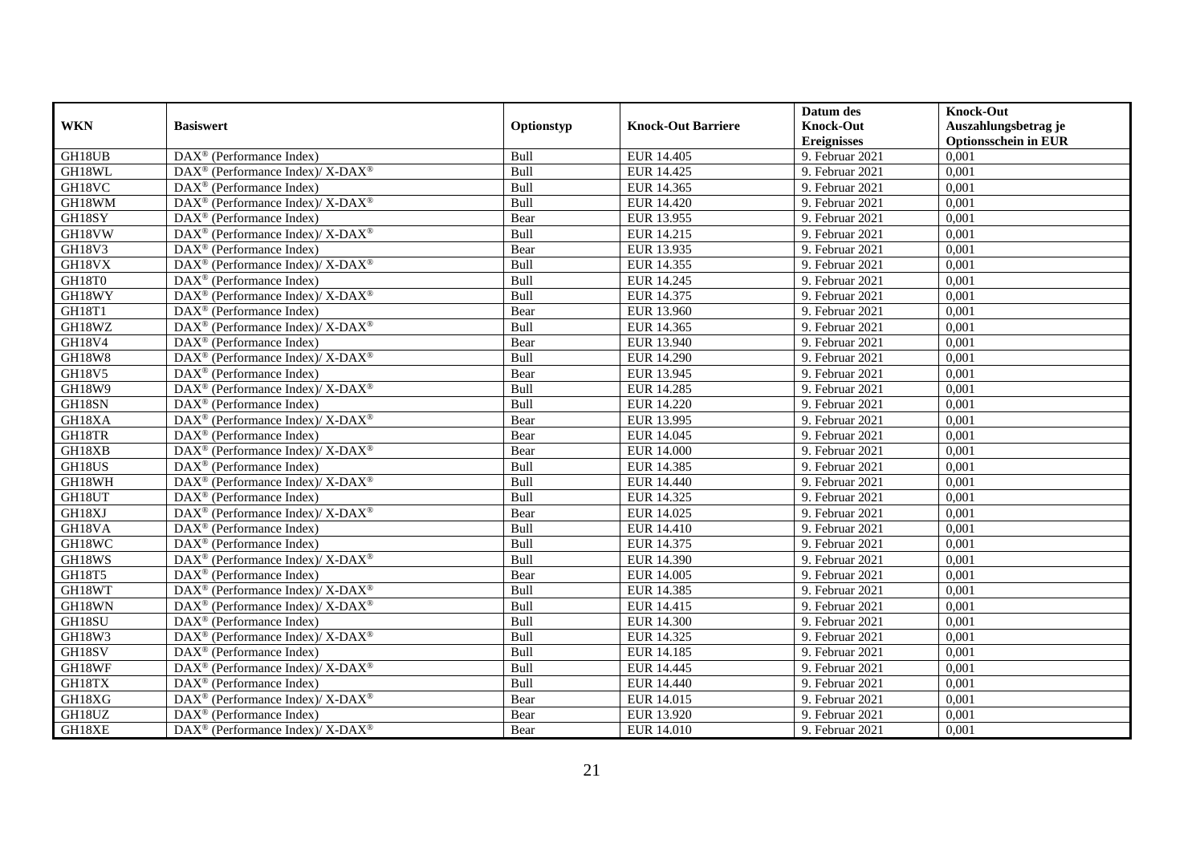| WKN | Basiswert | Optionstyp | Knock-Out Barriere | Datum des Knock-Out Ereignisses | Knock-Out Auszahlungsbetrag je Optionsschein in EUR |
|---|---|---|---|---|---|
| GH18UB | DAX® (Performance Index) | Bull | EUR 14.405 | 9. Februar 2021 | 0,001 |
| GH18WL | DAX® (Performance Index)/ X-DAX® | Bull | EUR 14.425 | 9. Februar 2021 | 0,001 |
| GH18VC | DAX® (Performance Index) | Bull | EUR 14.365 | 9. Februar 2021 | 0,001 |
| GH18WM | DAX® (Performance Index)/ X-DAX® | Bull | EUR 14.420 | 9. Februar 2021 | 0,001 |
| GH18SY | DAX® (Performance Index) | Bear | EUR 13.955 | 9. Februar 2021 | 0,001 |
| GH18VW | DAX® (Performance Index)/ X-DAX® | Bull | EUR 14.215 | 9. Februar 2021 | 0,001 |
| GH18V3 | DAX® (Performance Index) | Bear | EUR 13.935 | 9. Februar 2021 | 0,001 |
| GH18VX | DAX® (Performance Index)/ X-DAX® | Bull | EUR 14.355 | 9. Februar 2021 | 0,001 |
| GH18T0 | DAX® (Performance Index) | Bull | EUR 14.245 | 9. Februar 2021 | 0,001 |
| GH18WY | DAX® (Performance Index)/ X-DAX® | Bull | EUR 14.375 | 9. Februar 2021 | 0,001 |
| GH18T1 | DAX® (Performance Index) | Bear | EUR 13.960 | 9. Februar 2021 | 0,001 |
| GH18WZ | DAX® (Performance Index)/ X-DAX® | Bull | EUR 14.365 | 9. Februar 2021 | 0,001 |
| GH18V4 | DAX® (Performance Index) | Bear | EUR 13.940 | 9. Februar 2021 | 0,001 |
| GH18W8 | DAX® (Performance Index)/ X-DAX® | Bull | EUR 14.290 | 9. Februar 2021 | 0,001 |
| GH18V5 | DAX® (Performance Index) | Bear | EUR 13.945 | 9. Februar 2021 | 0,001 |
| GH18W9 | DAX® (Performance Index)/ X-DAX® | Bull | EUR 14.285 | 9. Februar 2021 | 0,001 |
| GH18SN | DAX® (Performance Index) | Bull | EUR 14.220 | 9. Februar 2021 | 0,001 |
| GH18XA | DAX® (Performance Index)/ X-DAX® | Bear | EUR 13.995 | 9. Februar 2021 | 0,001 |
| GH18TR | DAX® (Performance Index) | Bear | EUR 14.045 | 9. Februar 2021 | 0,001 |
| GH18XB | DAX® (Performance Index)/ X-DAX® | Bear | EUR 14.000 | 9. Februar 2021 | 0,001 |
| GH18US | DAX® (Performance Index) | Bull | EUR 14.385 | 9. Februar 2021 | 0,001 |
| GH18WH | DAX® (Performance Index)/ X-DAX® | Bull | EUR 14.440 | 9. Februar 2021 | 0,001 |
| GH18UT | DAX® (Performance Index) | Bull | EUR 14.325 | 9. Februar 2021 | 0,001 |
| GH18XJ | DAX® (Performance Index)/ X-DAX® | Bear | EUR 14.025 | 9. Februar 2021 | 0,001 |
| GH18VA | DAX® (Performance Index) | Bull | EUR 14.410 | 9. Februar 2021 | 0,001 |
| GH18WC | DAX® (Performance Index) | Bull | EUR 14.375 | 9. Februar 2021 | 0,001 |
| GH18WS | DAX® (Performance Index)/ X-DAX® | Bull | EUR 14.390 | 9. Februar 2021 | 0,001 |
| GH18T5 | DAX® (Performance Index) | Bear | EUR 14.005 | 9. Februar 2021 | 0,001 |
| GH18WT | DAX® (Performance Index)/ X-DAX® | Bull | EUR 14.385 | 9. Februar 2021 | 0,001 |
| GH18WN | DAX® (Performance Index)/ X-DAX® | Bull | EUR 14.415 | 9. Februar 2021 | 0,001 |
| GH18SU | DAX® (Performance Index) | Bull | EUR 14.300 | 9. Februar 2021 | 0,001 |
| GH18W3 | DAX® (Performance Index)/ X-DAX® | Bull | EUR 14.325 | 9. Februar 2021 | 0,001 |
| GH18SV | DAX® (Performance Index) | Bull | EUR 14.185 | 9. Februar 2021 | 0,001 |
| GH18WF | DAX® (Performance Index)/ X-DAX® | Bull | EUR 14.445 | 9. Februar 2021 | 0,001 |
| GH18TX | DAX® (Performance Index) | Bull | EUR 14.440 | 9. Februar 2021 | 0,001 |
| GH18XG | DAX® (Performance Index)/ X-DAX® | Bear | EUR 14.015 | 9. Februar 2021 | 0,001 |
| GH18UZ | DAX® (Performance Index) | Bear | EUR 13.920 | 9. Februar 2021 | 0,001 |
| GH18XE | DAX® (Performance Index)/ X-DAX® | Bear | EUR 14.010 | 9. Februar 2021 | 0,001 |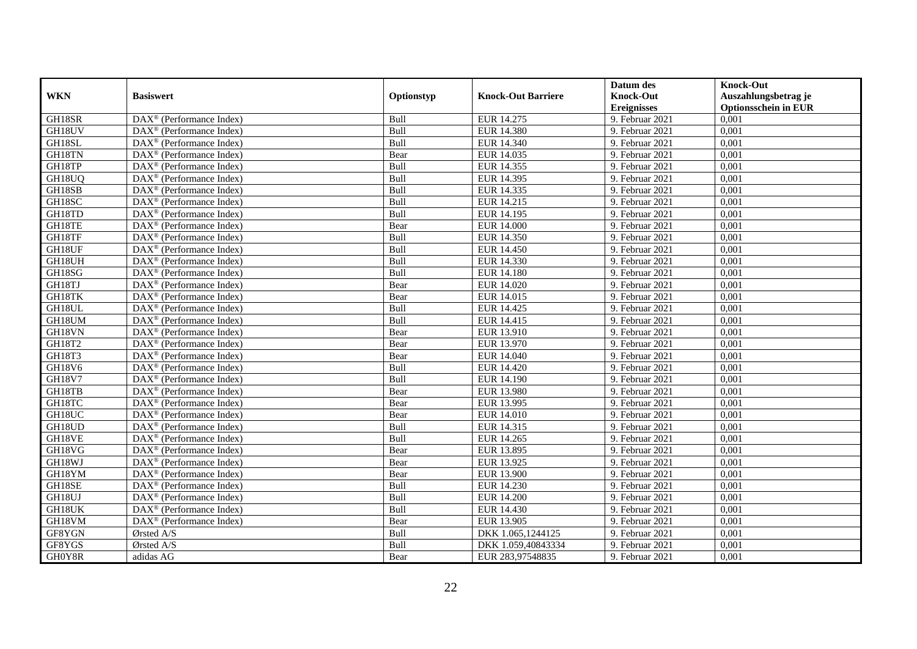| WKN | Basiswert | Optionstyp | Knock-Out Barriere | Datum des Knock-Out Ereignisses | Knock-Out Auszahlungsbetrag je Optionsschein in EUR |
|---|---|---|---|---|---|
| GH18SR | DAX® (Performance Index) | Bull | EUR 14.275 | 9. Februar 2021 | 0,001 |
| GH18UV | DAX® (Performance Index) | Bull | EUR 14.380 | 9. Februar 2021 | 0,001 |
| GH18SL | DAX® (Performance Index) | Bull | EUR 14.340 | 9. Februar 2021 | 0,001 |
| GH18TN | DAX® (Performance Index) | Bear | EUR 14.035 | 9. Februar 2021 | 0,001 |
| GH18TP | DAX® (Performance Index) | Bull | EUR 14.355 | 9. Februar 2021 | 0,001 |
| GH18UQ | DAX® (Performance Index) | Bull | EUR 14.395 | 9. Februar 2021 | 0,001 |
| GH18SB | DAX® (Performance Index) | Bull | EUR 14.335 | 9. Februar 2021 | 0,001 |
| GH18SC | DAX® (Performance Index) | Bull | EUR 14.215 | 9. Februar 2021 | 0,001 |
| GH18TD | DAX® (Performance Index) | Bull | EUR 14.195 | 9. Februar 2021 | 0,001 |
| GH18TE | DAX® (Performance Index) | Bear | EUR 14.000 | 9. Februar 2021 | 0,001 |
| GH18TF | DAX® (Performance Index) | Bull | EUR 14.350 | 9. Februar 2021 | 0,001 |
| GH18UF | DAX® (Performance Index) | Bull | EUR 14.450 | 9. Februar 2021 | 0,001 |
| GH18UH | DAX® (Performance Index) | Bull | EUR 14.330 | 9. Februar 2021 | 0,001 |
| GH18SG | DAX® (Performance Index) | Bull | EUR 14.180 | 9. Februar 2021 | 0,001 |
| GH18TJ | DAX® (Performance Index) | Bear | EUR 14.020 | 9. Februar 2021 | 0,001 |
| GH18TK | DAX® (Performance Index) | Bear | EUR 14.015 | 9. Februar 2021 | 0,001 |
| GH18UL | DAX® (Performance Index) | Bull | EUR 14.425 | 9. Februar 2021 | 0,001 |
| GH18UM | DAX® (Performance Index) | Bull | EUR 14.415 | 9. Februar 2021 | 0,001 |
| GH18VN | DAX® (Performance Index) | Bear | EUR 13.910 | 9. Februar 2021 | 0,001 |
| GH18T2 | DAX® (Performance Index) | Bear | EUR 13.970 | 9. Februar 2021 | 0,001 |
| GH18T3 | DAX® (Performance Index) | Bear | EUR 14.040 | 9. Februar 2021 | 0,001 |
| GH18V6 | DAX® (Performance Index) | Bull | EUR 14.420 | 9. Februar 2021 | 0,001 |
| GH18V7 | DAX® (Performance Index) | Bull | EUR 14.190 | 9. Februar 2021 | 0,001 |
| GH18TB | DAX® (Performance Index) | Bear | EUR 13.980 | 9. Februar 2021 | 0,001 |
| GH18TC | DAX® (Performance Index) | Bear | EUR 13.995 | 9. Februar 2021 | 0,001 |
| GH18UC | DAX® (Performance Index) | Bear | EUR 14.010 | 9. Februar 2021 | 0,001 |
| GH18UD | DAX® (Performance Index) | Bull | EUR 14.315 | 9. Februar 2021 | 0,001 |
| GH18VE | DAX® (Performance Index) | Bull | EUR 14.265 | 9. Februar 2021 | 0,001 |
| GH18VG | DAX® (Performance Index) | Bear | EUR 13.895 | 9. Februar 2021 | 0,001 |
| GH18WJ | DAX® (Performance Index) | Bear | EUR 13.925 | 9. Februar 2021 | 0,001 |
| GH18YM | DAX® (Performance Index) | Bear | EUR 13.900 | 9. Februar 2021 | 0,001 |
| GH18SE | DAX® (Performance Index) | Bull | EUR 14.230 | 9. Februar 2021 | 0,001 |
| GH18UJ | DAX® (Performance Index) | Bull | EUR 14.200 | 9. Februar 2021 | 0,001 |
| GH18UK | DAX® (Performance Index) | Bull | EUR 14.430 | 9. Februar 2021 | 0,001 |
| GH18VM | DAX® (Performance Index) | Bear | EUR 13.905 | 9. Februar 2021 | 0,001 |
| GF8YGN | Ørsted A/S | Bull | DKK 1.065,1244125 | 9. Februar 2021 | 0,001 |
| GF8YGS | Ørsted A/S | Bull | DKK 1.059,40843334 | 9. Februar 2021 | 0,001 |
| GH0Y8R | adidas AG | Bear | EUR 283,97548835 | 9. Februar 2021 | 0,001 |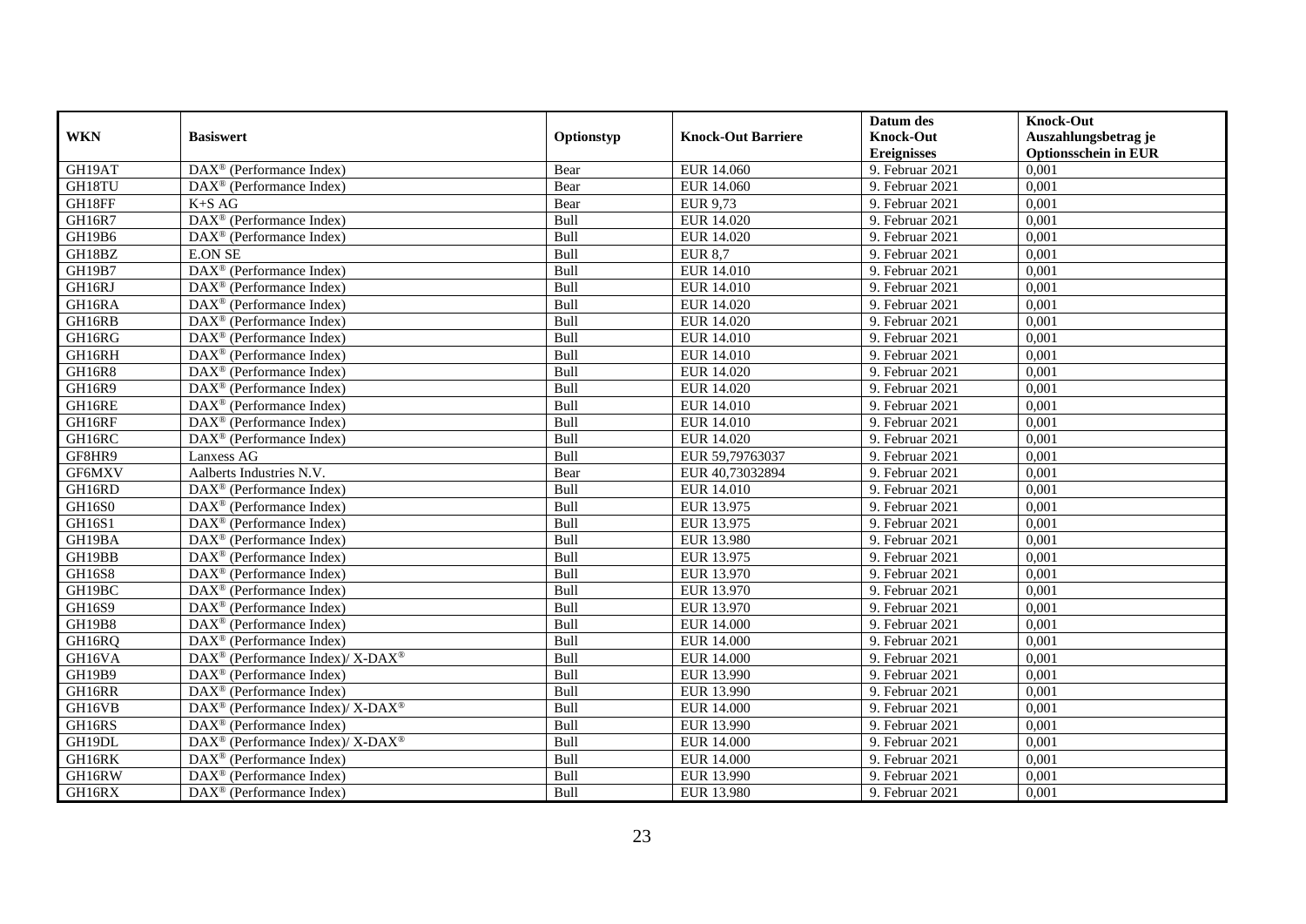| WKN | Basiswert | Optionstyp | Knock-Out Barriere | Datum des Knock-Out Ereignisses | Knock-Out Auszahlungsbetrag je Optionsschein in EUR |
|---|---|---|---|---|---|
| GH19AT | DAX® (Performance Index) | Bear | EUR 14.060 | 9. Februar 2021 | 0,001 |
| GH18TU | DAX® (Performance Index) | Bear | EUR 14.060 | 9. Februar 2021 | 0,001 |
| GH18FF | K+S AG | Bear | EUR 9,73 | 9. Februar 2021 | 0,001 |
| GH16R7 | DAX® (Performance Index) | Bull | EUR 14.020 | 9. Februar 2021 | 0,001 |
| GH19B6 | DAX® (Performance Index) | Bull | EUR 14.020 | 9. Februar 2021 | 0,001 |
| GH18BZ | E.ON SE | Bull | EUR 8,7 | 9. Februar 2021 | 0,001 |
| GH19B7 | DAX® (Performance Index) | Bull | EUR 14.010 | 9. Februar 2021 | 0,001 |
| GH16RJ | DAX® (Performance Index) | Bull | EUR 14.010 | 9. Februar 2021 | 0,001 |
| GH16RA | DAX® (Performance Index) | Bull | EUR 14.020 | 9. Februar 2021 | 0,001 |
| GH16RB | DAX® (Performance Index) | Bull | EUR 14.020 | 9. Februar 2021 | 0,001 |
| GH16RG | DAX® (Performance Index) | Bull | EUR 14.010 | 9. Februar 2021 | 0,001 |
| GH16RH | DAX® (Performance Index) | Bull | EUR 14.010 | 9. Februar 2021 | 0,001 |
| GH16R8 | DAX® (Performance Index) | Bull | EUR 14.020 | 9. Februar 2021 | 0,001 |
| GH16R9 | DAX® (Performance Index) | Bull | EUR 14.020 | 9. Februar 2021 | 0,001 |
| GH16RE | DAX® (Performance Index) | Bull | EUR 14.010 | 9. Februar 2021 | 0,001 |
| GH16RF | DAX® (Performance Index) | Bull | EUR 14.010 | 9. Februar 2021 | 0,001 |
| GH16RC | DAX® (Performance Index) | Bull | EUR 14.020 | 9. Februar 2021 | 0,001 |
| GF8HR9 | Lanxess AG | Bull | EUR 59,79763037 | 9. Februar 2021 | 0,001 |
| GF6MXV | Aalberts Industries N.V. | Bear | EUR 40,73032894 | 9. Februar 2021 | 0,001 |
| GH16RD | DAX® (Performance Index) | Bull | EUR 14.010 | 9. Februar 2021 | 0,001 |
| GH16S0 | DAX® (Performance Index) | Bull | EUR 13.975 | 9. Februar 2021 | 0,001 |
| GH16S1 | DAX® (Performance Index) | Bull | EUR 13.975 | 9. Februar 2021 | 0,001 |
| GH19BA | DAX® (Performance Index) | Bull | EUR 13.980 | 9. Februar 2021 | 0,001 |
| GH19BB | DAX® (Performance Index) | Bull | EUR 13.975 | 9. Februar 2021 | 0,001 |
| GH16S8 | DAX® (Performance Index) | Bull | EUR 13.970 | 9. Februar 2021 | 0,001 |
| GH19BC | DAX® (Performance Index) | Bull | EUR 13.970 | 9. Februar 2021 | 0,001 |
| GH16S9 | DAX® (Performance Index) | Bull | EUR 13.970 | 9. Februar 2021 | 0,001 |
| GH19B8 | DAX® (Performance Index) | Bull | EUR 14.000 | 9. Februar 2021 | 0,001 |
| GH16RQ | DAX® (Performance Index) | Bull | EUR 14.000 | 9. Februar 2021 | 0,001 |
| GH16VA | DAX® (Performance Index)/ X-DAX® | Bull | EUR 14.000 | 9. Februar 2021 | 0,001 |
| GH19B9 | DAX® (Performance Index) | Bull | EUR 13.990 | 9. Februar 2021 | 0,001 |
| GH16RR | DAX® (Performance Index) | Bull | EUR 13.990 | 9. Februar 2021 | 0,001 |
| GH16VB | DAX® (Performance Index)/ X-DAX® | Bull | EUR 14.000 | 9. Februar 2021 | 0,001 |
| GH16RS | DAX® (Performance Index) | Bull | EUR 13.990 | 9. Februar 2021 | 0,001 |
| GH19DL | DAX® (Performance Index)/ X-DAX® | Bull | EUR 14.000 | 9. Februar 2021 | 0,001 |
| GH16RK | DAX® (Performance Index) | Bull | EUR 14.000 | 9. Februar 2021 | 0,001 |
| GH16RW | DAX® (Performance Index) | Bull | EUR 13.990 | 9. Februar 2021 | 0,001 |
| GH16RX | DAX® (Performance Index) | Bull | EUR 13.980 | 9. Februar 2021 | 0,001 |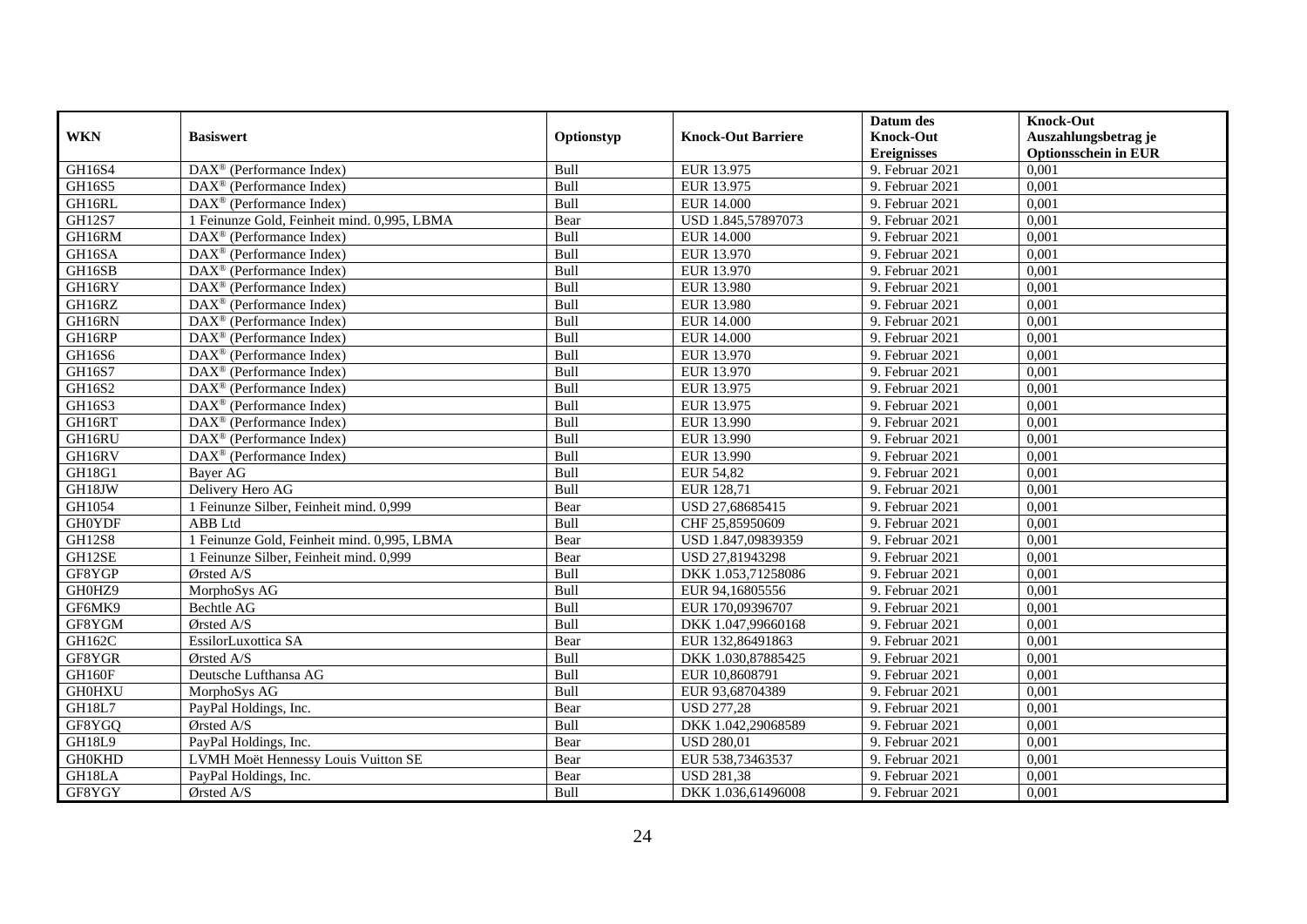| WKN | Basiswert | Optionstyp | Knock-Out Barriere | Datum des Knock-Out Ereignisses | Knock-Out Auszahlungsbetrag je Optionsschein in EUR |
|---|---|---|---|---|---|
| GH16S4 | DAX® (Performance Index) | Bull | EUR 13.975 | 9. Februar 2021 | 0,001 |
| GH16S5 | DAX® (Performance Index) | Bull | EUR 13.975 | 9. Februar 2021 | 0,001 |
| GH16RL | DAX® (Performance Index) | Bull | EUR 14.000 | 9. Februar 2021 | 0,001 |
| GH12S7 | 1 Feinunze Gold, Feinheit mind. 0,995, LBMA | Bear | USD 1.845,57897073 | 9. Februar 2021 | 0,001 |
| GH16RM | DAX® (Performance Index) | Bull | EUR 14.000 | 9. Februar 2021 | 0,001 |
| GH16SA | DAX® (Performance Index) | Bull | EUR 13.970 | 9. Februar 2021 | 0,001 |
| GH16SB | DAX® (Performance Index) | Bull | EUR 13.970 | 9. Februar 2021 | 0,001 |
| GH16RY | DAX® (Performance Index) | Bull | EUR 13.980 | 9. Februar 2021 | 0,001 |
| GH16RZ | DAX® (Performance Index) | Bull | EUR 13.980 | 9. Februar 2021 | 0,001 |
| GH16RN | DAX® (Performance Index) | Bull | EUR 14.000 | 9. Februar 2021 | 0,001 |
| GH16RP | DAX® (Performance Index) | Bull | EUR 14.000 | 9. Februar 2021 | 0,001 |
| GH16S6 | DAX® (Performance Index) | Bull | EUR 13.970 | 9. Februar 2021 | 0,001 |
| GH16S7 | DAX® (Performance Index) | Bull | EUR 13.970 | 9. Februar 2021 | 0,001 |
| GH16S2 | DAX® (Performance Index) | Bull | EUR 13.975 | 9. Februar 2021 | 0,001 |
| GH16S3 | DAX® (Performance Index) | Bull | EUR 13.975 | 9. Februar 2021 | 0,001 |
| GH16RT | DAX® (Performance Index) | Bull | EUR 13.990 | 9. Februar 2021 | 0,001 |
| GH16RU | DAX® (Performance Index) | Bull | EUR 13.990 | 9. Februar 2021 | 0,001 |
| GH16RV | DAX® (Performance Index) | Bull | EUR 13.990 | 9. Februar 2021 | 0,001 |
| GH18G1 | Bayer AG | Bull | EUR 54,82 | 9. Februar 2021 | 0,001 |
| GH18JW | Delivery Hero AG | Bull | EUR 128,71 | 9. Februar 2021 | 0,001 |
| GH1054 | 1 Feinunze Silber, Feinheit mind. 0,999 | Bear | USD 27,68685415 | 9. Februar 2021 | 0,001 |
| GH0YDF | ABB Ltd | Bull | CHF 25,85950609 | 9. Februar 2021 | 0,001 |
| GH12S8 | 1 Feinunze Gold, Feinheit mind. 0,995, LBMA | Bear | USD 1.847,09839359 | 9. Februar 2021 | 0,001 |
| GH12SE | 1 Feinunze Silber, Feinheit mind. 0,999 | Bear | USD 27,81943298 | 9. Februar 2021 | 0,001 |
| GF8YGP | Ørsted A/S | Bull | DKK 1.053,71258086 | 9. Februar 2021 | 0,001 |
| GH0HZ9 | MorphoSys AG | Bull | EUR 94,16805556 | 9. Februar 2021 | 0,001 |
| GF6MK9 | Bechtle AG | Bull | EUR 170,09396707 | 9. Februar 2021 | 0,001 |
| GF8YGM | Ørsted A/S | Bull | DKK 1.047,99660168 | 9. Februar 2021 | 0,001 |
| GH162C | EssilorLuxottica SA | Bear | EUR 132,86491863 | 9. Februar 2021 | 0,001 |
| GF8YGR | Ørsted A/S | Bull | DKK 1.030,87885425 | 9. Februar 2021 | 0,001 |
| GH160F | Deutsche Lufthansa AG | Bull | EUR 10,8608791 | 9. Februar 2021 | 0,001 |
| GH0HXU | MorphoSys AG | Bull | EUR 93,68704389 | 9. Februar 2021 | 0,001 |
| GH18L7 | PayPal Holdings, Inc. | Bear | USD 277,28 | 9. Februar 2021 | 0,001 |
| GF8YGQ | Ørsted A/S | Bull | DKK 1.042,29068589 | 9. Februar 2021 | 0,001 |
| GH18L9 | PayPal Holdings, Inc. | Bear | USD 280,01 | 9. Februar 2021 | 0,001 |
| GH0KHD | LVMH Moët Hennessy Louis Vuitton SE | Bear | EUR 538,73463537 | 9. Februar 2021 | 0,001 |
| GH18LA | PayPal Holdings, Inc. | Bear | USD 281,38 | 9. Februar 2021 | 0,001 |
| GF8YGY | Ørsted A/S | Bull | DKK 1.036,61496008 | 9. Februar 2021 | 0,001 |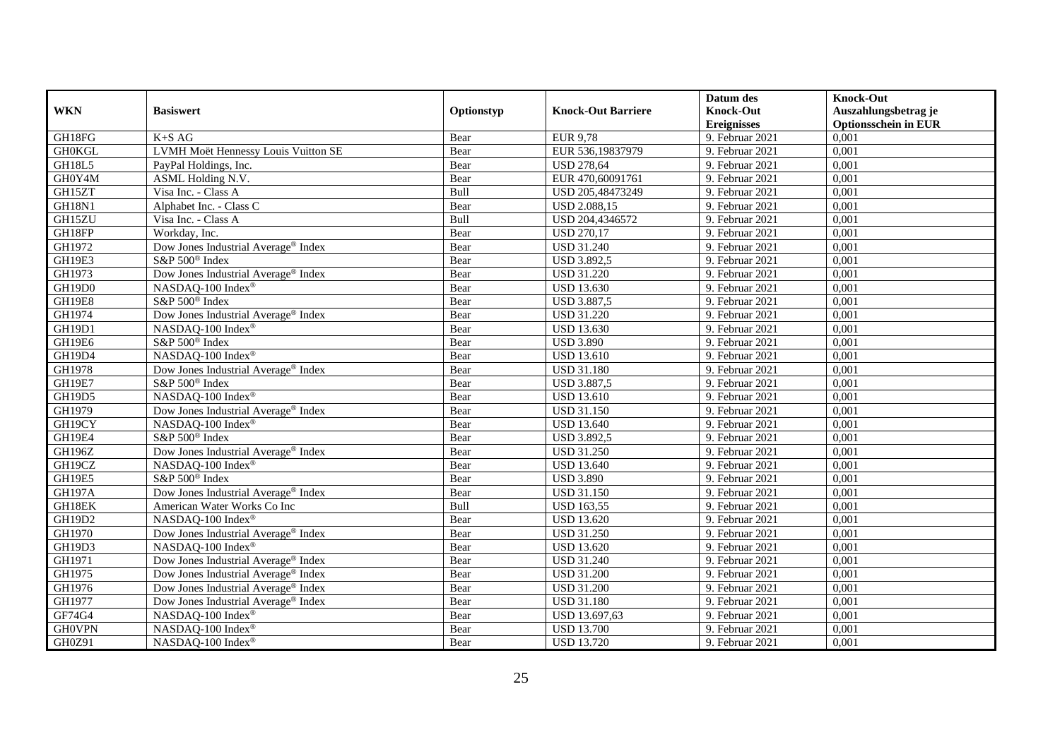| WKN | Basiswert | Optionstyp | Knock-Out Barriere | Datum des Knock-Out Ereignisses | Knock-Out Auszahlungsbetrag je Optionsschein in EUR |
|---|---|---|---|---|---|
| GH18FG | K+S AG | Bear | EUR 9,78 | 9. Februar 2021 | 0,001 |
| GH0KGL | LVMH Moët Hennessy Louis Vuitton SE | Bear | EUR 536,19837979 | 9. Februar 2021 | 0,001 |
| GH18L5 | PayPal Holdings, Inc. | Bear | USD 278,64 | 9. Februar 2021 | 0,001 |
| GH0Y4M | ASML Holding N.V. | Bear | EUR 470,60091761 | 9. Februar 2021 | 0,001 |
| GH15ZT | Visa Inc. - Class A | Bull | USD 205,48473249 | 9. Februar 2021 | 0,001 |
| GH18N1 | Alphabet Inc. - Class C | Bear | USD 2.088,15 | 9. Februar 2021 | 0,001 |
| GH15ZU | Visa Inc. - Class A | Bull | USD 204,4346572 | 9. Februar 2021 | 0,001 |
| GH18FP | Workday, Inc. | Bear | USD 270,17 | 9. Februar 2021 | 0,001 |
| GH1972 | Dow Jones Industrial Average® Index | Bear | USD 31.240 | 9. Februar 2021 | 0,001 |
| GH19E3 | S&P 500® Index | Bear | USD 3.892,5 | 9. Februar 2021 | 0,001 |
| GH1973 | Dow Jones Industrial Average® Index | Bear | USD 31.220 | 9. Februar 2021 | 0,001 |
| GH19D0 | NASDAQ-100 Index® | Bear | USD 13.630 | 9. Februar 2021 | 0,001 |
| GH19E8 | S&P 500® Index | Bear | USD 3.887,5 | 9. Februar 2021 | 0,001 |
| GH1974 | Dow Jones Industrial Average® Index | Bear | USD 31.220 | 9. Februar 2021 | 0,001 |
| GH19D1 | NASDAQ-100 Index® | Bear | USD 13.630 | 9. Februar 2021 | 0,001 |
| GH19E6 | S&P 500® Index | Bear | USD 3.890 | 9. Februar 2021 | 0,001 |
| GH19D4 | NASDAQ-100 Index® | Bear | USD 13.610 | 9. Februar 2021 | 0,001 |
| GH1978 | Dow Jones Industrial Average® Index | Bear | USD 31.180 | 9. Februar 2021 | 0,001 |
| GH19E7 | S&P 500® Index | Bear | USD 3.887,5 | 9. Februar 2021 | 0,001 |
| GH19D5 | NASDAQ-100 Index® | Bear | USD 13.610 | 9. Februar 2021 | 0,001 |
| GH1979 | Dow Jones Industrial Average® Index | Bear | USD 31.150 | 9. Februar 2021 | 0,001 |
| GH19CY | NASDAQ-100 Index® | Bear | USD 13.640 | 9. Februar 2021 | 0,001 |
| GH19E4 | S&P 500® Index | Bear | USD 3.892,5 | 9. Februar 2021 | 0,001 |
| GH196Z | Dow Jones Industrial Average® Index | Bear | USD 31.250 | 9. Februar 2021 | 0,001 |
| GH19CZ | NASDAQ-100 Index® | Bear | USD 13.640 | 9. Februar 2021 | 0,001 |
| GH19E5 | S&P 500® Index | Bear | USD 3.890 | 9. Februar 2021 | 0,001 |
| GH197A | Dow Jones Industrial Average® Index | Bear | USD 31.150 | 9. Februar 2021 | 0,001 |
| GH18EK | American Water Works Co Inc | Bull | USD 163,55 | 9. Februar 2021 | 0,001 |
| GH19D2 | NASDAQ-100 Index® | Bear | USD 13.620 | 9. Februar 2021 | 0,001 |
| GH1970 | Dow Jones Industrial Average® Index | Bear | USD 31.250 | 9. Februar 2021 | 0,001 |
| GH19D3 | NASDAQ-100 Index® | Bear | USD 13.620 | 9. Februar 2021 | 0,001 |
| GH1971 | Dow Jones Industrial Average® Index | Bear | USD 31.240 | 9. Februar 2021 | 0,001 |
| GH1975 | Dow Jones Industrial Average® Index | Bear | USD 31.200 | 9. Februar 2021 | 0,001 |
| GH1976 | Dow Jones Industrial Average® Index | Bear | USD 31.200 | 9. Februar 2021 | 0,001 |
| GH1977 | Dow Jones Industrial Average® Index | Bear | USD 31.180 | 9. Februar 2021 | 0,001 |
| GF74G4 | NASDAQ-100 Index® | Bear | USD 13.697,63 | 9. Februar 2021 | 0,001 |
| GH0VPN | NASDAQ-100 Index® | Bear | USD 13.700 | 9. Februar 2021 | 0,001 |
| GH0Z91 | NASDAQ-100 Index® | Bear | USD 13.720 | 9. Februar 2021 | 0,001 |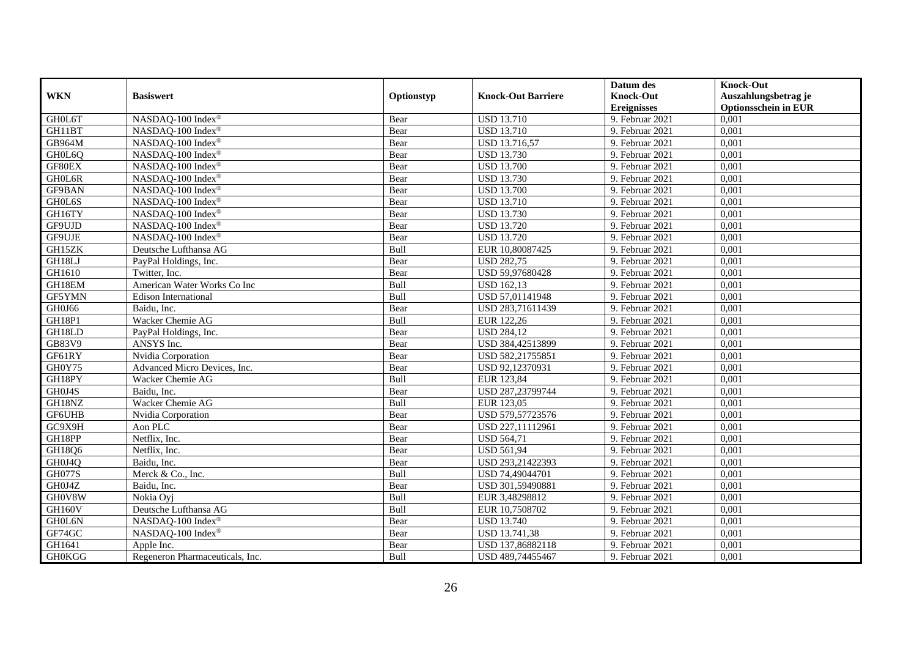| WKN | Basiswert | Optionstyp | Knock-Out Barriere | Datum des Knock-Out Ereignisses | Knock-Out Auszahlungsbetrag je Optionsschein in EUR |
|---|---|---|---|---|---|
| GH0L6T | NASDAQ-100 Index® | Bear | USD 13.710 | 9. Februar 2021 | 0,001 |
| GH11BT | NASDAQ-100 Index® | Bear | USD 13.710 | 9. Februar 2021 | 0,001 |
| GB964M | NASDAQ-100 Index® | Bear | USD 13.716,57 | 9. Februar 2021 | 0,001 |
| GH0L6Q | NASDAQ-100 Index® | Bear | USD 13.730 | 9. Februar 2021 | 0,001 |
| GF80EX | NASDAQ-100 Index® | Bear | USD 13.700 | 9. Februar 2021 | 0,001 |
| GH0L6R | NASDAQ-100 Index® | Bear | USD 13.730 | 9. Februar 2021 | 0,001 |
| GF9BAN | NASDAQ-100 Index® | Bear | USD 13.700 | 9. Februar 2021 | 0,001 |
| GH0L6S | NASDAQ-100 Index® | Bear | USD 13.710 | 9. Februar 2021 | 0,001 |
| GH16TY | NASDAQ-100 Index® | Bear | USD 13.730 | 9. Februar 2021 | 0,001 |
| GF9UJD | NASDAQ-100 Index® | Bear | USD 13.720 | 9. Februar 2021 | 0,001 |
| GF9UJE | NASDAQ-100 Index® | Bear | USD 13.720 | 9. Februar 2021 | 0,001 |
| GH15ZK | Deutsche Lufthansa AG | Bull | EUR 10,80087425 | 9. Februar 2021 | 0,001 |
| GH18LJ | PayPal Holdings, Inc. | Bear | USD 282,75 | 9. Februar 2021 | 0,001 |
| GH1610 | Twitter, Inc. | Bear | USD 59,97680428 | 9. Februar 2021 | 0,001 |
| GH18EM | American Water Works Co Inc | Bull | USD 162,13 | 9. Februar 2021 | 0,001 |
| GF5YMN | Edison International | Bull | USD 57,01141948 | 9. Februar 2021 | 0,001 |
| GH0J66 | Baidu, Inc. | Bear | USD 283,71611439 | 9. Februar 2021 | 0,001 |
| GH18P1 | Wacker Chemie AG | Bull | EUR 122,26 | 9. Februar 2021 | 0,001 |
| GH18LD | PayPal Holdings, Inc. | Bear | USD 284,12 | 9. Februar 2021 | 0,001 |
| GB83V9 | ANSYS Inc. | Bear | USD 384,42513899 | 9. Februar 2021 | 0,001 |
| GF61RY | Nvidia Corporation | Bear | USD 582,21755851 | 9. Februar 2021 | 0,001 |
| GH0Y75 | Advanced Micro Devices, Inc. | Bear | USD 92,12370931 | 9. Februar 2021 | 0,001 |
| GH18PY | Wacker Chemie AG | Bull | EUR 123,84 | 9. Februar 2021 | 0,001 |
| GH0J4S | Baidu, Inc. | Bear | USD 287,23799744 | 9. Februar 2021 | 0,001 |
| GH18NZ | Wacker Chemie AG | Bull | EUR 123,05 | 9. Februar 2021 | 0,001 |
| GF6UHB | Nvidia Corporation | Bear | USD 579,57723576 | 9. Februar 2021 | 0,001 |
| GC9X9H | Aon PLC | Bear | USD 227,11112961 | 9. Februar 2021 | 0,001 |
| GH18PP | Netflix, Inc. | Bear | USD 564,71 | 9. Februar 2021 | 0,001 |
| GH18Q6 | Netflix, Inc. | Bear | USD 561,94 | 9. Februar 2021 | 0,001 |
| GH0J4Q | Baidu, Inc. | Bear | USD 293,21422393 | 9. Februar 2021 | 0,001 |
| GH077S | Merck & Co., Inc. | Bull | USD 74,49044701 | 9. Februar 2021 | 0,001 |
| GH0J4Z | Baidu, Inc. | Bear | USD 301,59490881 | 9. Februar 2021 | 0,001 |
| GH0V8W | Nokia Oyj | Bull | EUR 3,48298812 | 9. Februar 2021 | 0,001 |
| GH160V | Deutsche Lufthansa AG | Bull | EUR 10,7508702 | 9. Februar 2021 | 0,001 |
| GH0L6N | NASDAQ-100 Index® | Bear | USD 13.740 | 9. Februar 2021 | 0,001 |
| GF74GC | NASDAQ-100 Index® | Bear | USD 13.741,38 | 9. Februar 2021 | 0,001 |
| GH1641 | Apple Inc. | Bear | USD 137,86882118 | 9. Februar 2021 | 0,001 |
| GH0KGG | Regeneron Pharmaceuticals, Inc. | Bull | USD 489,74455467 | 9. Februar 2021 | 0,001 |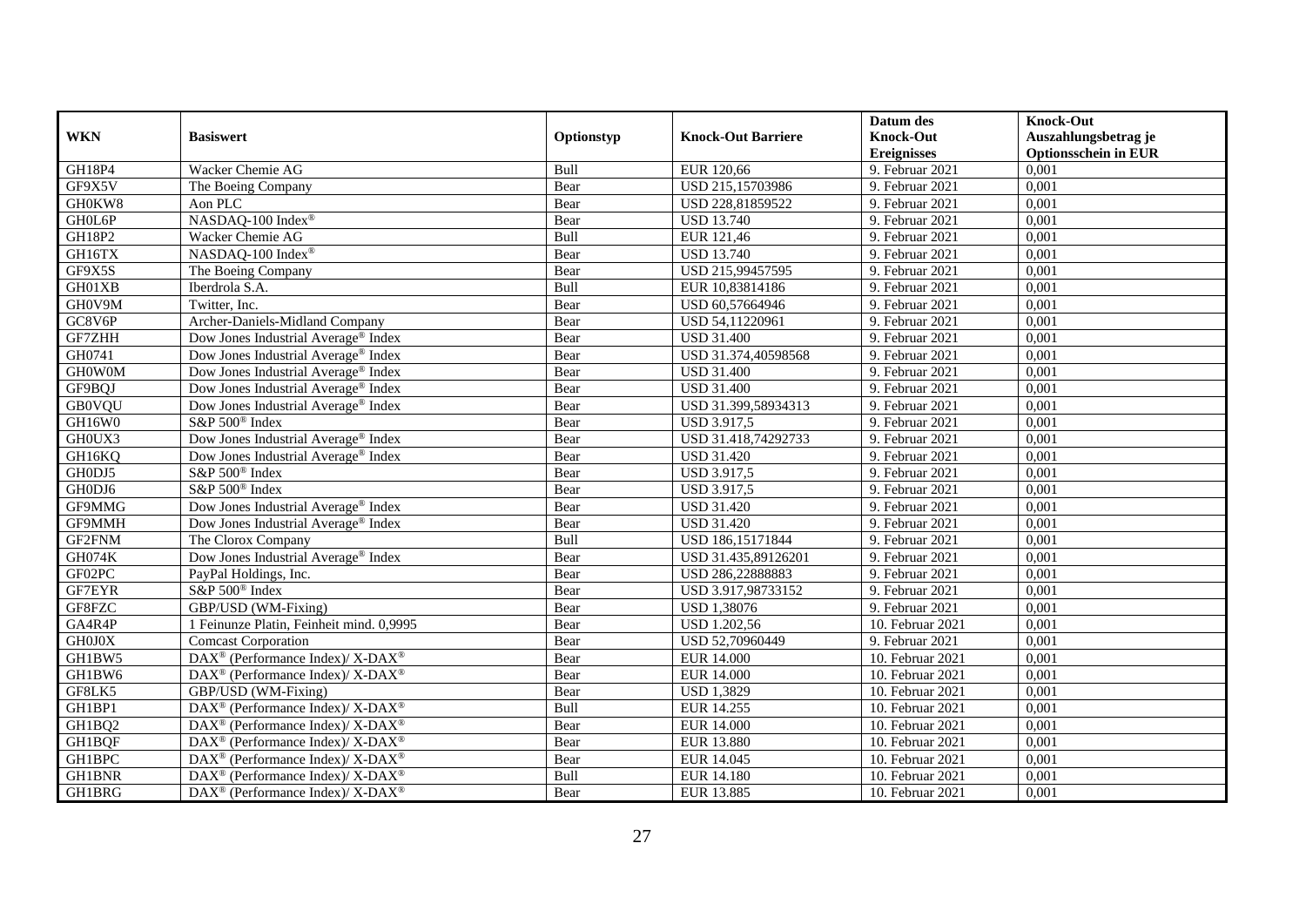| WKN | Basiswert | Optionstyp | Knock-Out Barriere | Datum des Knock-Out Ereignisses | Knock-Out Auszahlungsbetrag je Optionsschein in EUR |
|---|---|---|---|---|---|
| GH18P4 | Wacker Chemie AG | Bull | EUR 120,66 | 9. Februar 2021 | 0,001 |
| GF9X5V | The Boeing Company | Bear | USD 215,15703986 | 9. Februar 2021 | 0,001 |
| GH0KW8 | Aon PLC | Bear | USD 228,81859522 | 9. Februar 2021 | 0,001 |
| GH0L6P | NASDAQ-100 Index® | Bear | USD 13.740 | 9. Februar 2021 | 0,001 |
| GH18P2 | Wacker Chemie AG | Bull | EUR 121,46 | 9. Februar 2021 | 0,001 |
| GH16TX | NASDAQ-100 Index® | Bear | USD 13.740 | 9. Februar 2021 | 0,001 |
| GF9X5S | The Boeing Company | Bear | USD 215,99457595 | 9. Februar 2021 | 0,001 |
| GH01XB | Iberdrola S.A. | Bull | EUR 10,83814186 | 9. Februar 2021 | 0,001 |
| GH0V9M | Twitter, Inc. | Bear | USD 60,57664946 | 9. Februar 2021 | 0,001 |
| GC8V6P | Archer-Daniels-Midland Company | Bear | USD 54,11220961 | 9. Februar 2021 | 0,001 |
| GF7ZHH | Dow Jones Industrial Average® Index | Bear | USD 31.400 | 9. Februar 2021 | 0,001 |
| GH0741 | Dow Jones Industrial Average® Index | Bear | USD 31.374,40598568 | 9. Februar 2021 | 0,001 |
| GH0W0M | Dow Jones Industrial Average® Index | Bear | USD 31.400 | 9. Februar 2021 | 0,001 |
| GF9BQJ | Dow Jones Industrial Average® Index | Bear | USD 31.400 | 9. Februar 2021 | 0,001 |
| GB0VQU | Dow Jones Industrial Average® Index | Bear | USD 31.399,58934313 | 9. Februar 2021 | 0,001 |
| GH16W0 | S&P 500® Index | Bear | USD 3.917,5 | 9. Februar 2021 | 0,001 |
| GH0UX3 | Dow Jones Industrial Average® Index | Bear | USD 31.418,74292733 | 9. Februar 2021 | 0,001 |
| GH16KQ | Dow Jones Industrial Average® Index | Bear | USD 31.420 | 9. Februar 2021 | 0,001 |
| GH0DJ5 | S&P 500® Index | Bear | USD 3.917,5 | 9. Februar 2021 | 0,001 |
| GH0DJ6 | S&P 500® Index | Bear | USD 3.917,5 | 9. Februar 2021 | 0,001 |
| GF9MMG | Dow Jones Industrial Average® Index | Bear | USD 31.420 | 9. Februar 2021 | 0,001 |
| GF9MMH | Dow Jones Industrial Average® Index | Bear | USD 31.420 | 9. Februar 2021 | 0,001 |
| GF2FNM | The Clorox Company | Bull | USD 186,15171844 | 9. Februar 2021 | 0,001 |
| GH074K | Dow Jones Industrial Average® Index | Bear | USD 31.435,89126201 | 9. Februar 2021 | 0,001 |
| GF02PC | PayPal Holdings, Inc. | Bear | USD 286,22888883 | 9. Februar 2021 | 0,001 |
| GF7EYR | S&P 500® Index | Bear | USD 3.917,98733152 | 9. Februar 2021 | 0,001 |
| GF8FZC | GBP/USD (WM-Fixing) | Bear | USD 1,38076 | 9. Februar 2021 | 0,001 |
| GA4R4P | 1 Feinunze Platin, Feinheit mind. 0,9995 | Bear | USD 1.202,56 | 10. Februar 2021 | 0,001 |
| GH0J0X | Comcast Corporation | Bear | USD 52,70960449 | 9. Februar 2021 | 0,001 |
| GH1BW5 | DAX® (Performance Index)/ X-DAX® | Bear | EUR 14.000 | 10. Februar 2021 | 0,001 |
| GH1BW6 | DAX® (Performance Index)/ X-DAX® | Bear | EUR 14.000 | 10. Februar 2021 | 0,001 |
| GF8LK5 | GBP/USD (WM-Fixing) | Bear | USD 1,3829 | 10. Februar 2021 | 0,001 |
| GH1BP1 | DAX® (Performance Index)/ X-DAX® | Bull | EUR 14.255 | 10. Februar 2021 | 0,001 |
| GH1BQ2 | DAX® (Performance Index)/ X-DAX® | Bear | EUR 14.000 | 10. Februar 2021 | 0,001 |
| GH1BQF | DAX® (Performance Index)/ X-DAX® | Bear | EUR 13.880 | 10. Februar 2021 | 0,001 |
| GH1BPC | DAX® (Performance Index)/ X-DAX® | Bear | EUR 14.045 | 10. Februar 2021 | 0,001 |
| GH1BNR | DAX® (Performance Index)/ X-DAX® | Bull | EUR 14.180 | 10. Februar 2021 | 0,001 |
| GH1BRG | DAX® (Performance Index)/ X-DAX® | Bear | EUR 13.885 | 10. Februar 2021 | 0,001 |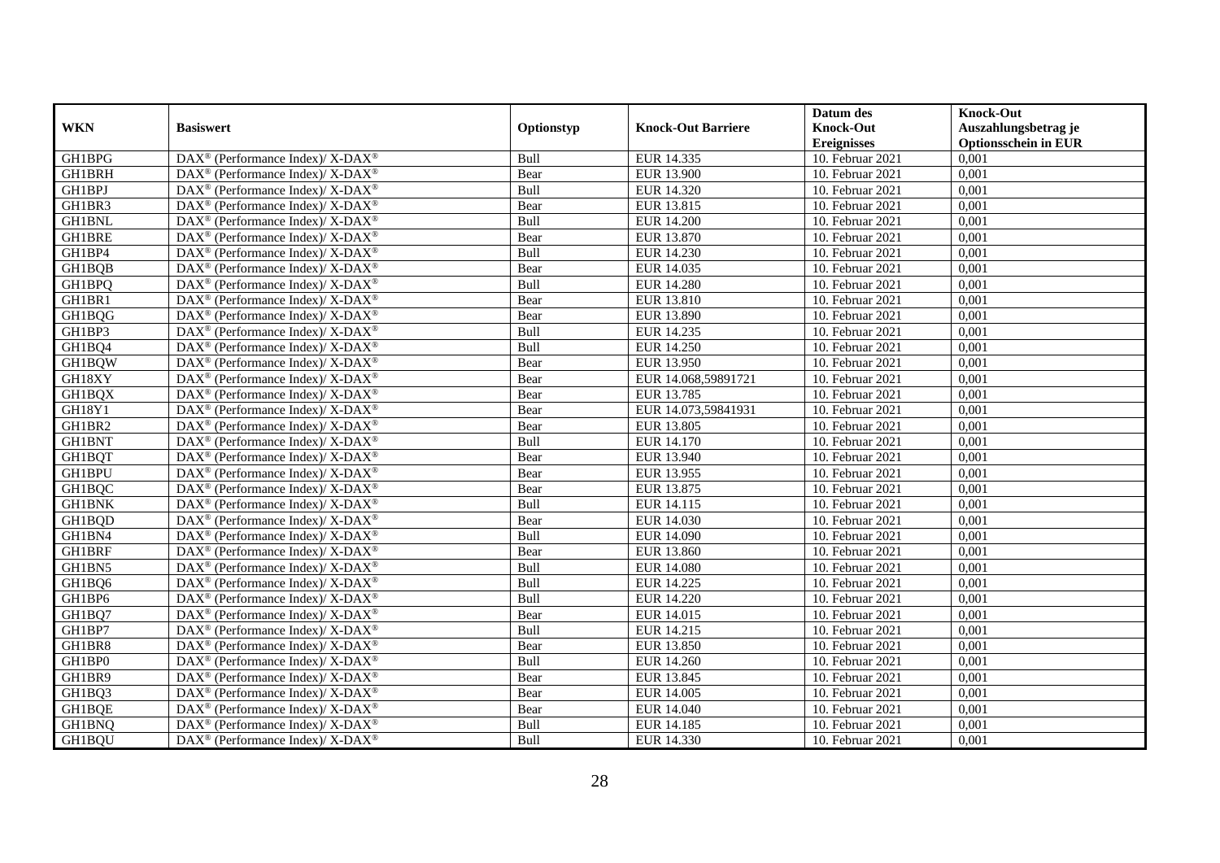| WKN | Basiswert | Optionstyp | Knock-Out Barriere | Datum des Knock-Out Ereignisses | Knock-Out Auszahlungsbetrag je Optionsschein in EUR |
|---|---|---|---|---|---|
| GH1BPG | DAX® (Performance Index)/ X-DAX® | Bull | EUR 14.335 | 10. Februar 2021 | 0,001 |
| GH1BRH | DAX® (Performance Index)/ X-DAX® | Bear | EUR 13.900 | 10. Februar 2021 | 0,001 |
| GH1BPJ | DAX® (Performance Index)/ X-DAX® | Bull | EUR 14.320 | 10. Februar 2021 | 0,001 |
| GH1BR3 | DAX® (Performance Index)/ X-DAX® | Bear | EUR 13.815 | 10. Februar 2021 | 0,001 |
| GH1BNL | DAX® (Performance Index)/ X-DAX® | Bull | EUR 14.200 | 10. Februar 2021 | 0,001 |
| GH1BRE | DAX® (Performance Index)/ X-DAX® | Bear | EUR 13.870 | 10. Februar 2021 | 0,001 |
| GH1BP4 | DAX® (Performance Index)/ X-DAX® | Bull | EUR 14.230 | 10. Februar 2021 | 0,001 |
| GH1BQB | DAX® (Performance Index)/ X-DAX® | Bear | EUR 14.035 | 10. Februar 2021 | 0,001 |
| GH1BPQ | DAX® (Performance Index)/ X-DAX® | Bull | EUR 14.280 | 10. Februar 2021 | 0,001 |
| GH1BR1 | DAX® (Performance Index)/ X-DAX® | Bear | EUR 13.810 | 10. Februar 2021 | 0,001 |
| GH1BQG | DAX® (Performance Index)/ X-DAX® | Bear | EUR 13.890 | 10. Februar 2021 | 0,001 |
| GH1BP3 | DAX® (Performance Index)/ X-DAX® | Bull | EUR 14.235 | 10. Februar 2021 | 0,001 |
| GH1BQ4 | DAX® (Performance Index)/ X-DAX® | Bull | EUR 14.250 | 10. Februar 2021 | 0,001 |
| GH1BQW | DAX® (Performance Index)/ X-DAX® | Bear | EUR 13.950 | 10. Februar 2021 | 0,001 |
| GH18XY | DAX® (Performance Index)/ X-DAX® | Bear | EUR 14.068,59891721 | 10. Februar 2021 | 0,001 |
| GH1BQX | DAX® (Performance Index)/ X-DAX® | Bear | EUR 13.785 | 10. Februar 2021 | 0,001 |
| GH18Y1 | DAX® (Performance Index)/ X-DAX® | Bear | EUR 14.073,59841931 | 10. Februar 2021 | 0,001 |
| GH1BR2 | DAX® (Performance Index)/ X-DAX® | Bear | EUR 13.805 | 10. Februar 2021 | 0,001 |
| GH1BNT | DAX® (Performance Index)/ X-DAX® | Bull | EUR 14.170 | 10. Februar 2021 | 0,001 |
| GH1BQT | DAX® (Performance Index)/ X-DAX® | Bear | EUR 13.940 | 10. Februar 2021 | 0,001 |
| GH1BPU | DAX® (Performance Index)/ X-DAX® | Bear | EUR 13.955 | 10. Februar 2021 | 0,001 |
| GH1BQC | DAX® (Performance Index)/ X-DAX® | Bear | EUR 13.875 | 10. Februar 2021 | 0,001 |
| GH1BNK | DAX® (Performance Index)/ X-DAX® | Bull | EUR 14.115 | 10. Februar 2021 | 0,001 |
| GH1BQD | DAX® (Performance Index)/ X-DAX® | Bear | EUR 14.030 | 10. Februar 2021 | 0,001 |
| GH1BN4 | DAX® (Performance Index)/ X-DAX® | Bull | EUR 14.090 | 10. Februar 2021 | 0,001 |
| GH1BRF | DAX® (Performance Index)/ X-DAX® | Bear | EUR 13.860 | 10. Februar 2021 | 0,001 |
| GH1BN5 | DAX® (Performance Index)/ X-DAX® | Bull | EUR 14.080 | 10. Februar 2021 | 0,001 |
| GH1BQ6 | DAX® (Performance Index)/ X-DAX® | Bull | EUR 14.225 | 10. Februar 2021 | 0,001 |
| GH1BP6 | DAX® (Performance Index)/ X-DAX® | Bull | EUR 14.220 | 10. Februar 2021 | 0,001 |
| GH1BQ7 | DAX® (Performance Index)/ X-DAX® | Bear | EUR 14.015 | 10. Februar 2021 | 0,001 |
| GH1BP7 | DAX® (Performance Index)/ X-DAX® | Bull | EUR 14.215 | 10. Februar 2021 | 0,001 |
| GH1BR8 | DAX® (Performance Index)/ X-DAX® | Bear | EUR 13.850 | 10. Februar 2021 | 0,001 |
| GH1BP0 | DAX® (Performance Index)/ X-DAX® | Bull | EUR 14.260 | 10. Februar 2021 | 0,001 |
| GH1BR9 | DAX® (Performance Index)/ X-DAX® | Bear | EUR 13.845 | 10. Februar 2021 | 0,001 |
| GH1BQ3 | DAX® (Performance Index)/ X-DAX® | Bear | EUR 14.005 | 10. Februar 2021 | 0,001 |
| GH1BQE | DAX® (Performance Index)/ X-DAX® | Bear | EUR 14.040 | 10. Februar 2021 | 0,001 |
| GH1BNQ | DAX® (Performance Index)/ X-DAX® | Bull | EUR 14.185 | 10. Februar 2021 | 0,001 |
| GH1BQU | DAX® (Performance Index)/ X-DAX® | Bull | EUR 14.330 | 10. Februar 2021 | 0,001 |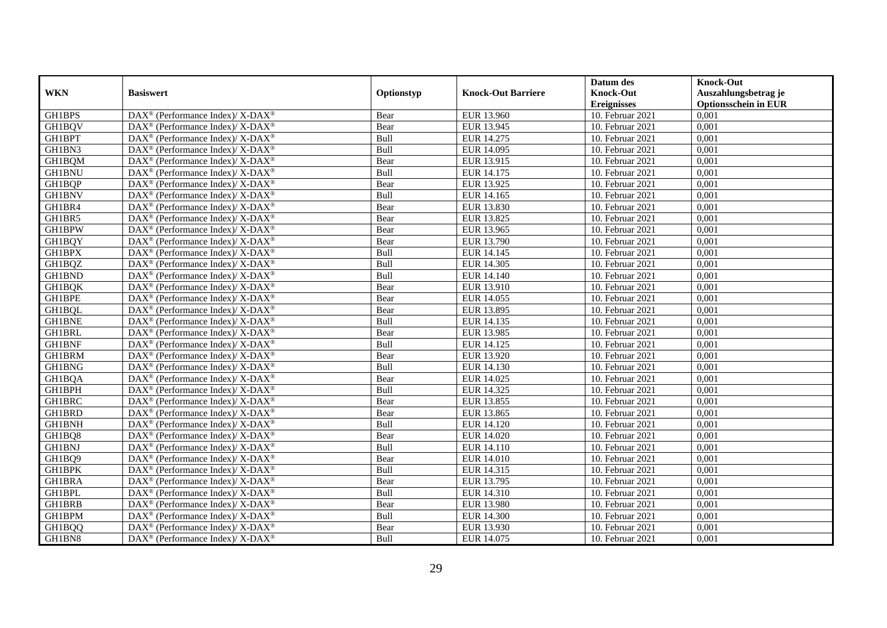| WKN | Basiswert | Optionstyp | Knock-Out Barriere | Datum des Knock-Out Ereignisses | Knock-Out Auszahlungsbetrag je Optionsschein in EUR |
|---|---|---|---|---|---|
| GH1BPS | DAX® (Performance Index)/ X-DAX® | Bear | EUR 13.960 | 10. Februar 2021 | 0,001 |
| GH1BQV | DAX® (Performance Index)/ X-DAX® | Bear | EUR 13.945 | 10. Februar 2021 | 0,001 |
| GH1BPT | DAX® (Performance Index)/ X-DAX® | Bull | EUR 14.275 | 10. Februar 2021 | 0,001 |
| GH1BN3 | DAX® (Performance Index)/ X-DAX® | Bull | EUR 14.095 | 10. Februar 2021 | 0,001 |
| GH1BQM | DAX® (Performance Index)/ X-DAX® | Bear | EUR 13.915 | 10. Februar 2021 | 0,001 |
| GH1BNU | DAX® (Performance Index)/ X-DAX® | Bull | EUR 14.175 | 10. Februar 2021 | 0,001 |
| GH1BQP | DAX® (Performance Index)/ X-DAX® | Bear | EUR 13.925 | 10. Februar 2021 | 0,001 |
| GH1BNV | DAX® (Performance Index)/ X-DAX® | Bull | EUR 14.165 | 10. Februar 2021 | 0,001 |
| GH1BR4 | DAX® (Performance Index)/ X-DAX® | Bear | EUR 13.830 | 10. Februar 2021 | 0,001 |
| GH1BR5 | DAX® (Performance Index)/ X-DAX® | Bear | EUR 13.825 | 10. Februar 2021 | 0,001 |
| GH1BPW | DAX® (Performance Index)/ X-DAX® | Bear | EUR 13.965 | 10. Februar 2021 | 0,001 |
| GH1BQY | DAX® (Performance Index)/ X-DAX® | Bear | EUR 13.790 | 10. Februar 2021 | 0,001 |
| GH1BPX | DAX® (Performance Index)/ X-DAX® | Bull | EUR 14.145 | 10. Februar 2021 | 0,001 |
| GH1BQZ | DAX® (Performance Index)/ X-DAX® | Bull | EUR 14.305 | 10. Februar 2021 | 0,001 |
| GH1BND | DAX® (Performance Index)/ X-DAX® | Bull | EUR 14.140 | 10. Februar 2021 | 0,001 |
| GH1BQK | DAX® (Performance Index)/ X-DAX® | Bear | EUR 13.910 | 10. Februar 2021 | 0,001 |
| GH1BPE | DAX® (Performance Index)/ X-DAX® | Bear | EUR 14.055 | 10. Februar 2021 | 0,001 |
| GH1BQL | DAX® (Performance Index)/ X-DAX® | Bear | EUR 13.895 | 10. Februar 2021 | 0,001 |
| GH1BNE | DAX® (Performance Index)/ X-DAX® | Bull | EUR 14.135 | 10. Februar 2021 | 0,001 |
| GH1BRL | DAX® (Performance Index)/ X-DAX® | Bear | EUR 13.985 | 10. Februar 2021 | 0,001 |
| GH1BNF | DAX® (Performance Index)/ X-DAX® | Bull | EUR 14.125 | 10. Februar 2021 | 0,001 |
| GH1BRM | DAX® (Performance Index)/ X-DAX® | Bear | EUR 13.920 | 10. Februar 2021 | 0,001 |
| GH1BNG | DAX® (Performance Index)/ X-DAX® | Bull | EUR 14.130 | 10. Februar 2021 | 0,001 |
| GH1BQA | DAX® (Performance Index)/ X-DAX® | Bear | EUR 14.025 | 10. Februar 2021 | 0,001 |
| GH1BPH | DAX® (Performance Index)/ X-DAX® | Bull | EUR 14.325 | 10. Februar 2021 | 0,001 |
| GH1BRC | DAX® (Performance Index)/ X-DAX® | Bear | EUR 13.855 | 10. Februar 2021 | 0,001 |
| GH1BRD | DAX® (Performance Index)/ X-DAX® | Bear | EUR 13.865 | 10. Februar 2021 | 0,001 |
| GH1BNH | DAX® (Performance Index)/ X-DAX® | Bull | EUR 14.120 | 10. Februar 2021 | 0,001 |
| GH1BQ8 | DAX® (Performance Index)/ X-DAX® | Bear | EUR 14.020 | 10. Februar 2021 | 0,001 |
| GH1BNJ | DAX® (Performance Index)/ X-DAX® | Bull | EUR 14.110 | 10. Februar 2021 | 0,001 |
| GH1BQ9 | DAX® (Performance Index)/ X-DAX® | Bear | EUR 14.010 | 10. Februar 2021 | 0,001 |
| GH1BPK | DAX® (Performance Index)/ X-DAX® | Bull | EUR 14.315 | 10. Februar 2021 | 0,001 |
| GH1BRA | DAX® (Performance Index)/ X-DAX® | Bear | EUR 13.795 | 10. Februar 2021 | 0,001 |
| GH1BPL | DAX® (Performance Index)/ X-DAX® | Bull | EUR 14.310 | 10. Februar 2021 | 0,001 |
| GH1BRB | DAX® (Performance Index)/ X-DAX® | Bear | EUR 13.980 | 10. Februar 2021 | 0,001 |
| GH1BPM | DAX® (Performance Index)/ X-DAX® | Bull | EUR 14.300 | 10. Februar 2021 | 0,001 |
| GH1BQQ | DAX® (Performance Index)/ X-DAX® | Bear | EUR 13.930 | 10. Februar 2021 | 0,001 |
| GH1BN8 | DAX® (Performance Index)/ X-DAX® | Bull | EUR 14.075 | 10. Februar 2021 | 0,001 |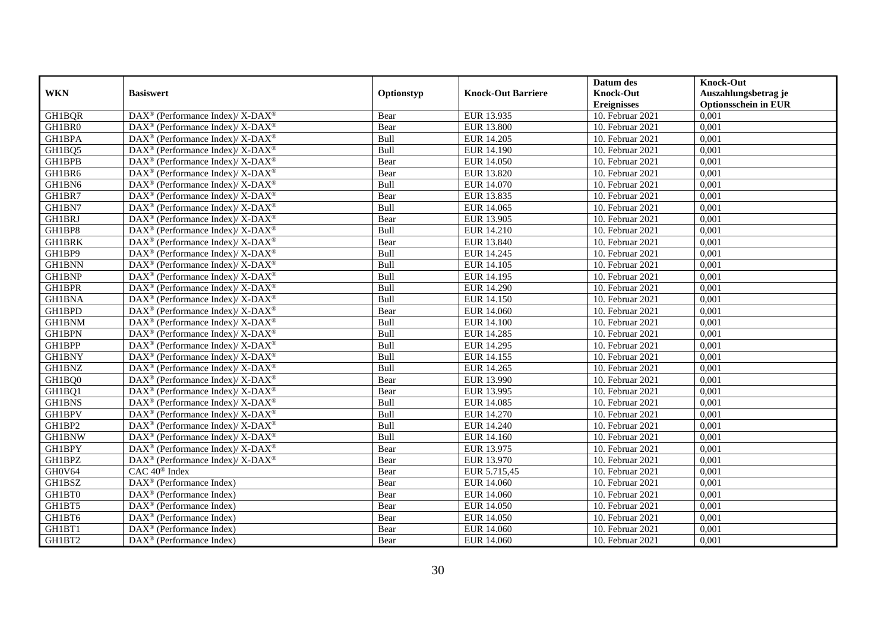| WKN | Basiswert | Optionstyp | Knock-Out Barriere | Datum des Knock-Out Ereignisses | Knock-Out Auszahlungsbetrag je Optionsschein in EUR |
|---|---|---|---|---|---|
| GH1BQR | DAX® (Performance Index)/ X-DAX® | Bear | EUR 13.935 | 10. Februar 2021 | 0,001 |
| GH1BR0 | DAX® (Performance Index)/ X-DAX® | Bear | EUR 13.800 | 10. Februar 2021 | 0,001 |
| GH1BPA | DAX® (Performance Index)/ X-DAX® | Bull | EUR 14.205 | 10. Februar 2021 | 0,001 |
| GH1BQ5 | DAX® (Performance Index)/ X-DAX® | Bull | EUR 14.190 | 10. Februar 2021 | 0,001 |
| GH1BPB | DAX® (Performance Index)/ X-DAX® | Bear | EUR 14.050 | 10. Februar 2021 | 0,001 |
| GH1BR6 | DAX® (Performance Index)/ X-DAX® | Bear | EUR 13.820 | 10. Februar 2021 | 0,001 |
| GH1BN6 | DAX® (Performance Index)/ X-DAX® | Bull | EUR 14.070 | 10. Februar 2021 | 0,001 |
| GH1BR7 | DAX® (Performance Index)/ X-DAX® | Bear | EUR 13.835 | 10. Februar 2021 | 0,001 |
| GH1BN7 | DAX® (Performance Index)/ X-DAX® | Bull | EUR 14.065 | 10. Februar 2021 | 0,001 |
| GH1BRJ | DAX® (Performance Index)/ X-DAX® | Bear | EUR 13.905 | 10. Februar 2021 | 0,001 |
| GH1BP8 | DAX® (Performance Index)/ X-DAX® | Bull | EUR 14.210 | 10. Februar 2021 | 0,001 |
| GH1BRK | DAX® (Performance Index)/ X-DAX® | Bear | EUR 13.840 | 10. Februar 2021 | 0,001 |
| GH1BP9 | DAX® (Performance Index)/ X-DAX® | Bull | EUR 14.245 | 10. Februar 2021 | 0,001 |
| GH1BNN | DAX® (Performance Index)/ X-DAX® | Bull | EUR 14.105 | 10. Februar 2021 | 0,001 |
| GH1BNP | DAX® (Performance Index)/ X-DAX® | Bull | EUR 14.195 | 10. Februar 2021 | 0,001 |
| GH1BPR | DAX® (Performance Index)/ X-DAX® | Bull | EUR 14.290 | 10. Februar 2021 | 0,001 |
| GH1BNA | DAX® (Performance Index)/ X-DAX® | Bull | EUR 14.150 | 10. Februar 2021 | 0,001 |
| GH1BPD | DAX® (Performance Index)/ X-DAX® | Bear | EUR 14.060 | 10. Februar 2021 | 0,001 |
| GH1BNM | DAX® (Performance Index)/ X-DAX® | Bull | EUR 14.100 | 10. Februar 2021 | 0,001 |
| GH1BPN | DAX® (Performance Index)/ X-DAX® | Bull | EUR 14.285 | 10. Februar 2021 | 0,001 |
| GH1BPP | DAX® (Performance Index)/ X-DAX® | Bull | EUR 14.295 | 10. Februar 2021 | 0,001 |
| GH1BNY | DAX® (Performance Index)/ X-DAX® | Bull | EUR 14.155 | 10. Februar 2021 | 0,001 |
| GH1BNZ | DAX® (Performance Index)/ X-DAX® | Bull | EUR 14.265 | 10. Februar 2021 | 0,001 |
| GH1BQ0 | DAX® (Performance Index)/ X-DAX® | Bear | EUR 13.990 | 10. Februar 2021 | 0,001 |
| GH1BQ1 | DAX® (Performance Index)/ X-DAX® | Bear | EUR 13.995 | 10. Februar 2021 | 0,001 |
| GH1BNS | DAX® (Performance Index)/ X-DAX® | Bull | EUR 14.085 | 10. Februar 2021 | 0,001 |
| GH1BPV | DAX® (Performance Index)/ X-DAX® | Bull | EUR 14.270 | 10. Februar 2021 | 0,001 |
| GH1BP2 | DAX® (Performance Index)/ X-DAX® | Bull | EUR 14.240 | 10. Februar 2021 | 0,001 |
| GH1BNW | DAX® (Performance Index)/ X-DAX® | Bull | EUR 14.160 | 10. Februar 2021 | 0,001 |
| GH1BPY | DAX® (Performance Index)/ X-DAX® | Bear | EUR 13.975 | 10. Februar 2021 | 0,001 |
| GH1BPZ | DAX® (Performance Index)/ X-DAX® | Bear | EUR 13.970 | 10. Februar 2021 | 0,001 |
| GH0V64 | CAC 40® Index | Bear | EUR 5.715,45 | 10. Februar 2021 | 0,001 |
| GH1BSZ | DAX® (Performance Index) | Bear | EUR 14.060 | 10. Februar 2021 | 0,001 |
| GH1BT0 | DAX® (Performance Index) | Bear | EUR 14.060 | 10. Februar 2021 | 0,001 |
| GH1BT5 | DAX® (Performance Index) | Bear | EUR 14.050 | 10. Februar 2021 | 0,001 |
| GH1BT6 | DAX® (Performance Index) | Bear | EUR 14.050 | 10. Februar 2021 | 0,001 |
| GH1BT1 | DAX® (Performance Index) | Bear | EUR 14.060 | 10. Februar 2021 | 0,001 |
| GH1BT2 | DAX® (Performance Index) | Bear | EUR 14.060 | 10. Februar 2021 | 0,001 |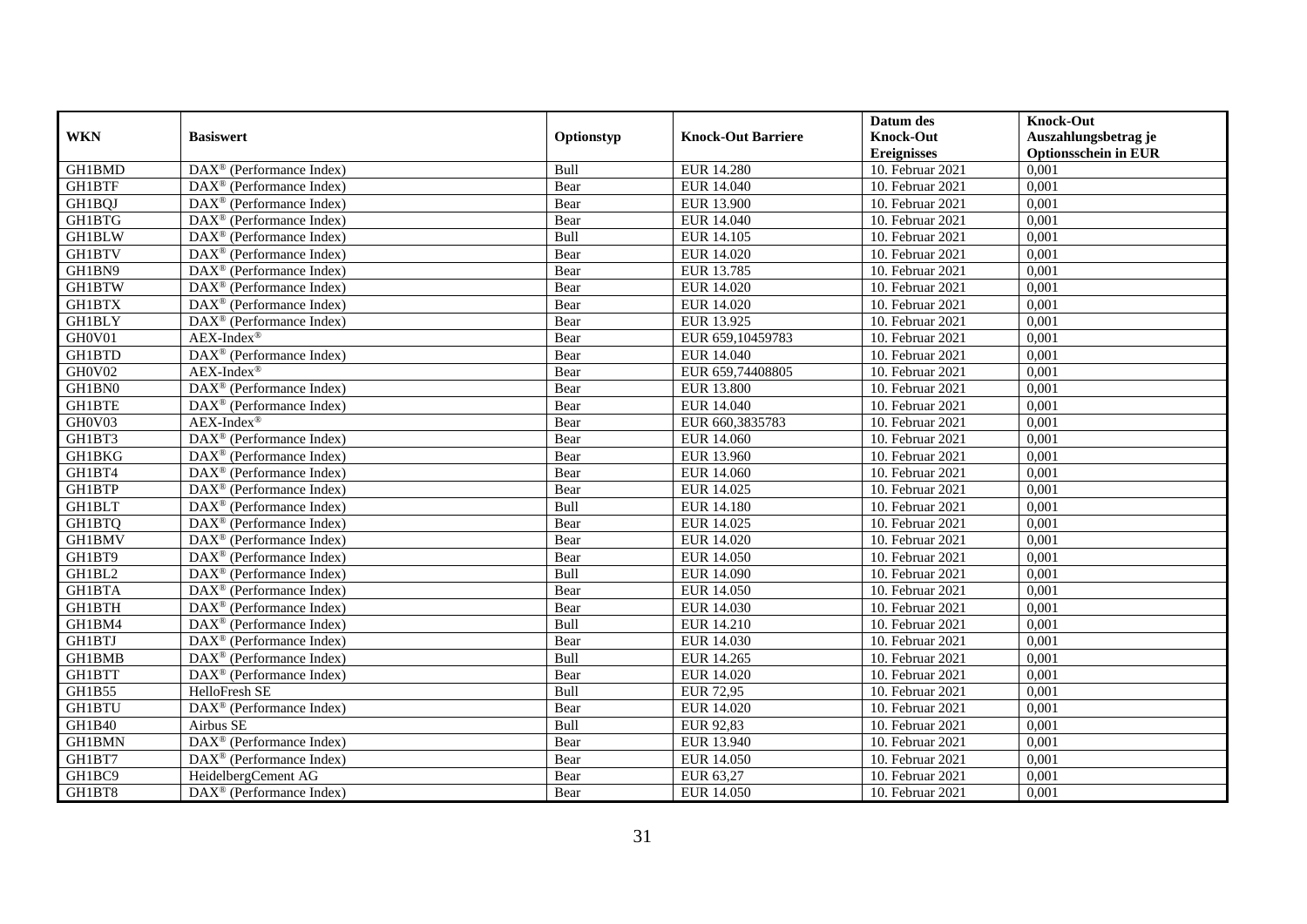| WKN | Basiswert | Optionstyp | Knock-Out Barriere | Datum des Knock-Out Ereignisses | Knock-Out Auszahlungsbetrag je Optionsschein in EUR |
|---|---|---|---|---|---|
| GH1BMD | DAX® (Performance Index) | Bull | EUR 14.280 | 10. Februar 2021 | 0,001 |
| GH1BTF | DAX® (Performance Index) | Bear | EUR 14.040 | 10. Februar 2021 | 0,001 |
| GH1BQJ | DAX® (Performance Index) | Bear | EUR 13.900 | 10. Februar 2021 | 0,001 |
| GH1BTG | DAX® (Performance Index) | Bear | EUR 14.040 | 10. Februar 2021 | 0,001 |
| GH1BLW | DAX® (Performance Index) | Bull | EUR 14.105 | 10. Februar 2021 | 0,001 |
| GH1BTV | DAX® (Performance Index) | Bear | EUR 14.020 | 10. Februar 2021 | 0,001 |
| GH1BN9 | DAX® (Performance Index) | Bear | EUR 13.785 | 10. Februar 2021 | 0,001 |
| GH1BTW | DAX® (Performance Index) | Bear | EUR 14.020 | 10. Februar 2021 | 0,001 |
| GH1BTX | DAX® (Performance Index) | Bear | EUR 14.020 | 10. Februar 2021 | 0,001 |
| GH1BLY | DAX® (Performance Index) | Bear | EUR 13.925 | 10. Februar 2021 | 0,001 |
| GH0V01 | AEX-Index® | Bear | EUR 659,10459783 | 10. Februar 2021 | 0,001 |
| GH1BTD | DAX® (Performance Index) | Bear | EUR 14.040 | 10. Februar 2021 | 0,001 |
| GH0V02 | AEX-Index® | Bear | EUR 659,74408805 | 10. Februar 2021 | 0,001 |
| GH1BN0 | DAX® (Performance Index) | Bear | EUR 13.800 | 10. Februar 2021 | 0,001 |
| GH1BTE | DAX® (Performance Index) | Bear | EUR 14.040 | 10. Februar 2021 | 0,001 |
| GH0V03 | AEX-Index® | Bear | EUR 660,3835783 | 10. Februar 2021 | 0,001 |
| GH1BT3 | DAX® (Performance Index) | Bear | EUR 14.060 | 10. Februar 2021 | 0,001 |
| GH1BKG | DAX® (Performance Index) | Bear | EUR 13.960 | 10. Februar 2021 | 0,001 |
| GH1BT4 | DAX® (Performance Index) | Bear | EUR 14.060 | 10. Februar 2021 | 0,001 |
| GH1BTP | DAX® (Performance Index) | Bear | EUR 14.025 | 10. Februar 2021 | 0,001 |
| GH1BLT | DAX® (Performance Index) | Bull | EUR 14.180 | 10. Februar 2021 | 0,001 |
| GH1BTQ | DAX® (Performance Index) | Bear | EUR 14.025 | 10. Februar 2021 | 0,001 |
| GH1BMV | DAX® (Performance Index) | Bear | EUR 14.020 | 10. Februar 2021 | 0,001 |
| GH1BT9 | DAX® (Performance Index) | Bear | EUR 14.050 | 10. Februar 2021 | 0,001 |
| GH1BL2 | DAX® (Performance Index) | Bull | EUR 14.090 | 10. Februar 2021 | 0,001 |
| GH1BTA | DAX® (Performance Index) | Bear | EUR 14.050 | 10. Februar 2021 | 0,001 |
| GH1BTH | DAX® (Performance Index) | Bear | EUR 14.030 | 10. Februar 2021 | 0,001 |
| GH1BM4 | DAX® (Performance Index) | Bull | EUR 14.210 | 10. Februar 2021 | 0,001 |
| GH1BTJ | DAX® (Performance Index) | Bear | EUR 14.030 | 10. Februar 2021 | 0,001 |
| GH1BMB | DAX® (Performance Index) | Bull | EUR 14.265 | 10. Februar 2021 | 0,001 |
| GH1BTT | DAX® (Performance Index) | Bear | EUR 14.020 | 10. Februar 2021 | 0,001 |
| GH1B55 | HelloFresh SE | Bull | EUR 72,95 | 10. Februar 2021 | 0,001 |
| GH1BTU | DAX® (Performance Index) | Bear | EUR 14.020 | 10. Februar 2021 | 0,001 |
| GH1B40 | Airbus SE | Bull | EUR 92,83 | 10. Februar 2021 | 0,001 |
| GH1BMN | DAX® (Performance Index) | Bear | EUR 13.940 | 10. Februar 2021 | 0,001 |
| GH1BT7 | DAX® (Performance Index) | Bear | EUR 14.050 | 10. Februar 2021 | 0,001 |
| GH1BC9 | HeidelbergCement AG | Bear | EUR 63,27 | 10. Februar 2021 | 0,001 |
| GH1BT8 | DAX® (Performance Index) | Bear | EUR 14.050 | 10. Februar 2021 | 0,001 |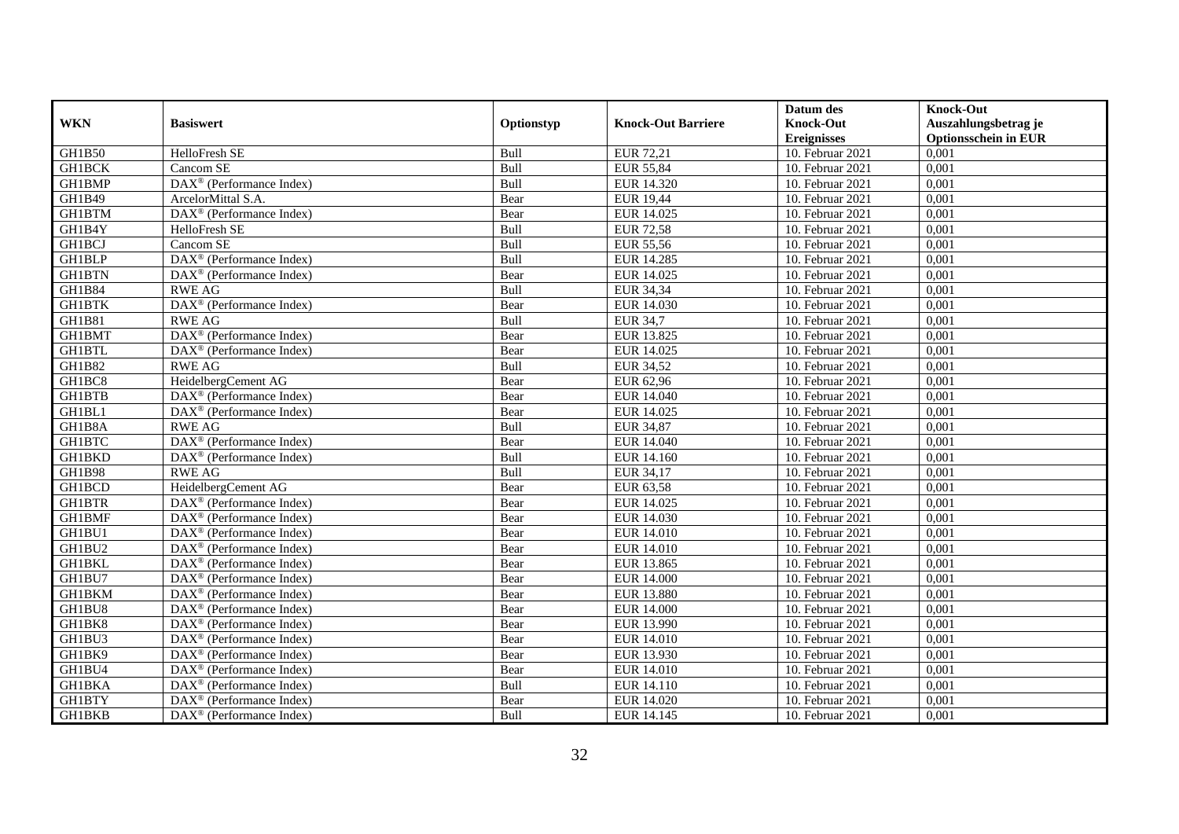| WKN | Basiswert | Optionstyp | Knock-Out Barriere | Datum des Knock-Out Ereignisses | Knock-Out Auszahlungsbetrag je Optionsschein in EUR |
|---|---|---|---|---|---|
| GH1B50 | HelloFresh SE | Bull | EUR 72,21 | 10. Februar 2021 | 0,001 |
| GH1BCK | Cancom SE | Bull | EUR 55,84 | 10. Februar 2021 | 0,001 |
| GH1BMP | DAX® (Performance Index) | Bull | EUR 14.320 | 10. Februar 2021 | 0,001 |
| GH1B49 | ArcelorMittal S.A. | Bear | EUR 19,44 | 10. Februar 2021 | 0,001 |
| GH1BTM | DAX® (Performance Index) | Bear | EUR 14.025 | 10. Februar 2021 | 0,001 |
| GH1B4Y | HelloFresh SE | Bull | EUR 72,58 | 10. Februar 2021 | 0,001 |
| GH1BCJ | Cancom SE | Bull | EUR 55,56 | 10. Februar 2021 | 0,001 |
| GH1BLP | DAX® (Performance Index) | Bull | EUR 14.285 | 10. Februar 2021 | 0,001 |
| GH1BTN | DAX® (Performance Index) | Bear | EUR 14.025 | 10. Februar 2021 | 0,001 |
| GH1B84 | RWE AG | Bull | EUR 34,34 | 10. Februar 2021 | 0,001 |
| GH1BTK | DAX® (Performance Index) | Bear | EUR 14.030 | 10. Februar 2021 | 0,001 |
| GH1B81 | RWE AG | Bull | EUR 34,7 | 10. Februar 2021 | 0,001 |
| GH1BMT | DAX® (Performance Index) | Bear | EUR 13.825 | 10. Februar 2021 | 0,001 |
| GH1BTL | DAX® (Performance Index) | Bear | EUR 14.025 | 10. Februar 2021 | 0,001 |
| GH1B82 | RWE AG | Bull | EUR 34,52 | 10. Februar 2021 | 0,001 |
| GH1BC8 | HeidelbergCement AG | Bear | EUR 62,96 | 10. Februar 2021 | 0,001 |
| GH1BTB | DAX® (Performance Index) | Bear | EUR 14.040 | 10. Februar 2021 | 0,001 |
| GH1BL1 | DAX® (Performance Index) | Bear | EUR 14.025 | 10. Februar 2021 | 0,001 |
| GH1B8A | RWE AG | Bull | EUR 34,87 | 10. Februar 2021 | 0,001 |
| GH1BTC | DAX® (Performance Index) | Bear | EUR 14.040 | 10. Februar 2021 | 0,001 |
| GH1BKD | DAX® (Performance Index) | Bull | EUR 14.160 | 10. Februar 2021 | 0,001 |
| GH1B98 | RWE AG | Bull | EUR 34,17 | 10. Februar 2021 | 0,001 |
| GH1BCD | HeidelbergCement AG | Bear | EUR 63,58 | 10. Februar 2021 | 0,001 |
| GH1BTR | DAX® (Performance Index) | Bear | EUR 14.025 | 10. Februar 2021 | 0,001 |
| GH1BMF | DAX® (Performance Index) | Bear | EUR 14.030 | 10. Februar 2021 | 0,001 |
| GH1BU1 | DAX® (Performance Index) | Bear | EUR 14.010 | 10. Februar 2021 | 0,001 |
| GH1BU2 | DAX® (Performance Index) | Bear | EUR 14.010 | 10. Februar 2021 | 0,001 |
| GH1BKL | DAX® (Performance Index) | Bear | EUR 13.865 | 10. Februar 2021 | 0,001 |
| GH1BU7 | DAX® (Performance Index) | Bear | EUR 14.000 | 10. Februar 2021 | 0,001 |
| GH1BKM | DAX® (Performance Index) | Bear | EUR 13.880 | 10. Februar 2021 | 0,001 |
| GH1BU8 | DAX® (Performance Index) | Bear | EUR 14.000 | 10. Februar 2021 | 0,001 |
| GH1BK8 | DAX® (Performance Index) | Bear | EUR 13.990 | 10. Februar 2021 | 0,001 |
| GH1BU3 | DAX® (Performance Index) | Bear | EUR 14.010 | 10. Februar 2021 | 0,001 |
| GH1BK9 | DAX® (Performance Index) | Bear | EUR 13.930 | 10. Februar 2021 | 0,001 |
| GH1BU4 | DAX® (Performance Index) | Bear | EUR 14.010 | 10. Februar 2021 | 0,001 |
| GH1BKA | DAX® (Performance Index) | Bull | EUR 14.110 | 10. Februar 2021 | 0,001 |
| GH1BTY | DAX® (Performance Index) | Bear | EUR 14.020 | 10. Februar 2021 | 0,001 |
| GH1BKB | DAX® (Performance Index) | Bull | EUR 14.145 | 10. Februar 2021 | 0,001 |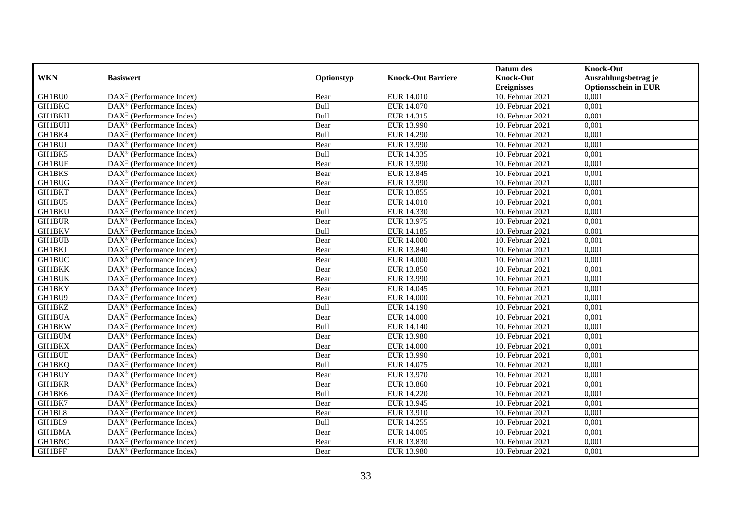| WKN | Basiswert | Optionstyp | Knock-Out Barriere | Datum des Knock-Out Ereignisses | Knock-Out Auszahlungsbetrag je Optionsschein in EUR |
|---|---|---|---|---|---|
| GH1BU0 | DAX® (Performance Index) | Bear | EUR 14.010 | 10. Februar 2021 | 0,001 |
| GH1BKC | DAX® (Performance Index) | Bull | EUR 14.070 | 10. Februar 2021 | 0,001 |
| GH1BKH | DAX® (Performance Index) | Bull | EUR 14.315 | 10. Februar 2021 | 0,001 |
| GH1BUH | DAX® (Performance Index) | Bear | EUR 13.990 | 10. Februar 2021 | 0,001 |
| GH1BK4 | DAX® (Performance Index) | Bull | EUR 14.290 | 10. Februar 2021 | 0,001 |
| GH1BUJ | DAX® (Performance Index) | Bear | EUR 13.990 | 10. Februar 2021 | 0,001 |
| GH1BK5 | DAX® (Performance Index) | Bull | EUR 14.335 | 10. Februar 2021 | 0,001 |
| GH1BUF | DAX® (Performance Index) | Bear | EUR 13.990 | 10. Februar 2021 | 0,001 |
| GH1BKS | DAX® (Performance Index) | Bear | EUR 13.845 | 10. Februar 2021 | 0,001 |
| GH1BUG | DAX® (Performance Index) | Bear | EUR 13.990 | 10. Februar 2021 | 0,001 |
| GH1BKT | DAX® (Performance Index) | Bear | EUR 13.855 | 10. Februar 2021 | 0,001 |
| GH1BU5 | DAX® (Performance Index) | Bear | EUR 14.010 | 10. Februar 2021 | 0,001 |
| GH1BKU | DAX® (Performance Index) | Bull | EUR 14.330 | 10. Februar 2021 | 0,001 |
| GH1BUR | DAX® (Performance Index) | Bear | EUR 13.975 | 10. Februar 2021 | 0,001 |
| GH1BKV | DAX® (Performance Index) | Bull | EUR 14.185 | 10. Februar 2021 | 0,001 |
| GH1BUB | DAX® (Performance Index) | Bear | EUR 14.000 | 10. Februar 2021 | 0,001 |
| GH1BKJ | DAX® (Performance Index) | Bear | EUR 13.840 | 10. Februar 2021 | 0,001 |
| GH1BUC | DAX® (Performance Index) | Bear | EUR 14.000 | 10. Februar 2021 | 0,001 |
| GH1BKK | DAX® (Performance Index) | Bear | EUR 13.850 | 10. Februar 2021 | 0,001 |
| GH1BUK | DAX® (Performance Index) | Bear | EUR 13.990 | 10. Februar 2021 | 0,001 |
| GH1BKY | DAX® (Performance Index) | Bear | EUR 14.045 | 10. Februar 2021 | 0,001 |
| GH1BU9 | DAX® (Performance Index) | Bear | EUR 14.000 | 10. Februar 2021 | 0,001 |
| GH1BKZ | DAX® (Performance Index) | Bull | EUR 14.190 | 10. Februar 2021 | 0,001 |
| GH1BUA | DAX® (Performance Index) | Bear | EUR 14.000 | 10. Februar 2021 | 0,001 |
| GH1BKW | DAX® (Performance Index) | Bull | EUR 14.140 | 10. Februar 2021 | 0,001 |
| GH1BUM | DAX® (Performance Index) | Bear | EUR 13.980 | 10. Februar 2021 | 0,001 |
| GH1BKX | DAX® (Performance Index) | Bear | EUR 14.000 | 10. Februar 2021 | 0,001 |
| GH1BUE | DAX® (Performance Index) | Bear | EUR 13.990 | 10. Februar 2021 | 0,001 |
| GH1BKQ | DAX® (Performance Index) | Bull | EUR 14.075 | 10. Februar 2021 | 0,001 |
| GH1BUY | DAX® (Performance Index) | Bear | EUR 13.970 | 10. Februar 2021 | 0,001 |
| GH1BKR | DAX® (Performance Index) | Bear | EUR 13.860 | 10. Februar 2021 | 0,001 |
| GH1BK6 | DAX® (Performance Index) | Bull | EUR 14.220 | 10. Februar 2021 | 0,001 |
| GH1BK7 | DAX® (Performance Index) | Bear | EUR 13.945 | 10. Februar 2021 | 0,001 |
| GH1BL8 | DAX® (Performance Index) | Bear | EUR 13.910 | 10. Februar 2021 | 0,001 |
| GH1BL9 | DAX® (Performance Index) | Bull | EUR 14.255 | 10. Februar 2021 | 0,001 |
| GH1BMA | DAX® (Performance Index) | Bear | EUR 14.005 | 10. Februar 2021 | 0,001 |
| GH1BNC | DAX® (Performance Index) | Bear | EUR 13.830 | 10. Februar 2021 | 0,001 |
| GH1BPF | DAX® (Performance Index) | Bear | EUR 13.980 | 10. Februar 2021 | 0,001 |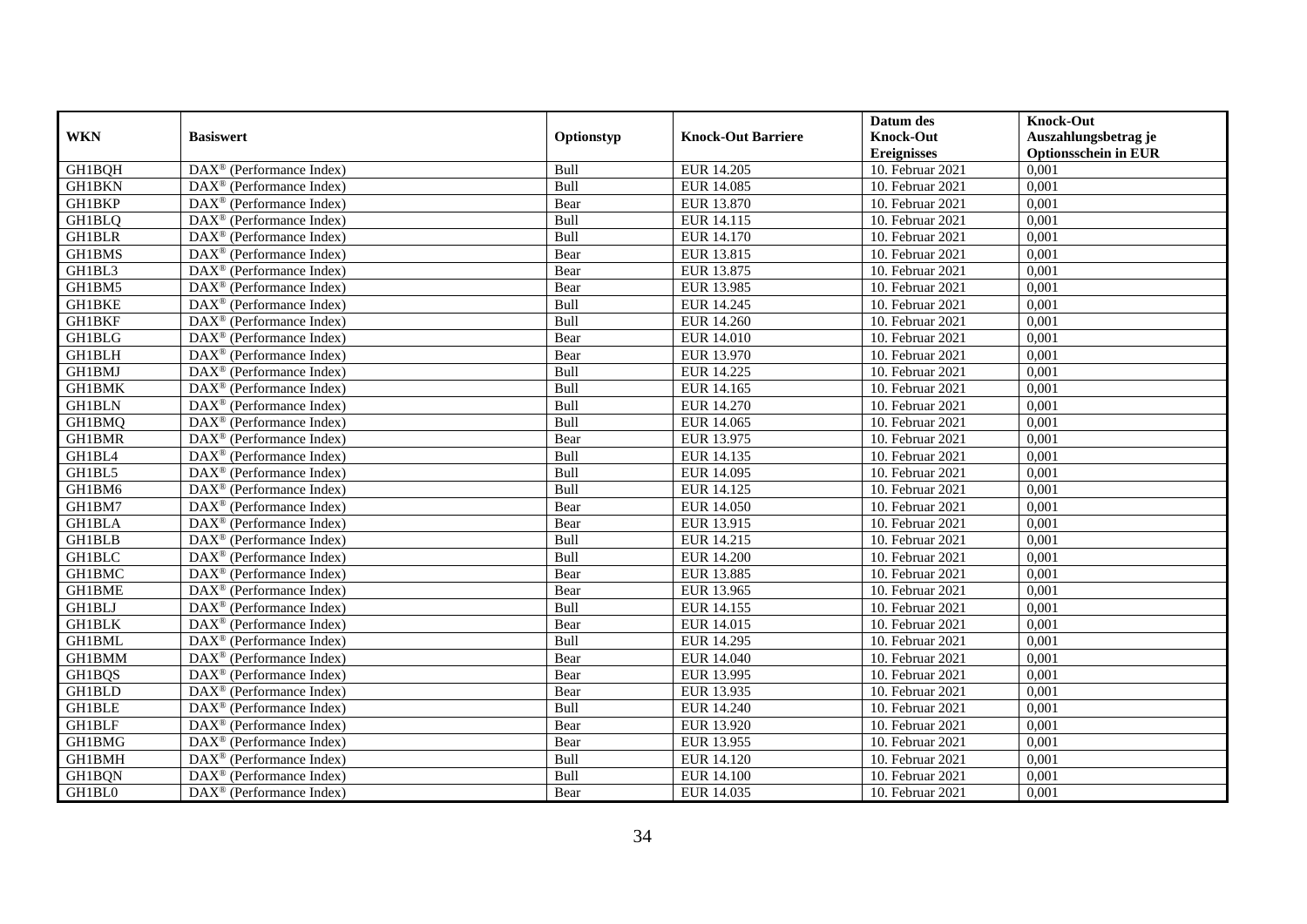| WKN | Basiswert | Optionstyp | Knock-Out Barriere | Datum des Knock-Out Ereignisses | Knock-Out Auszahlungsbetrag je Optionsschein in EUR |
|---|---|---|---|---|---|
| GH1BQH | DAX® (Performance Index) | Bull | EUR 14.205 | 10. Februar 2021 | 0,001 |
| GH1BKN | DAX® (Performance Index) | Bull | EUR 14.085 | 10. Februar 2021 | 0,001 |
| GH1BKP | DAX® (Performance Index) | Bear | EUR 13.870 | 10. Februar 2021 | 0,001 |
| GH1BLQ | DAX® (Performance Index) | Bull | EUR 14.115 | 10. Februar 2021 | 0,001 |
| GH1BLR | DAX® (Performance Index) | Bull | EUR 14.170 | 10. Februar 2021 | 0,001 |
| GH1BMS | DAX® (Performance Index) | Bear | EUR 13.815 | 10. Februar 2021 | 0,001 |
| GH1BL3 | DAX® (Performance Index) | Bear | EUR 13.875 | 10. Februar 2021 | 0,001 |
| GH1BM5 | DAX® (Performance Index) | Bear | EUR 13.985 | 10. Februar 2021 | 0,001 |
| GH1BKE | DAX® (Performance Index) | Bull | EUR 14.245 | 10. Februar 2021 | 0,001 |
| GH1BKF | DAX® (Performance Index) | Bull | EUR 14.260 | 10. Februar 2021 | 0,001 |
| GH1BLG | DAX® (Performance Index) | Bear | EUR 14.010 | 10. Februar 2021 | 0,001 |
| GH1BLH | DAX® (Performance Index) | Bear | EUR 13.970 | 10. Februar 2021 | 0,001 |
| GH1BMJ | DAX® (Performance Index) | Bull | EUR 14.225 | 10. Februar 2021 | 0,001 |
| GH1BMK | DAX® (Performance Index) | Bull | EUR 14.165 | 10. Februar 2021 | 0,001 |
| GH1BLN | DAX® (Performance Index) | Bull | EUR 14.270 | 10. Februar 2021 | 0,001 |
| GH1BMQ | DAX® (Performance Index) | Bull | EUR 14.065 | 10. Februar 2021 | 0,001 |
| GH1BMR | DAX® (Performance Index) | Bear | EUR 13.975 | 10. Februar 2021 | 0,001 |
| GH1BL4 | DAX® (Performance Index) | Bull | EUR 14.135 | 10. Februar 2021 | 0,001 |
| GH1BL5 | DAX® (Performance Index) | Bull | EUR 14.095 | 10. Februar 2021 | 0,001 |
| GH1BM6 | DAX® (Performance Index) | Bull | EUR 14.125 | 10. Februar 2021 | 0,001 |
| GH1BM7 | DAX® (Performance Index) | Bear | EUR 14.050 | 10. Februar 2021 | 0,001 |
| GH1BLA | DAX® (Performance Index) | Bear | EUR 13.915 | 10. Februar 2021 | 0,001 |
| GH1BLB | DAX® (Performance Index) | Bull | EUR 14.215 | 10. Februar 2021 | 0,001 |
| GH1BLC | DAX® (Performance Index) | Bull | EUR 14.200 | 10. Februar 2021 | 0,001 |
| GH1BMC | DAX® (Performance Index) | Bear | EUR 13.885 | 10. Februar 2021 | 0,001 |
| GH1BME | DAX® (Performance Index) | Bear | EUR 13.965 | 10. Februar 2021 | 0,001 |
| GH1BLJ | DAX® (Performance Index) | Bull | EUR 14.155 | 10. Februar 2021 | 0,001 |
| GH1BLK | DAX® (Performance Index) | Bear | EUR 14.015 | 10. Februar 2021 | 0,001 |
| GH1BML | DAX® (Performance Index) | Bull | EUR 14.295 | 10. Februar 2021 | 0,001 |
| GH1BMM | DAX® (Performance Index) | Bear | EUR 14.040 | 10. Februar 2021 | 0,001 |
| GH1BQS | DAX® (Performance Index) | Bear | EUR 13.995 | 10. Februar 2021 | 0,001 |
| GH1BLD | DAX® (Performance Index) | Bear | EUR 13.935 | 10. Februar 2021 | 0,001 |
| GH1BLE | DAX® (Performance Index) | Bull | EUR 14.240 | 10. Februar 2021 | 0,001 |
| GH1BLF | DAX® (Performance Index) | Bear | EUR 13.920 | 10. Februar 2021 | 0,001 |
| GH1BMG | DAX® (Performance Index) | Bear | EUR 13.955 | 10. Februar 2021 | 0,001 |
| GH1BMH | DAX® (Performance Index) | Bull | EUR 14.120 | 10. Februar 2021 | 0,001 |
| GH1BQN | DAX® (Performance Index) | Bull | EUR 14.100 | 10. Februar 2021 | 0,001 |
| GH1BL0 | DAX® (Performance Index) | Bear | EUR 14.035 | 10. Februar 2021 | 0,001 |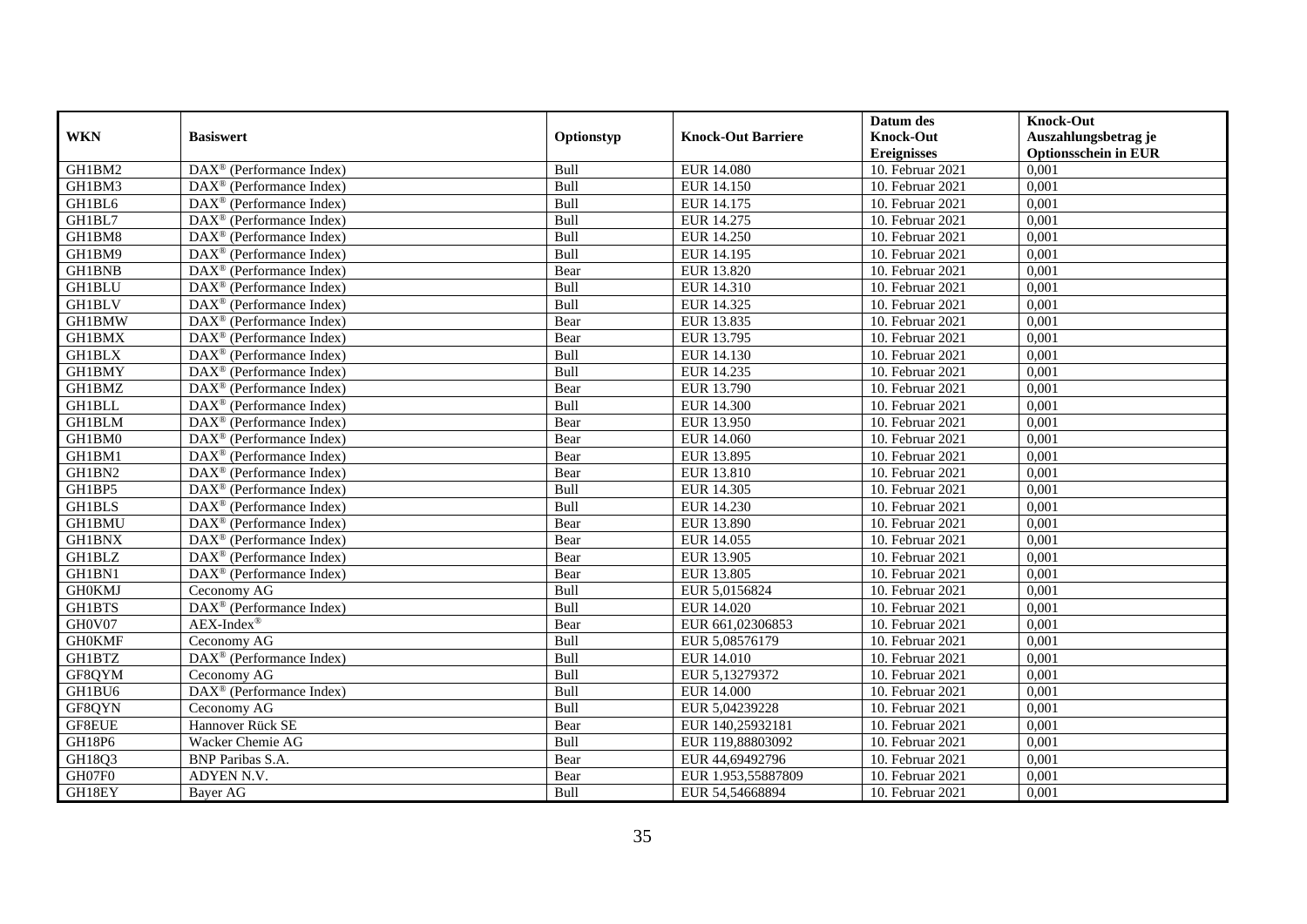| WKN | Basiswert | Optionstyp | Knock-Out Barriere | Datum des Knock-Out Ereignisses | Knock-Out Auszahlungsbetrag je Optionsschein in EUR |
|---|---|---|---|---|---|
| GH1BM2 | DAX® (Performance Index) | Bull | EUR 14.080 | 10. Februar 2021 | 0,001 |
| GH1BM3 | DAX® (Performance Index) | Bull | EUR 14.150 | 10. Februar 2021 | 0,001 |
| GH1BL6 | DAX® (Performance Index) | Bull | EUR 14.175 | 10. Februar 2021 | 0,001 |
| GH1BL7 | DAX® (Performance Index) | Bull | EUR 14.275 | 10. Februar 2021 | 0,001 |
| GH1BM8 | DAX® (Performance Index) | Bull | EUR 14.250 | 10. Februar 2021 | 0,001 |
| GH1BM9 | DAX® (Performance Index) | Bull | EUR 14.195 | 10. Februar 2021 | 0,001 |
| GH1BNB | DAX® (Performance Index) | Bear | EUR 13.820 | 10. Februar 2021 | 0,001 |
| GH1BLU | DAX® (Performance Index) | Bull | EUR 14.310 | 10. Februar 2021 | 0,001 |
| GH1BLV | DAX® (Performance Index) | Bull | EUR 14.325 | 10. Februar 2021 | 0,001 |
| GH1BMW | DAX® (Performance Index) | Bear | EUR 13.835 | 10. Februar 2021 | 0,001 |
| GH1BMX | DAX® (Performance Index) | Bear | EUR 13.795 | 10. Februar 2021 | 0,001 |
| GH1BLX | DAX® (Performance Index) | Bull | EUR 14.130 | 10. Februar 2021 | 0,001 |
| GH1BMY | DAX® (Performance Index) | Bull | EUR 14.235 | 10. Februar 2021 | 0,001 |
| GH1BMZ | DAX® (Performance Index) | Bear | EUR 13.790 | 10. Februar 2021 | 0,001 |
| GH1BLL | DAX® (Performance Index) | Bull | EUR 14.300 | 10. Februar 2021 | 0,001 |
| GH1BLM | DAX® (Performance Index) | Bear | EUR 13.950 | 10. Februar 2021 | 0,001 |
| GH1BM0 | DAX® (Performance Index) | Bear | EUR 14.060 | 10. Februar 2021 | 0,001 |
| GH1BM1 | DAX® (Performance Index) | Bear | EUR 13.895 | 10. Februar 2021 | 0,001 |
| GH1BN2 | DAX® (Performance Index) | Bear | EUR 13.810 | 10. Februar 2021 | 0,001 |
| GH1BP5 | DAX® (Performance Index) | Bull | EUR 14.305 | 10. Februar 2021 | 0,001 |
| GH1BLS | DAX® (Performance Index) | Bull | EUR 14.230 | 10. Februar 2021 | 0,001 |
| GH1BMU | DAX® (Performance Index) | Bear | EUR 13.890 | 10. Februar 2021 | 0,001 |
| GH1BNX | DAX® (Performance Index) | Bear | EUR 14.055 | 10. Februar 2021 | 0,001 |
| GH1BLZ | DAX® (Performance Index) | Bear | EUR 13.905 | 10. Februar 2021 | 0,001 |
| GH1BN1 | DAX® (Performance Index) | Bear | EUR 13.805 | 10. Februar 2021 | 0,001 |
| GH0KMJ | Ceconomy AG | Bull | EUR 5,0156824 | 10. Februar 2021 | 0,001 |
| GH1BTS | DAX® (Performance Index) | Bull | EUR 14.020 | 10. Februar 2021 | 0,001 |
| GH0V07 | AEX-Index® | Bear | EUR 661,02306853 | 10. Februar 2021 | 0,001 |
| GH0KMF | Ceconomy AG | Bull | EUR 5,08576179 | 10. Februar 2021 | 0,001 |
| GH1BTZ | DAX® (Performance Index) | Bull | EUR 14.010 | 10. Februar 2021 | 0,001 |
| GF8QYM | Ceconomy AG | Bull | EUR 5,13279372 | 10. Februar 2021 | 0,001 |
| GH1BU6 | DAX® (Performance Index) | Bull | EUR 14.000 | 10. Februar 2021 | 0,001 |
| GF8QYN | Ceconomy AG | Bull | EUR 5,04239228 | 10. Februar 2021 | 0,001 |
| GF8EUE | Hannover Rück SE | Bear | EUR 140,25932181 | 10. Februar 2021 | 0,001 |
| GH18P6 | Wacker Chemie AG | Bull | EUR 119,88803092 | 10. Februar 2021 | 0,001 |
| GH18Q3 | BNP Paribas S.A. | Bear | EUR 44,69492796 | 10. Februar 2021 | 0,001 |
| GH07F0 | ADYEN N.V. | Bear | EUR 1.953,55887809 | 10. Februar 2021 | 0,001 |
| GH18EY | Bayer AG | Bull | EUR 54,54668894 | 10. Februar 2021 | 0,001 |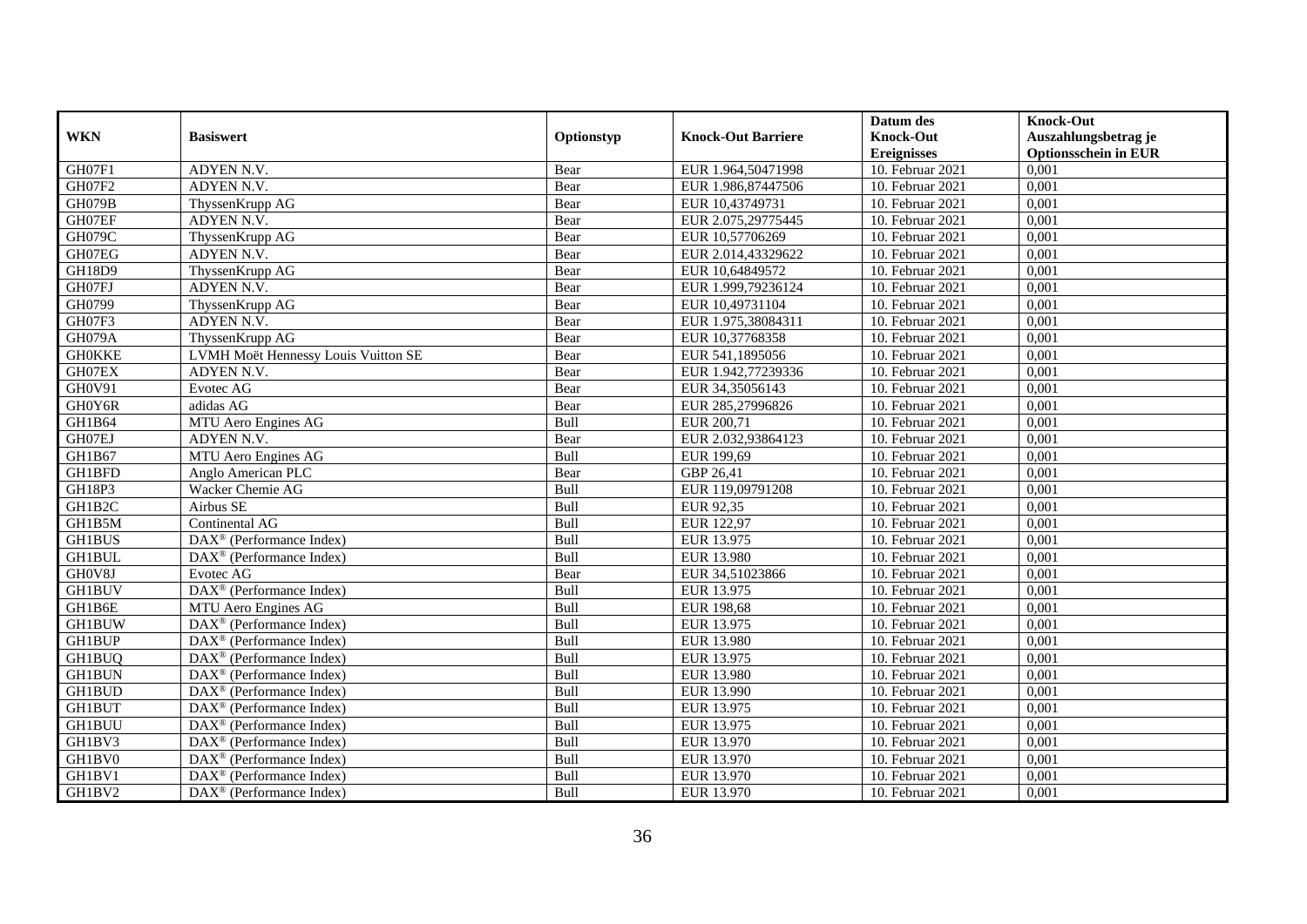| WKN | Basiswert | Optionstyp | Knock-Out Barriere | Datum des Knock-Out Ereignisses | Knock-Out Auszahlungsbetrag je Optionsschein in EUR |
|---|---|---|---|---|---|
| GH07F1 | ADYEN N.V. | Bear | EUR 1.964,50471998 | 10. Februar 2021 | 0,001 |
| GH07F2 | ADYEN N.V. | Bear | EUR 1.986,87447506 | 10. Februar 2021 | 0,001 |
| GH079B | ThyssenKrupp AG | Bear | EUR 10,43749731 | 10. Februar 2021 | 0,001 |
| GH07EF | ADYEN N.V. | Bear | EUR 2.075,29775445 | 10. Februar 2021 | 0,001 |
| GH079C | ThyssenKrupp AG | Bear | EUR 10,57706269 | 10. Februar 2021 | 0,001 |
| GH07EG | ADYEN N.V. | Bear | EUR 2.014,43329622 | 10. Februar 2021 | 0,001 |
| GH18D9 | ThyssenKrupp AG | Bear | EUR 10,64849572 | 10. Februar 2021 | 0,001 |
| GH07FJ | ADYEN N.V. | Bear | EUR 1.999,79236124 | 10. Februar 2021 | 0,001 |
| GH0799 | ThyssenKrupp AG | Bear | EUR 10,49731104 | 10. Februar 2021 | 0,001 |
| GH07F3 | ADYEN N.V. | Bear | EUR 1.975,38084311 | 10. Februar 2021 | 0,001 |
| GH079A | ThyssenKrupp AG | Bear | EUR 10,37768358 | 10. Februar 2021 | 0,001 |
| GH0KKE | LVMH Moët Hennessy Louis Vuitton SE | Bear | EUR 541,1895056 | 10. Februar 2021 | 0,001 |
| GH07EX | ADYEN N.V. | Bear | EUR 1.942,77239336 | 10. Februar 2021 | 0,001 |
| GH0V91 | Evotec AG | Bear | EUR 34,35056143 | 10. Februar 2021 | 0,001 |
| GH0Y6R | adidas AG | Bear | EUR 285,27996826 | 10. Februar 2021 | 0,001 |
| GH1B64 | MTU Aero Engines AG | Bull | EUR 200,71 | 10. Februar 2021 | 0,001 |
| GH07EJ | ADYEN N.V. | Bear | EUR 2.032,93864123 | 10. Februar 2021 | 0,001 |
| GH1B67 | MTU Aero Engines AG | Bull | EUR 199,69 | 10. Februar 2021 | 0,001 |
| GH1BFD | Anglo American PLC | Bear | GBP 26,41 | 10. Februar 2021 | 0,001 |
| GH18P3 | Wacker Chemie AG | Bull | EUR 119,09791208 | 10. Februar 2021 | 0,001 |
| GH1B2C | Airbus SE | Bull | EUR 92,35 | 10. Februar 2021 | 0,001 |
| GH1B5M | Continental AG | Bull | EUR 122,97 | 10. Februar 2021 | 0,001 |
| GH1BUS | DAX® (Performance Index) | Bull | EUR 13.975 | 10. Februar 2021 | 0,001 |
| GH1BUL | DAX® (Performance Index) | Bull | EUR 13.980 | 10. Februar 2021 | 0,001 |
| GH0V8J | Evotec AG | Bear | EUR 34,51023866 | 10. Februar 2021 | 0,001 |
| GH1BUV | DAX® (Performance Index) | Bull | EUR 13.975 | 10. Februar 2021 | 0,001 |
| GH1B6E | MTU Aero Engines AG | Bull | EUR 198,68 | 10. Februar 2021 | 0,001 |
| GH1BUW | DAX® (Performance Index) | Bull | EUR 13.975 | 10. Februar 2021 | 0,001 |
| GH1BUP | DAX® (Performance Index) | Bull | EUR 13.980 | 10. Februar 2021 | 0,001 |
| GH1BUQ | DAX® (Performance Index) | Bull | EUR 13.975 | 10. Februar 2021 | 0,001 |
| GH1BUN | DAX® (Performance Index) | Bull | EUR 13.980 | 10. Februar 2021 | 0,001 |
| GH1BUD | DAX® (Performance Index) | Bull | EUR 13.990 | 10. Februar 2021 | 0,001 |
| GH1BUT | DAX® (Performance Index) | Bull | EUR 13.975 | 10. Februar 2021 | 0,001 |
| GH1BUU | DAX® (Performance Index) | Bull | EUR 13.975 | 10. Februar 2021 | 0,001 |
| GH1BV3 | DAX® (Performance Index) | Bull | EUR 13.970 | 10. Februar 2021 | 0,001 |
| GH1BV0 | DAX® (Performance Index) | Bull | EUR 13.970 | 10. Februar 2021 | 0,001 |
| GH1BV1 | DAX® (Performance Index) | Bull | EUR 13.970 | 10. Februar 2021 | 0,001 |
| GH1BV2 | DAX® (Performance Index) | Bull | EUR 13.970 | 10. Februar 2021 | 0,001 |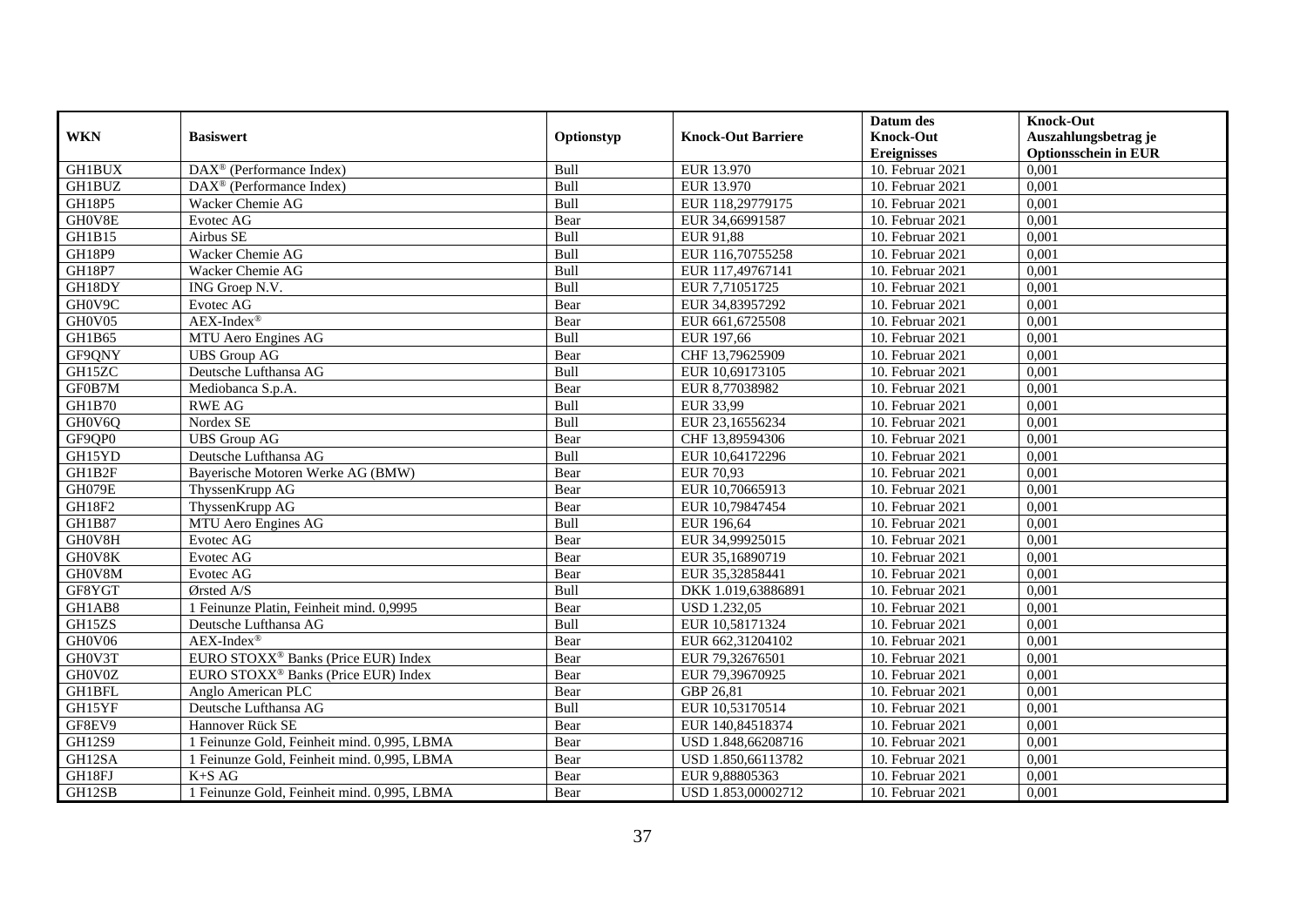| WKN | Basiswert | Optionstyp | Knock-Out Barriere | Datum des Knock-Out Ereignisses | Knock-Out Auszahlungsbetrag je Optionsschein in EUR |
|---|---|---|---|---|---|
| GH1BUX | DAX® (Performance Index) | Bull | EUR 13.970 | 10. Februar 2021 | 0,001 |
| GH1BUZ | DAX® (Performance Index) | Bull | EUR 13.970 | 10. Februar 2021 | 0,001 |
| GH18P5 | Wacker Chemie AG | Bull | EUR 118,29779175 | 10. Februar 2021 | 0,001 |
| GH0V8E | Evotec AG | Bear | EUR 34,66991587 | 10. Februar 2021 | 0,001 |
| GH1B15 | Airbus SE | Bull | EUR 91,88 | 10. Februar 2021 | 0,001 |
| GH18P9 | Wacker Chemie AG | Bull | EUR 116,70755258 | 10. Februar 2021 | 0,001 |
| GH18P7 | Wacker Chemie AG | Bull | EUR 117,49767141 | 10. Februar 2021 | 0,001 |
| GH18DY | ING Groep N.V. | Bull | EUR 7,71051725 | 10. Februar 2021 | 0,001 |
| GH0V9C | Evotec AG | Bear | EUR 34,83957292 | 10. Februar 2021 | 0,001 |
| GH0V05 | AEX-Index® | Bear | EUR 661,6725508 | 10. Februar 2021 | 0,001 |
| GH1B65 | MTU Aero Engines AG | Bull | EUR 197,66 | 10. Februar 2021 | 0,001 |
| GF9QNY | UBS Group AG | Bear | CHF 13,79625909 | 10. Februar 2021 | 0,001 |
| GH15ZC | Deutsche Lufthansa AG | Bull | EUR 10,69173105 | 10. Februar 2021 | 0,001 |
| GF0B7M | Mediobanca S.p.A. | Bear | EUR 8,77038982 | 10. Februar 2021 | 0,001 |
| GH1B70 | RWE AG | Bull | EUR 33,99 | 10. Februar 2021 | 0,001 |
| GH0V6Q | Nordex SE | Bull | EUR 23,16556234 | 10. Februar 2021 | 0,001 |
| GF9QP0 | UBS Group AG | Bear | CHF 13,89594306 | 10. Februar 2021 | 0,001 |
| GH15YD | Deutsche Lufthansa AG | Bull | EUR 10,64172296 | 10. Februar 2021 | 0,001 |
| GH1B2F | Bayerische Motoren Werke AG (BMW) | Bear | EUR 70,93 | 10. Februar 2021 | 0,001 |
| GH079E | ThyssenKrupp AG | Bear | EUR 10,70665913 | 10. Februar 2021 | 0,001 |
| GH18F2 | ThyssenKrupp AG | Bear | EUR 10,79847454 | 10. Februar 2021 | 0,001 |
| GH1B87 | MTU Aero Engines AG | Bull | EUR 196,64 | 10. Februar 2021 | 0,001 |
| GH0V8H | Evotec AG | Bear | EUR 34,99925015 | 10. Februar 2021 | 0,001 |
| GH0V8K | Evotec AG | Bear | EUR 35,16890719 | 10. Februar 2021 | 0,001 |
| GH0V8M | Evotec AG | Bear | EUR 35,32858441 | 10. Februar 2021 | 0,001 |
| GF8YGT | Ørsted A/S | Bull | DKK 1.019,63886891 | 10. Februar 2021 | 0,001 |
| GH1AB8 | 1 Feinunze Platin, Feinheit mind. 0,9995 | Bear | USD 1.232,05 | 10. Februar 2021 | 0,001 |
| GH15ZS | Deutsche Lufthansa AG | Bull | EUR 10,58171324 | 10. Februar 2021 | 0,001 |
| GH0V06 | AEX-Index® | Bear | EUR 662,31204102 | 10. Februar 2021 | 0,001 |
| GH0V3T | EURO STOXX® Banks (Price EUR) Index | Bear | EUR 79,32676501 | 10. Februar 2021 | 0,001 |
| GH0V0Z | EURO STOXX® Banks (Price EUR) Index | Bear | EUR 79,39670925 | 10. Februar 2021 | 0,001 |
| GH1BFL | Anglo American PLC | Bear | GBP 26,81 | 10. Februar 2021 | 0,001 |
| GH15YF | Deutsche Lufthansa AG | Bull | EUR 10,53170514 | 10. Februar 2021 | 0,001 |
| GF8EV9 | Hannover Rück SE | Bear | EUR 140,84518374 | 10. Februar 2021 | 0,001 |
| GH12S9 | 1 Feinunze Gold, Feinheit mind. 0,995, LBMA | Bear | USD 1.848,66208716 | 10. Februar 2021 | 0,001 |
| GH12SA | 1 Feinunze Gold, Feinheit mind. 0,995, LBMA | Bear | USD 1.850,66113782 | 10. Februar 2021 | 0,001 |
| GH18FJ | K+S AG | Bear | EUR 9,88805363 | 10. Februar 2021 | 0,001 |
| GH12SB | 1 Feinunze Gold, Feinheit mind. 0,995, LBMA | Bear | USD 1.853,00002712 | 10. Februar 2021 | 0,001 |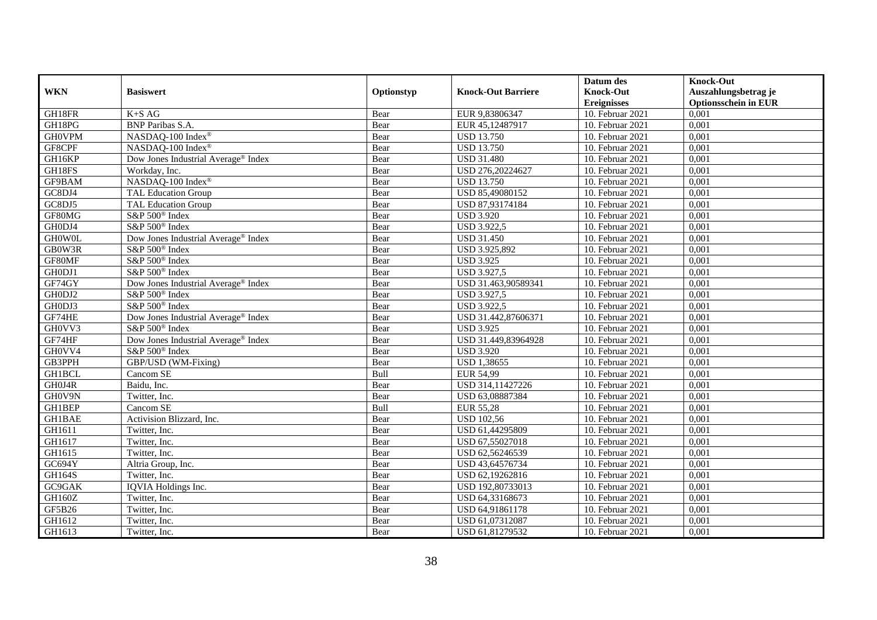| WKN | Basiswert | Optionstyp | Knock-Out Barriere | Datum des Knock-Out Ereignisses | Knock-Out Auszahlungsbetrag je Optionsschein in EUR |
|---|---|---|---|---|---|
| GH18FR | K+S AG | Bear | EUR 9,83806347 | 10. Februar 2021 | 0,001 |
| GH18PG | BNP Paribas S.A. | Bear | EUR 45,12487917 | 10. Februar 2021 | 0,001 |
| GH0VPM | NASDAQ-100 Index® | Bear | USD 13.750 | 10. Februar 2021 | 0,001 |
| GF8CPF | NASDAQ-100 Index® | Bear | USD 13.750 | 10. Februar 2021 | 0,001 |
| GH16KP | Dow Jones Industrial Average® Index | Bear | USD 31.480 | 10. Februar 2021 | 0,001 |
| GH18FS | Workday, Inc. | Bear | USD 276,20224627 | 10. Februar 2021 | 0,001 |
| GF9BAM | NASDAQ-100 Index® | Bear | USD 13.750 | 10. Februar 2021 | 0,001 |
| GC8DJ4 | TAL Education Group | Bear | USD 85,49080152 | 10. Februar 2021 | 0,001 |
| GC8DJ5 | TAL Education Group | Bear | USD 87,93174184 | 10. Februar 2021 | 0,001 |
| GF80MG | S&P 500® Index | Bear | USD 3.920 | 10. Februar 2021 | 0,001 |
| GH0DJ4 | S&P 500® Index | Bear | USD 3.922,5 | 10. Februar 2021 | 0,001 |
| GH0W0L | Dow Jones Industrial Average® Index | Bear | USD 31.450 | 10. Februar 2021 | 0,001 |
| GB0W3R | S&P 500® Index | Bear | USD 3.925,892 | 10. Februar 2021 | 0,001 |
| GF80MF | S&P 500® Index | Bear | USD 3.925 | 10. Februar 2021 | 0,001 |
| GH0DJ1 | S&P 500® Index | Bear | USD 3.927,5 | 10. Februar 2021 | 0,001 |
| GF74GY | Dow Jones Industrial Average® Index | Bear | USD 31.463,90589341 | 10. Februar 2021 | 0,001 |
| GH0DJ2 | S&P 500® Index | Bear | USD 3.927,5 | 10. Februar 2021 | 0,001 |
| GH0DJ3 | S&P 500® Index | Bear | USD 3.922,5 | 10. Februar 2021 | 0,001 |
| GF74HE | Dow Jones Industrial Average® Index | Bear | USD 31.442,87606371 | 10. Februar 2021 | 0,001 |
| GH0VV3 | S&P 500® Index | Bear | USD 3.925 | 10. Februar 2021 | 0,001 |
| GF74HF | Dow Jones Industrial Average® Index | Bear | USD 31.449,83964928 | 10. Februar 2021 | 0,001 |
| GH0VV4 | S&P 500® Index | Bear | USD 3.920 | 10. Februar 2021 | 0,001 |
| GB3PPH | GBP/USD (WM-Fixing) | Bear | USD 1,38655 | 10. Februar 2021 | 0,001 |
| GH1BCL | Cancom SE | Bull | EUR 54,99 | 10. Februar 2021 | 0,001 |
| GH0J4R | Baidu, Inc. | Bear | USD 314,11427226 | 10. Februar 2021 | 0,001 |
| GH0V9N | Twitter, Inc. | Bear | USD 63,08887384 | 10. Februar 2021 | 0,001 |
| GH1BEP | Cancom SE | Bull | EUR 55,28 | 10. Februar 2021 | 0,001 |
| GH1BAE | Activision Blizzard, Inc. | Bear | USD 102,56 | 10. Februar 2021 | 0,001 |
| GH1611 | Twitter, Inc. | Bear | USD 61,44295809 | 10. Februar 2021 | 0,001 |
| GH1617 | Twitter, Inc. | Bear | USD 67,55027018 | 10. Februar 2021 | 0,001 |
| GH1615 | Twitter, Inc. | Bear | USD 62,56246539 | 10. Februar 2021 | 0,001 |
| GC694Y | Altria Group, Inc. | Bear | USD 43,64576734 | 10. Februar 2021 | 0,001 |
| GH164S | Twitter, Inc. | Bear | USD 62,19262816 | 10. Februar 2021 | 0,001 |
| GC9GAK | IQVIA Holdings Inc. | Bear | USD 192,80733013 | 10. Februar 2021 | 0,001 |
| GH160Z | Twitter, Inc. | Bear | USD 64,33168673 | 10. Februar 2021 | 0,001 |
| GF5B26 | Twitter, Inc. | Bear | USD 64,91861178 | 10. Februar 2021 | 0,001 |
| GH1612 | Twitter, Inc. | Bear | USD 61,07312087 | 10. Februar 2021 | 0,001 |
| GH1613 | Twitter, Inc. | Bear | USD 61,81279532 | 10. Februar 2021 | 0,001 |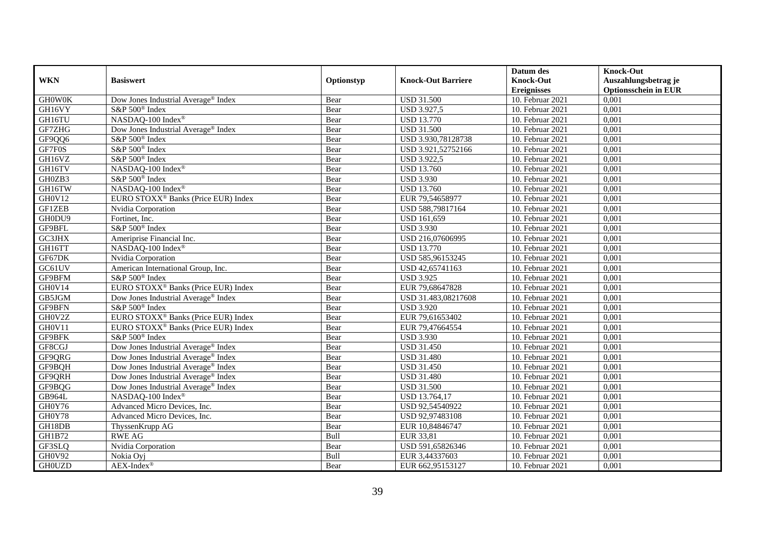| WKN | Basiswert | Optionstyp | Knock-Out Barriere | Datum des Knock-Out Ereignisses | Knock-Out Auszahlungsbetrag je Optionsschein in EUR |
|---|---|---|---|---|---|
| GH0W0K | Dow Jones Industrial Average® Index | Bear | USD 31.500 | 10. Februar 2021 | 0,001 |
| GH16VY | S&P 500® Index | Bear | USD 3.927,5 | 10. Februar 2021 | 0,001 |
| GH16TU | NASDAQ-100 Index® | Bear | USD 13.770 | 10. Februar 2021 | 0,001 |
| GF7ZHG | Dow Jones Industrial Average® Index | Bear | USD 31.500 | 10. Februar 2021 | 0,001 |
| GF9QQ6 | S&P 500® Index | Bear | USD 3.930,78128738 | 10. Februar 2021 | 0,001 |
| GF7F0S | S&P 500® Index | Bear | USD 3.921,52752166 | 10. Februar 2021 | 0,001 |
| GH16VZ | S&P 500® Index | Bear | USD 3.922,5 | 10. Februar 2021 | 0,001 |
| GH16TV | NASDAQ-100 Index® | Bear | USD 13.760 | 10. Februar 2021 | 0,001 |
| GH0ZB3 | S&P 500® Index | Bear | USD 3.930 | 10. Februar 2021 | 0,001 |
| GH16TW | NASDAQ-100 Index® | Bear | USD 13.760 | 10. Februar 2021 | 0,001 |
| GH0V12 | EURO STOXX® Banks (Price EUR) Index | Bear | EUR 79,54658977 | 10. Februar 2021 | 0,001 |
| GF1ZEB | Nvidia Corporation | Bear | USD 588,79817164 | 10. Februar 2021 | 0,001 |
| GH0DU9 | Fortinet, Inc. | Bear | USD 161,659 | 10. Februar 2021 | 0,001 |
| GF9BFL | S&P 500® Index | Bear | USD 3.930 | 10. Februar 2021 | 0,001 |
| GC3JHX | Ameriprise Financial Inc. | Bear | USD 216,07606995 | 10. Februar 2021 | 0,001 |
| GH16TT | NASDAQ-100 Index® | Bear | USD 13.770 | 10. Februar 2021 | 0,001 |
| GF67DK | Nvidia Corporation | Bear | USD 585,96153245 | 10. Februar 2021 | 0,001 |
| GC61UV | American International Group, Inc. | Bear | USD 42,65741163 | 10. Februar 2021 | 0,001 |
| GF9BFM | S&P 500® Index | Bear | USD 3.925 | 10. Februar 2021 | 0,001 |
| GH0V14 | EURO STOXX® Banks (Price EUR) Index | Bear | EUR 79,68647828 | 10. Februar 2021 | 0,001 |
| GB5JGM | Dow Jones Industrial Average® Index | Bear | USD 31.483,08217608 | 10. Februar 2021 | 0,001 |
| GF9BFN | S&P 500® Index | Bear | USD 3.920 | 10. Februar 2021 | 0,001 |
| GH0V2Z | EURO STOXX® Banks (Price EUR) Index | Bear | EUR 79,61653402 | 10. Februar 2021 | 0,001 |
| GH0V11 | EURO STOXX® Banks (Price EUR) Index | Bear | EUR 79,47664554 | 10. Februar 2021 | 0,001 |
| GF9BFK | S&P 500® Index | Bear | USD 3.930 | 10. Februar 2021 | 0,001 |
| GF8CGJ | Dow Jones Industrial Average® Index | Bear | USD 31.450 | 10. Februar 2021 | 0,001 |
| GF9QRG | Dow Jones Industrial Average® Index | Bear | USD 31.480 | 10. Februar 2021 | 0,001 |
| GF9BQH | Dow Jones Industrial Average® Index | Bear | USD 31.450 | 10. Februar 2021 | 0,001 |
| GF9QRH | Dow Jones Industrial Average® Index | Bear | USD 31.480 | 10. Februar 2021 | 0,001 |
| GF9BQG | Dow Jones Industrial Average® Index | Bear | USD 31.500 | 10. Februar 2021 | 0,001 |
| GB964L | NASDAQ-100 Index® | Bear | USD 13.764,17 | 10. Februar 2021 | 0,001 |
| GH0Y76 | Advanced Micro Devices, Inc. | Bear | USD 92,54540922 | 10. Februar 2021 | 0,001 |
| GH0Y78 | Advanced Micro Devices, Inc. | Bear | USD 92,97483108 | 10. Februar 2021 | 0,001 |
| GH18DB | ThyssenKrupp AG | Bear | EUR 10,84846747 | 10. Februar 2021 | 0,001 |
| GH1B72 | RWE AG | Bull | EUR 33,81 | 10. Februar 2021 | 0,001 |
| GF3SLQ | Nvidia Corporation | Bear | USD 591,65826346 | 10. Februar 2021 | 0,001 |
| GH0V92 | Nokia Oyj | Bull | EUR 3,44337603 | 10. Februar 2021 | 0,001 |
| GH0UZD | AEX-Index® | Bear | EUR 662,95153127 | 10. Februar 2021 | 0,001 |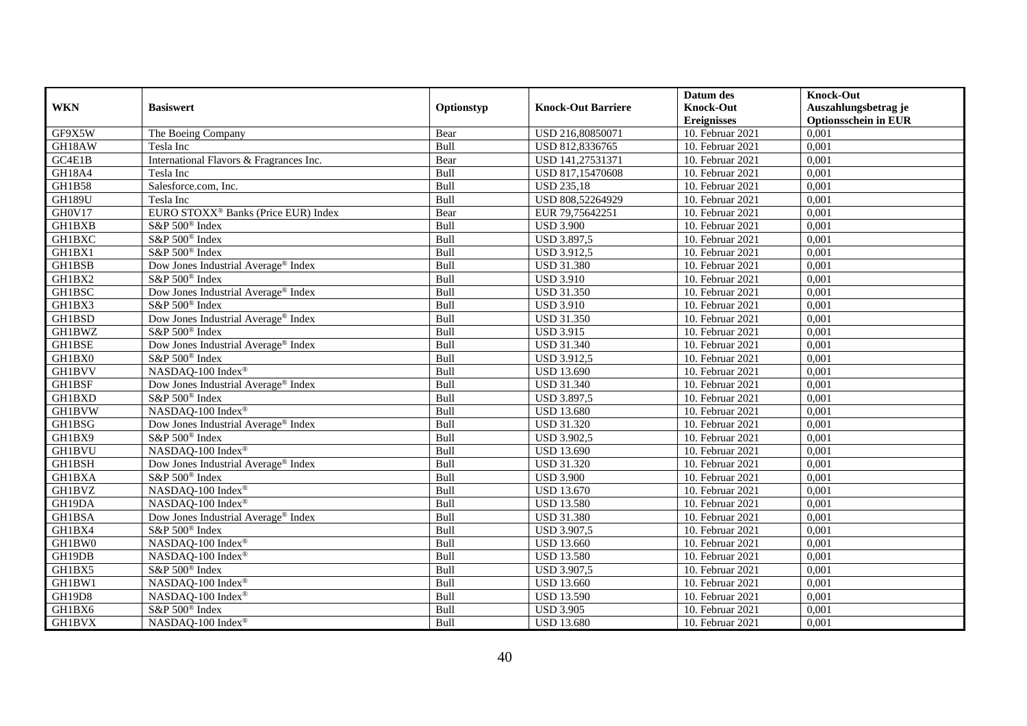| WKN | Basiswert | Optionstyp | Knock-Out Barriere | Datum des Knock-Out Ereignisses | Knock-Out Auszahlungsbetrag je Optionsschein in EUR |
|---|---|---|---|---|---|
| GF9X5W | The Boeing Company | Bear | USD 216,80850071 | 10. Februar 2021 | 0,001 |
| GH18AW | Tesla Inc | Bull | USD 812,8336765 | 10. Februar 2021 | 0,001 |
| GC4E1B | International Flavors & Fragrances Inc. | Bear | USD 141,27531371 | 10. Februar 2021 | 0,001 |
| GH18A4 | Tesla Inc | Bull | USD 817,15470608 | 10. Februar 2021 | 0,001 |
| GH1B58 | Salesforce.com, Inc. | Bull | USD 235,18 | 10. Februar 2021 | 0,001 |
| GH189U | Tesla Inc | Bull | USD 808,52264929 | 10. Februar 2021 | 0,001 |
| GH0V17 | EURO STOXX® Banks (Price EUR) Index | Bear | EUR 79,75642251 | 10. Februar 2021 | 0,001 |
| GH1BXB | S&P 500® Index | Bull | USD 3.900 | 10. Februar 2021 | 0,001 |
| GH1BXC | S&P 500® Index | Bull | USD 3.897,5 | 10. Februar 2021 | 0,001 |
| GH1BX1 | S&P 500® Index | Bull | USD 3.912,5 | 10. Februar 2021 | 0,001 |
| GH1BSB | Dow Jones Industrial Average® Index | Bull | USD 31.380 | 10. Februar 2021 | 0,001 |
| GH1BX2 | S&P 500® Index | Bull | USD 3.910 | 10. Februar 2021 | 0,001 |
| GH1BSC | Dow Jones Industrial Average® Index | Bull | USD 31.350 | 10. Februar 2021 | 0,001 |
| GH1BX3 | S&P 500® Index | Bull | USD 3.910 | 10. Februar 2021 | 0,001 |
| GH1BSD | Dow Jones Industrial Average® Index | Bull | USD 31.350 | 10. Februar 2021 | 0,001 |
| GH1BWZ | S&P 500® Index | Bull | USD 3.915 | 10. Februar 2021 | 0,001 |
| GH1BSE | Dow Jones Industrial Average® Index | Bull | USD 31.340 | 10. Februar 2021 | 0,001 |
| GH1BX0 | S&P 500® Index | Bull | USD 3.912,5 | 10. Februar 2021 | 0,001 |
| GH1BVV | NASDAQ-100 Index® | Bull | USD 13.690 | 10. Februar 2021 | 0,001 |
| GH1BSF | Dow Jones Industrial Average® Index | Bull | USD 31.340 | 10. Februar 2021 | 0,001 |
| GH1BXD | S&P 500® Index | Bull | USD 3.897,5 | 10. Februar 2021 | 0,001 |
| GH1BVW | NASDAQ-100 Index® | Bull | USD 13.680 | 10. Februar 2021 | 0,001 |
| GH1BSG | Dow Jones Industrial Average® Index | Bull | USD 31.320 | 10. Februar 2021 | 0,001 |
| GH1BX9 | S&P 500® Index | Bull | USD 3.902,5 | 10. Februar 2021 | 0,001 |
| GH1BVU | NASDAQ-100 Index® | Bull | USD 13.690 | 10. Februar 2021 | 0,001 |
| GH1BSH | Dow Jones Industrial Average® Index | Bull | USD 31.320 | 10. Februar 2021 | 0,001 |
| GH1BXA | S&P 500® Index | Bull | USD 3.900 | 10. Februar 2021 | 0,001 |
| GH1BVZ | NASDAQ-100 Index® | Bull | USD 13.670 | 10. Februar 2021 | 0,001 |
| GH19DA | NASDAQ-100 Index® | Bull | USD 13.580 | 10. Februar 2021 | 0,001 |
| GH1BSA | Dow Jones Industrial Average® Index | Bull | USD 31.380 | 10. Februar 2021 | 0,001 |
| GH1BX4 | S&P 500® Index | Bull | USD 3.907,5 | 10. Februar 2021 | 0,001 |
| GH1BW0 | NASDAQ-100 Index® | Bull | USD 13.660 | 10. Februar 2021 | 0,001 |
| GH19DB | NASDAQ-100 Index® | Bull | USD 13.580 | 10. Februar 2021 | 0,001 |
| GH1BX5 | S&P 500® Index | Bull | USD 3.907,5 | 10. Februar 2021 | 0,001 |
| GH1BW1 | NASDAQ-100 Index® | Bull | USD 13.660 | 10. Februar 2021 | 0,001 |
| GH19D8 | NASDAQ-100 Index® | Bull | USD 13.590 | 10. Februar 2021 | 0,001 |
| GH1BX6 | S&P 500® Index | Bull | USD 3.905 | 10. Februar 2021 | 0,001 |
| GH1BVX | NASDAQ-100 Index® | Bull | USD 13.680 | 10. Februar 2021 | 0,001 |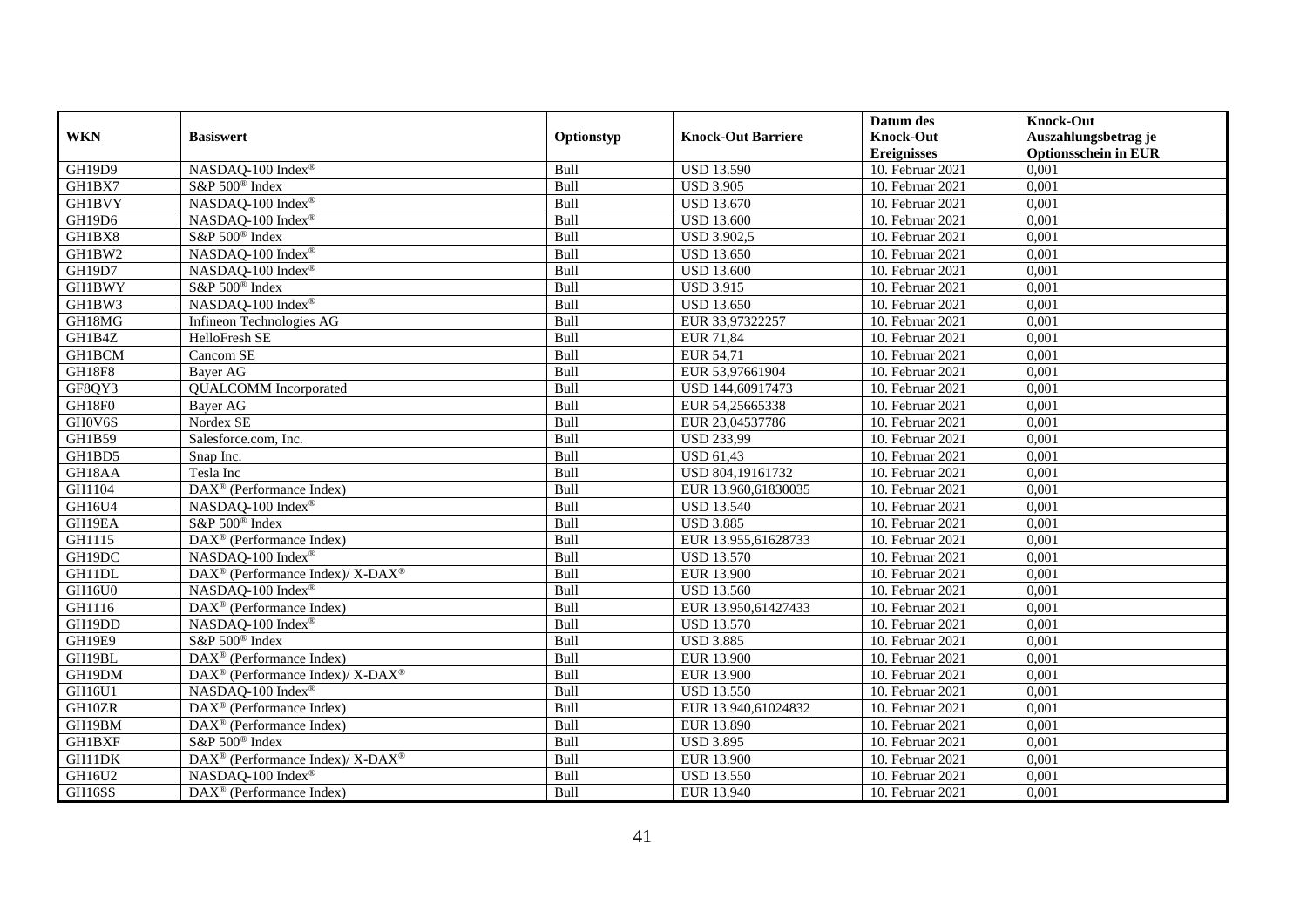| WKN | Basiswert | Optionstyp | Knock-Out Barriere | Datum des Knock-Out Ereignisses | Knock-Out Auszahlungsbetrag je Optionsschein in EUR |
|---|---|---|---|---|---|
| GH19D9 | NASDAQ-100 Index® | Bull | USD 13.590 | 10. Februar 2021 | 0,001 |
| GH1BX7 | S&P 500® Index | Bull | USD 3.905 | 10. Februar 2021 | 0,001 |
| GH1BVY | NASDAQ-100 Index® | Bull | USD 13.670 | 10. Februar 2021 | 0,001 |
| GH19D6 | NASDAQ-100 Index® | Bull | USD 13.600 | 10. Februar 2021 | 0,001 |
| GH1BX8 | S&P 500® Index | Bull | USD 3.902,5 | 10. Februar 2021 | 0,001 |
| GH1BW2 | NASDAQ-100 Index® | Bull | USD 13.650 | 10. Februar 2021 | 0,001 |
| GH19D7 | NASDAQ-100 Index® | Bull | USD 13.600 | 10. Februar 2021 | 0,001 |
| GH1BWY | S&P 500® Index | Bull | USD 3.915 | 10. Februar 2021 | 0,001 |
| GH1BW3 | NASDAQ-100 Index® | Bull | USD 13.650 | 10. Februar 2021 | 0,001 |
| GH18MG | Infineon Technologies AG | Bull | EUR 33,97322257 | 10. Februar 2021 | 0,001 |
| GH1B4Z | HelloFresh SE | Bull | EUR 71,84 | 10. Februar 2021 | 0,001 |
| GH1BCM | Cancom SE | Bull | EUR 54,71 | 10. Februar 2021 | 0,001 |
| GH18F8 | Bayer AG | Bull | EUR 53,97661904 | 10. Februar 2021 | 0,001 |
| GF8QY3 | QUALCOMM Incorporated | Bull | USD 144,60917473 | 10. Februar 2021 | 0,001 |
| GH18F0 | Bayer AG | Bull | EUR 54,25665338 | 10. Februar 2021 | 0,001 |
| GH0V6S | Nordex SE | Bull | EUR 23,04537786 | 10. Februar 2021 | 0,001 |
| GH1B59 | Salesforce.com, Inc. | Bull | USD 233,99 | 10. Februar 2021 | 0,001 |
| GH1BD5 | Snap Inc. | Bull | USD 61,43 | 10. Februar 2021 | 0,001 |
| GH18AA | Tesla Inc | Bull | USD 804,19161732 | 10. Februar 2021 | 0,001 |
| GH1104 | DAX® (Performance Index) | Bull | EUR 13.960,61830035 | 10. Februar 2021 | 0,001 |
| GH16U4 | NASDAQ-100 Index® | Bull | USD 13.540 | 10. Februar 2021 | 0,001 |
| GH19EA | S&P 500® Index | Bull | USD 3.885 | 10. Februar 2021 | 0,001 |
| GH1115 | DAX® (Performance Index) | Bull | EUR 13.955,61628733 | 10. Februar 2021 | 0,001 |
| GH19DC | NASDAQ-100 Index® | Bull | USD 13.570 | 10. Februar 2021 | 0,001 |
| GH11DL | DAX® (Performance Index)/ X-DAX® | Bull | EUR 13.900 | 10. Februar 2021 | 0,001 |
| GH16U0 | NASDAQ-100 Index® | Bull | USD 13.560 | 10. Februar 2021 | 0,001 |
| GH1116 | DAX® (Performance Index) | Bull | EUR 13.950,61427433 | 10. Februar 2021 | 0,001 |
| GH19DD | NASDAQ-100 Index® | Bull | USD 13.570 | 10. Februar 2021 | 0,001 |
| GH19E9 | S&P 500® Index | Bull | USD 3.885 | 10. Februar 2021 | 0,001 |
| GH19BL | DAX® (Performance Index) | Bull | EUR 13.900 | 10. Februar 2021 | 0,001 |
| GH19DM | DAX® (Performance Index)/ X-DAX® | Bull | EUR 13.900 | 10. Februar 2021 | 0,001 |
| GH16U1 | NASDAQ-100 Index® | Bull | USD 13.550 | 10. Februar 2021 | 0,001 |
| GH10ZR | DAX® (Performance Index) | Bull | EUR 13.940,61024832 | 10. Februar 2021 | 0,001 |
| GH19BM | DAX® (Performance Index) | Bull | EUR 13.890 | 10. Februar 2021 | 0,001 |
| GH1BXF | S&P 500® Index | Bull | USD 3.895 | 10. Februar 2021 | 0,001 |
| GH11DK | DAX® (Performance Index)/ X-DAX® | Bull | EUR 13.900 | 10. Februar 2021 | 0,001 |
| GH16U2 | NASDAQ-100 Index® | Bull | USD 13.550 | 10. Februar 2021 | 0,001 |
| GH16SS | DAX® (Performance Index) | Bull | EUR 13.940 | 10. Februar 2021 | 0,001 |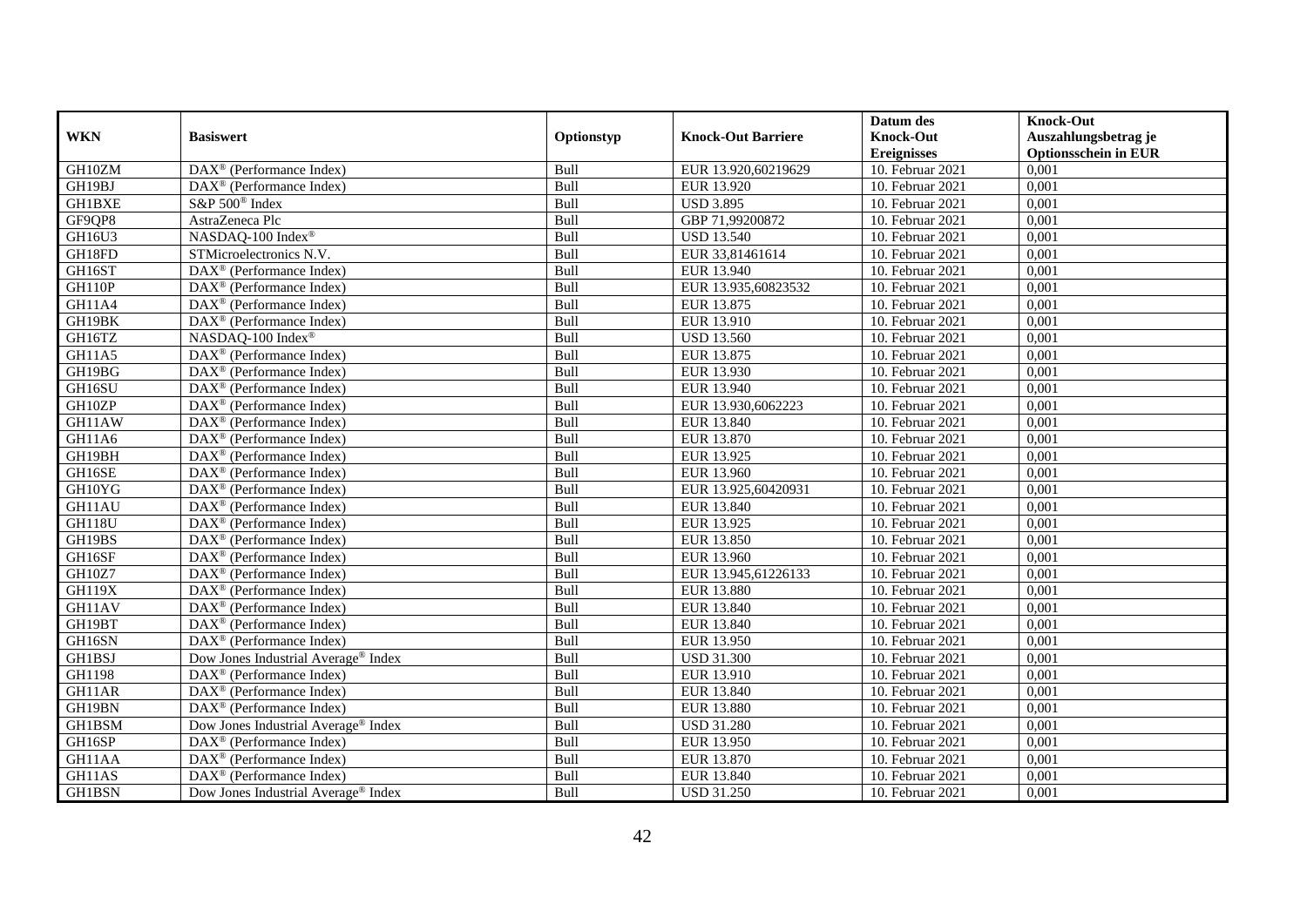| WKN | Basiswert | Optionstyp | Knock-Out Barriere | Datum des Knock-Out Ereignisses | Knock-Out Auszahlungsbetrag je Optionsschein in EUR |
|---|---|---|---|---|---|
| GH10ZM | DAX® (Performance Index) | Bull | EUR 13.920,60219629 | 10. Februar 2021 | 0,001 |
| GH19BJ | DAX® (Performance Index) | Bull | EUR 13.920 | 10. Februar 2021 | 0,001 |
| GH1BXE | S&P 500® Index | Bull | USD 3.895 | 10. Februar 2021 | 0,001 |
| GF9QP8 | AstraZeneca Plc | Bull | GBP 71,99200872 | 10. Februar 2021 | 0,001 |
| GH16U3 | NASDAQ-100 Index® | Bull | USD 13.540 | 10. Februar 2021 | 0,001 |
| GH18FD | STMicroelectronics N.V. | Bull | EUR 33,81461614 | 10. Februar 2021 | 0,001 |
| GH16ST | DAX® (Performance Index) | Bull | EUR 13.940 | 10. Februar 2021 | 0,001 |
| GH110P | DAX® (Performance Index) | Bull | EUR 13.935,60823532 | 10. Februar 2021 | 0,001 |
| GH11A4 | DAX® (Performance Index) | Bull | EUR 13.875 | 10. Februar 2021 | 0,001 |
| GH19BK | DAX® (Performance Index) | Bull | EUR 13.910 | 10. Februar 2021 | 0,001 |
| GH16TZ | NASDAQ-100 Index® | Bull | USD 13.560 | 10. Februar 2021 | 0,001 |
| GH11A5 | DAX® (Performance Index) | Bull | EUR 13.875 | 10. Februar 2021 | 0,001 |
| GH19BG | DAX® (Performance Index) | Bull | EUR 13.930 | 10. Februar 2021 | 0,001 |
| GH16SU | DAX® (Performance Index) | Bull | EUR 13.940 | 10. Februar 2021 | 0,001 |
| GH10ZP | DAX® (Performance Index) | Bull | EUR 13.930,6062223 | 10. Februar 2021 | 0,001 |
| GH11AW | DAX® (Performance Index) | Bull | EUR 13.840 | 10. Februar 2021 | 0,001 |
| GH11A6 | DAX® (Performance Index) | Bull | EUR 13.870 | 10. Februar 2021 | 0,001 |
| GH19BH | DAX® (Performance Index) | Bull | EUR 13.925 | 10. Februar 2021 | 0,001 |
| GH16SE | DAX® (Performance Index) | Bull | EUR 13.960 | 10. Februar 2021 | 0,001 |
| GH10YG | DAX® (Performance Index) | Bull | EUR 13.925,60420931 | 10. Februar 2021 | 0,001 |
| GH11AU | DAX® (Performance Index) | Bull | EUR 13.840 | 10. Februar 2021 | 0,001 |
| GH118U | DAX® (Performance Index) | Bull | EUR 13.925 | 10. Februar 2021 | 0,001 |
| GH19BS | DAX® (Performance Index) | Bull | EUR 13.850 | 10. Februar 2021 | 0,001 |
| GH16SF | DAX® (Performance Index) | Bull | EUR 13.960 | 10. Februar 2021 | 0,001 |
| GH10Z7 | DAX® (Performance Index) | Bull | EUR 13.945,61226133 | 10. Februar 2021 | 0,001 |
| GH119X | DAX® (Performance Index) | Bull | EUR 13.880 | 10. Februar 2021 | 0,001 |
| GH11AV | DAX® (Performance Index) | Bull | EUR 13.840 | 10. Februar 2021 | 0,001 |
| GH19BT | DAX® (Performance Index) | Bull | EUR 13.840 | 10. Februar 2021 | 0,001 |
| GH16SN | DAX® (Performance Index) | Bull | EUR 13.950 | 10. Februar 2021 | 0,001 |
| GH1BSJ | Dow Jones Industrial Average® Index | Bull | USD 31.300 | 10. Februar 2021 | 0,001 |
| GH1198 | DAX® (Performance Index) | Bull | EUR 13.910 | 10. Februar 2021 | 0,001 |
| GH11AR | DAX® (Performance Index) | Bull | EUR 13.840 | 10. Februar 2021 | 0,001 |
| GH19BN | DAX® (Performance Index) | Bull | EUR 13.880 | 10. Februar 2021 | 0,001 |
| GH1BSM | Dow Jones Industrial Average® Index | Bull | USD 31.280 | 10. Februar 2021 | 0,001 |
| GH16SP | DAX® (Performance Index) | Bull | EUR 13.950 | 10. Februar 2021 | 0,001 |
| GH11AA | DAX® (Performance Index) | Bull | EUR 13.870 | 10. Februar 2021 | 0,001 |
| GH11AS | DAX® (Performance Index) | Bull | EUR 13.840 | 10. Februar 2021 | 0,001 |
| GH1BSN | Dow Jones Industrial Average® Index | Bull | USD 31.250 | 10. Februar 2021 | 0,001 |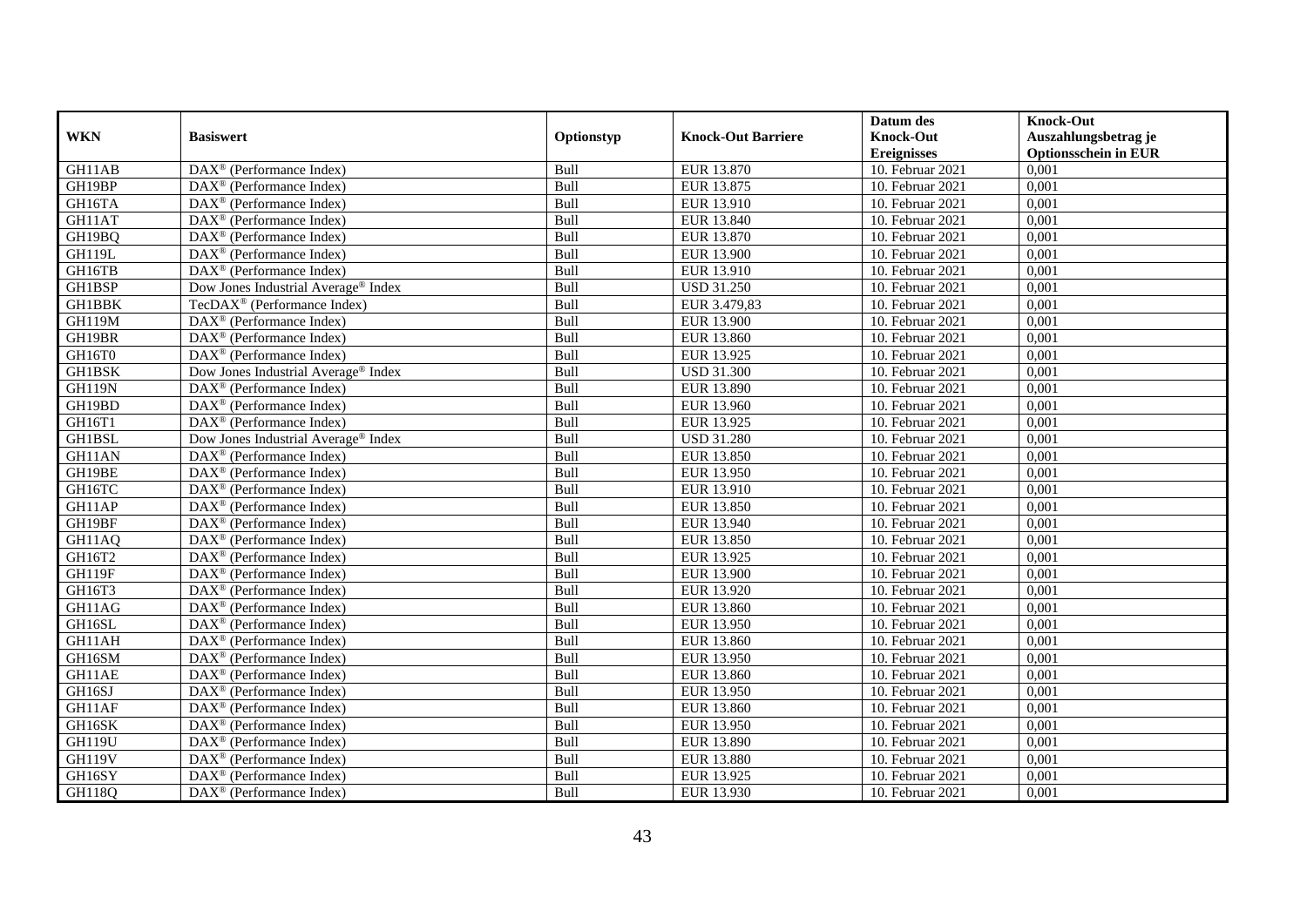| WKN | Basiswert | Optionstyp | Knock-Out Barriere | Datum des Knock-Out Ereignisses | Knock-Out Auszahlungsbetrag je Optionsschein in EUR |
|---|---|---|---|---|---|
| GH11AB | DAX® (Performance Index) | Bull | EUR 13.870 | 10. Februar 2021 | 0,001 |
| GH19BP | DAX® (Performance Index) | Bull | EUR 13.875 | 10. Februar 2021 | 0,001 |
| GH16TA | DAX® (Performance Index) | Bull | EUR 13.910 | 10. Februar 2021 | 0,001 |
| GH11AT | DAX® (Performance Index) | Bull | EUR 13.840 | 10. Februar 2021 | 0,001 |
| GH19BQ | DAX® (Performance Index) | Bull | EUR 13.870 | 10. Februar 2021 | 0,001 |
| GH119L | DAX® (Performance Index) | Bull | EUR 13.900 | 10. Februar 2021 | 0,001 |
| GH16TB | DAX® (Performance Index) | Bull | EUR 13.910 | 10. Februar 2021 | 0,001 |
| GH1BSP | Dow Jones Industrial Average® Index | Bull | USD 31.250 | 10. Februar 2021 | 0,001 |
| GH1BBK | TecDAX® (Performance Index) | Bull | EUR 3.479,83 | 10. Februar 2021 | 0,001 |
| GH119M | DAX® (Performance Index) | Bull | EUR 13.900 | 10. Februar 2021 | 0,001 |
| GH19BR | DAX® (Performance Index) | Bull | EUR 13.860 | 10. Februar 2021 | 0,001 |
| GH16T0 | DAX® (Performance Index) | Bull | EUR 13.925 | 10. Februar 2021 | 0,001 |
| GH1BSK | Dow Jones Industrial Average® Index | Bull | USD 31.300 | 10. Februar 2021 | 0,001 |
| GH119N | DAX® (Performance Index) | Bull | EUR 13.890 | 10. Februar 2021 | 0,001 |
| GH19BD | DAX® (Performance Index) | Bull | EUR 13.960 | 10. Februar 2021 | 0,001 |
| GH16T1 | DAX® (Performance Index) | Bull | EUR 13.925 | 10. Februar 2021 | 0,001 |
| GH1BSL | Dow Jones Industrial Average® Index | Bull | USD 31.280 | 10. Februar 2021 | 0,001 |
| GH11AN | DAX® (Performance Index) | Bull | EUR 13.850 | 10. Februar 2021 | 0,001 |
| GH19BE | DAX® (Performance Index) | Bull | EUR 13.950 | 10. Februar 2021 | 0,001 |
| GH16TC | DAX® (Performance Index) | Bull | EUR 13.910 | 10. Februar 2021 | 0,001 |
| GH11AP | DAX® (Performance Index) | Bull | EUR 13.850 | 10. Februar 2021 | 0,001 |
| GH19BF | DAX® (Performance Index) | Bull | EUR 13.940 | 10. Februar 2021 | 0,001 |
| GH11AQ | DAX® (Performance Index) | Bull | EUR 13.850 | 10. Februar 2021 | 0,001 |
| GH16T2 | DAX® (Performance Index) | Bull | EUR 13.925 | 10. Februar 2021 | 0,001 |
| GH119F | DAX® (Performance Index) | Bull | EUR 13.900 | 10. Februar 2021 | 0,001 |
| GH16T3 | DAX® (Performance Index) | Bull | EUR 13.920 | 10. Februar 2021 | 0,001 |
| GH11AG | DAX® (Performance Index) | Bull | EUR 13.860 | 10. Februar 2021 | 0,001 |
| GH16SL | DAX® (Performance Index) | Bull | EUR 13.950 | 10. Februar 2021 | 0,001 |
| GH11AH | DAX® (Performance Index) | Bull | EUR 13.860 | 10. Februar 2021 | 0,001 |
| GH16SM | DAX® (Performance Index) | Bull | EUR 13.950 | 10. Februar 2021 | 0,001 |
| GH11AE | DAX® (Performance Index) | Bull | EUR 13.860 | 10. Februar 2021 | 0,001 |
| GH16SJ | DAX® (Performance Index) | Bull | EUR 13.950 | 10. Februar 2021 | 0,001 |
| GH11AF | DAX® (Performance Index) | Bull | EUR 13.860 | 10. Februar 2021 | 0,001 |
| GH16SK | DAX® (Performance Index) | Bull | EUR 13.950 | 10. Februar 2021 | 0,001 |
| GH119U | DAX® (Performance Index) | Bull | EUR 13.890 | 10. Februar 2021 | 0,001 |
| GH119V | DAX® (Performance Index) | Bull | EUR 13.880 | 10. Februar 2021 | 0,001 |
| GH16SY | DAX® (Performance Index) | Bull | EUR 13.925 | 10. Februar 2021 | 0,001 |
| GH118Q | DAX® (Performance Index) | Bull | EUR 13.930 | 10. Februar 2021 | 0,001 |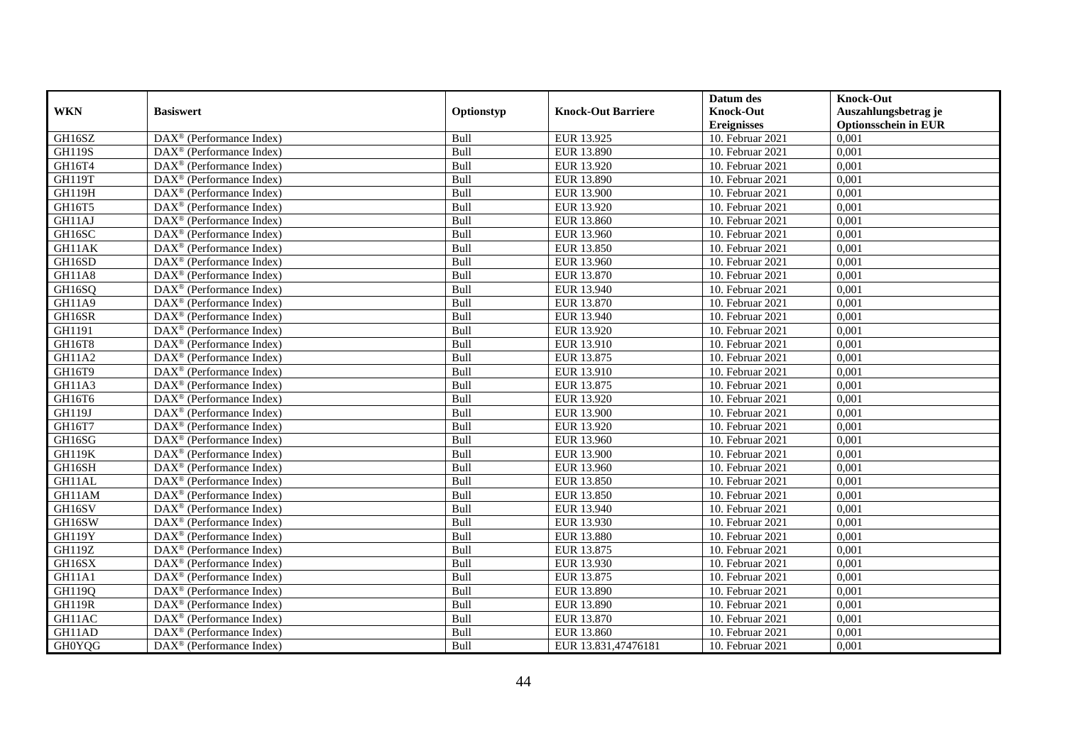| WKN | Basiswert | Optionstyp | Knock-Out Barriere | Datum des Knock-Out Ereignisses | Knock-Out Auszahlungsbetrag je Optionsschein in EUR |
|---|---|---|---|---|---|
| GH16SZ | DAX® (Performance Index) | Bull | EUR 13.925 | 10. Februar 2021 | 0,001 |
| GH119S | DAX® (Performance Index) | Bull | EUR 13.890 | 10. Februar 2021 | 0,001 |
| GH16T4 | DAX® (Performance Index) | Bull | EUR 13.920 | 10. Februar 2021 | 0,001 |
| GH119T | DAX® (Performance Index) | Bull | EUR 13.890 | 10. Februar 2021 | 0,001 |
| GH119H | DAX® (Performance Index) | Bull | EUR 13.900 | 10. Februar 2021 | 0,001 |
| GH16T5 | DAX® (Performance Index) | Bull | EUR 13.920 | 10. Februar 2021 | 0,001 |
| GH11AJ | DAX® (Performance Index) | Bull | EUR 13.860 | 10. Februar 2021 | 0,001 |
| GH16SC | DAX® (Performance Index) | Bull | EUR 13.960 | 10. Februar 2021 | 0,001 |
| GH11AK | DAX® (Performance Index) | Bull | EUR 13.850 | 10. Februar 2021 | 0,001 |
| GH16SD | DAX® (Performance Index) | Bull | EUR 13.960 | 10. Februar 2021 | 0,001 |
| GH11A8 | DAX® (Performance Index) | Bull | EUR 13.870 | 10. Februar 2021 | 0,001 |
| GH16SQ | DAX® (Performance Index) | Bull | EUR 13.940 | 10. Februar 2021 | 0,001 |
| GH11A9 | DAX® (Performance Index) | Bull | EUR 13.870 | 10. Februar 2021 | 0,001 |
| GH16SR | DAX® (Performance Index) | Bull | EUR 13.940 | 10. Februar 2021 | 0,001 |
| GH1191 | DAX® (Performance Index) | Bull | EUR 13.920 | 10. Februar 2021 | 0,001 |
| GH16T8 | DAX® (Performance Index) | Bull | EUR 13.910 | 10. Februar 2021 | 0,001 |
| GH11A2 | DAX® (Performance Index) | Bull | EUR 13.875 | 10. Februar 2021 | 0,001 |
| GH16T9 | DAX® (Performance Index) | Bull | EUR 13.910 | 10. Februar 2021 | 0,001 |
| GH11A3 | DAX® (Performance Index) | Bull | EUR 13.875 | 10. Februar 2021 | 0,001 |
| GH16T6 | DAX® (Performance Index) | Bull | EUR 13.920 | 10. Februar 2021 | 0,001 |
| GH119J | DAX® (Performance Index) | Bull | EUR 13.900 | 10. Februar 2021 | 0,001 |
| GH16T7 | DAX® (Performance Index) | Bull | EUR 13.920 | 10. Februar 2021 | 0,001 |
| GH16SG | DAX® (Performance Index) | Bull | EUR 13.960 | 10. Februar 2021 | 0,001 |
| GH119K | DAX® (Performance Index) | Bull | EUR 13.900 | 10. Februar 2021 | 0,001 |
| GH16SH | DAX® (Performance Index) | Bull | EUR 13.960 | 10. Februar 2021 | 0,001 |
| GH11AL | DAX® (Performance Index) | Bull | EUR 13.850 | 10. Februar 2021 | 0,001 |
| GH11AM | DAX® (Performance Index) | Bull | EUR 13.850 | 10. Februar 2021 | 0,001 |
| GH16SV | DAX® (Performance Index) | Bull | EUR 13.940 | 10. Februar 2021 | 0,001 |
| GH16SW | DAX® (Performance Index) | Bull | EUR 13.930 | 10. Februar 2021 | 0,001 |
| GH119Y | DAX® (Performance Index) | Bull | EUR 13.880 | 10. Februar 2021 | 0,001 |
| GH119Z | DAX® (Performance Index) | Bull | EUR 13.875 | 10. Februar 2021 | 0,001 |
| GH16SX | DAX® (Performance Index) | Bull | EUR 13.930 | 10. Februar 2021 | 0,001 |
| GH11A1 | DAX® (Performance Index) | Bull | EUR 13.875 | 10. Februar 2021 | 0,001 |
| GH119Q | DAX® (Performance Index) | Bull | EUR 13.890 | 10. Februar 2021 | 0,001 |
| GH119R | DAX® (Performance Index) | Bull | EUR 13.890 | 10. Februar 2021 | 0,001 |
| GH11AC | DAX® (Performance Index) | Bull | EUR 13.870 | 10. Februar 2021 | 0,001 |
| GH11AD | DAX® (Performance Index) | Bull | EUR 13.860 | 10. Februar 2021 | 0,001 |
| GH0YQG | DAX® (Performance Index) | Bull | EUR 13.831,47476181 | 10. Februar 2021 | 0,001 |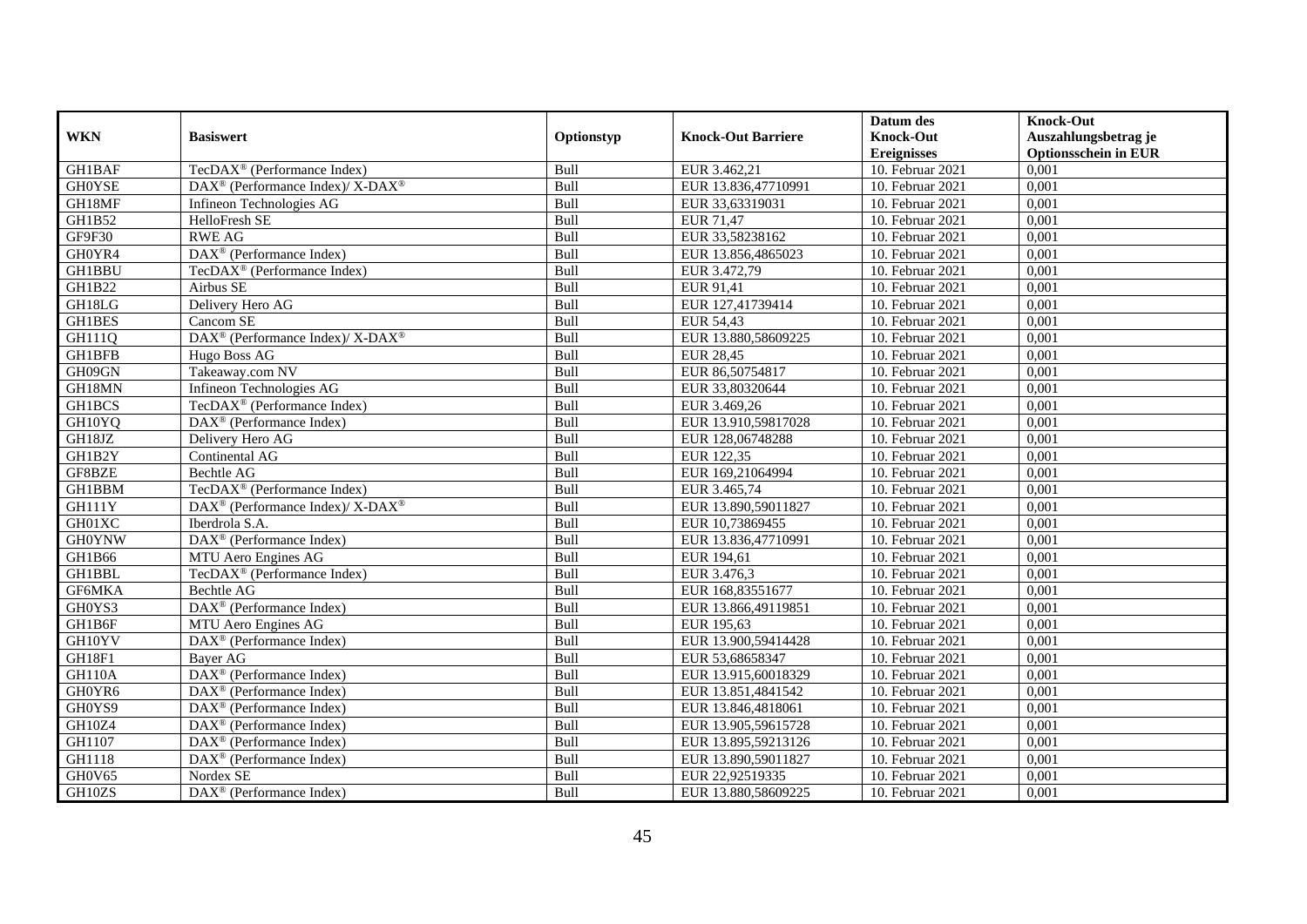| WKN | Basiswert | Optionstyp | Knock-Out Barriere | Datum des Knock-Out Ereignisses | Knock-Out Auszahlungsbetrag je Optionsschein in EUR |
|---|---|---|---|---|---|
| GH1BAF | TecDAX® (Performance Index) | Bull | EUR 3.462,21 | 10. Februar 2021 | 0,001 |
| GH0YSE | DAX® (Performance Index)/ X-DAX® | Bull | EUR 13.836,47710991 | 10. Februar 2021 | 0,001 |
| GH18MF | Infineon Technologies AG | Bull | EUR 33,63319031 | 10. Februar 2021 | 0,001 |
| GH1B52 | HelloFresh SE | Bull | EUR 71,47 | 10. Februar 2021 | 0,001 |
| GF9F30 | RWE AG | Bull | EUR 33,58238162 | 10. Februar 2021 | 0,001 |
| GH0YR4 | DAX® (Performance Index) | Bull | EUR 13.856,4865023 | 10. Februar 2021 | 0,001 |
| GH1BBU | TecDAX® (Performance Index) | Bull | EUR 3.472,79 | 10. Februar 2021 | 0,001 |
| GH1B22 | Airbus SE | Bull | EUR 91,41 | 10. Februar 2021 | 0,001 |
| GH18LG | Delivery Hero AG | Bull | EUR 127,41739414 | 10. Februar 2021 | 0,001 |
| GH1BES | Cancom SE | Bull | EUR 54,43 | 10. Februar 2021 | 0,001 |
| GH111Q | DAX® (Performance Index)/ X-DAX® | Bull | EUR 13.880,58609225 | 10. Februar 2021 | 0,001 |
| GH1BFB | Hugo Boss AG | Bull | EUR 28,45 | 10. Februar 2021 | 0,001 |
| GH09GN | Takeaway.com NV | Bull | EUR 86,50754817 | 10. Februar 2021 | 0,001 |
| GH18MN | Infineon Technologies AG | Bull | EUR 33,80320644 | 10. Februar 2021 | 0,001 |
| GH1BCS | TecDAX® (Performance Index) | Bull | EUR 3.469,26 | 10. Februar 2021 | 0,001 |
| GH10YQ | DAX® (Performance Index) | Bull | EUR 13.910,59817028 | 10. Februar 2021 | 0,001 |
| GH18JZ | Delivery Hero AG | Bull | EUR 128,06748288 | 10. Februar 2021 | 0,001 |
| GH1B2Y | Continental AG | Bull | EUR 122,35 | 10. Februar 2021 | 0,001 |
| GF8BZE | Bechtle AG | Bull | EUR 169,21064994 | 10. Februar 2021 | 0,001 |
| GH1BBM | TecDAX® (Performance Index) | Bull | EUR 3.465,74 | 10. Februar 2021 | 0,001 |
| GH111Y | DAX® (Performance Index)/ X-DAX® | Bull | EUR 13.890,59011827 | 10. Februar 2021 | 0,001 |
| GH01XC | Iberdrola S.A. | Bull | EUR 10,73869455 | 10. Februar 2021 | 0,001 |
| GH0YNW | DAX® (Performance Index) | Bull | EUR 13.836,47710991 | 10. Februar 2021 | 0,001 |
| GH1B66 | MTU Aero Engines AG | Bull | EUR 194,61 | 10. Februar 2021 | 0,001 |
| GH1BBL | TecDAX® (Performance Index) | Bull | EUR 3.476,3 | 10. Februar 2021 | 0,001 |
| GF6MKA | Bechtle AG | Bull | EUR 168,83551677 | 10. Februar 2021 | 0,001 |
| GH0YS3 | DAX® (Performance Index) | Bull | EUR 13.866,49119851 | 10. Februar 2021 | 0,001 |
| GH1B6F | MTU Aero Engines AG | Bull | EUR 195,63 | 10. Februar 2021 | 0,001 |
| GH10YV | DAX® (Performance Index) | Bull | EUR 13.900,59414428 | 10. Februar 2021 | 0,001 |
| GH18F1 | Bayer AG | Bull | EUR 53,68658347 | 10. Februar 2021 | 0,001 |
| GH110A | DAX® (Performance Index) | Bull | EUR 13.915,60018329 | 10. Februar 2021 | 0,001 |
| GH0YR6 | DAX® (Performance Index) | Bull | EUR 13.851,4841542 | 10. Februar 2021 | 0,001 |
| GH0YS9 | DAX® (Performance Index) | Bull | EUR 13.846,4818061 | 10. Februar 2021 | 0,001 |
| GH10Z4 | DAX® (Performance Index) | Bull | EUR 13.905,59615728 | 10. Februar 2021 | 0,001 |
| GH1107 | DAX® (Performance Index) | Bull | EUR 13.895,59213126 | 10. Februar 2021 | 0,001 |
| GH1118 | DAX® (Performance Index) | Bull | EUR 13.890,59011827 | 10. Februar 2021 | 0,001 |
| GH0V65 | Nordex SE | Bull | EUR 22,92519335 | 10. Februar 2021 | 0,001 |
| GH10ZS | DAX® (Performance Index) | Bull | EUR 13.880,58609225 | 10. Februar 2021 | 0,001 |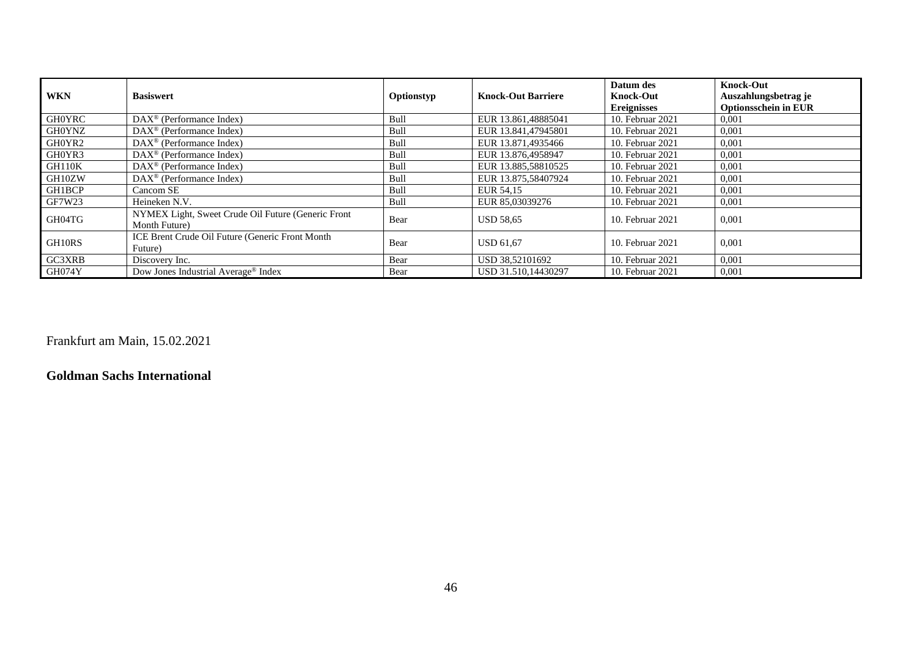| WKN | Basiswert | Optionstyp | Knock-Out Barriere | Datum des Knock-Out Ereignisses | Knock-Out Auszahlungsbetrag je Optionsschein in EUR |
|---|---|---|---|---|---|
| GH0YRC | DAX® (Performance Index) | Bull | EUR 13.861,48885041 | 10. Februar 2021 | 0,001 |
| GH0YNZ | DAX® (Performance Index) | Bull | EUR 13.841,47945801 | 10. Februar 2021 | 0,001 |
| GH0YR2 | DAX® (Performance Index) | Bull | EUR 13.871,4935466 | 10. Februar 2021 | 0,001 |
| GH0YR3 | DAX® (Performance Index) | Bull | EUR 13.876,4958947 | 10. Februar 2021 | 0,001 |
| GH110K | DAX® (Performance Index) | Bull | EUR 13.885,58810525 | 10. Februar 2021 | 0,001 |
| GH10ZW | DAX® (Performance Index) | Bull | EUR 13.875,58407924 | 10. Februar 2021 | 0,001 |
| GH1BCP | Cancom SE | Bull | EUR 54,15 | 10. Februar 2021 | 0,001 |
| GF7W23 | Heineken N.V. | Bull | EUR 85,03039276 | 10. Februar 2021 | 0,001 |
| GH04TG | NYMEX Light, Sweet Crude Oil Future (Generic Front Month Future) | Bear | USD 58,65 | 10. Februar 2021 | 0,001 |
| GH10RS | ICE Brent Crude Oil Future (Generic Front Month Future) | Bear | USD 61,67 | 10. Februar 2021 | 0,001 |
| GC3XRB | Discovery Inc. | Bear | USD 38,52101692 | 10. Februar 2021 | 0,001 |
| GH074Y | Dow Jones Industrial Average® Index | Bear | USD 31.510,14430297 | 10. Februar 2021 | 0,001 |

Frankfurt am Main, 15.02.2021

**Goldman Sachs International**